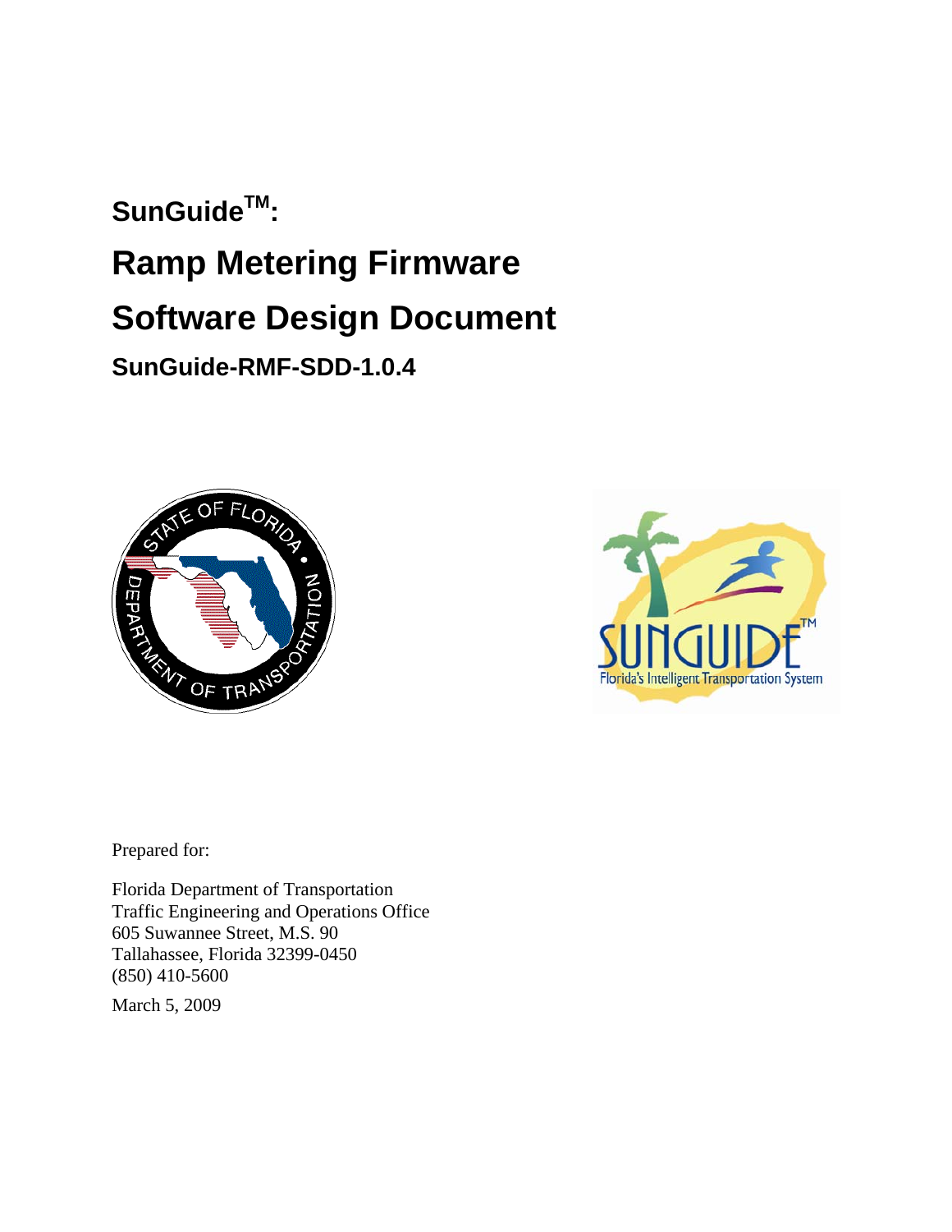# SunGuide™:

# Ramp Metering Firmware

# Software Design Document

## SunGuide-RMF-SDD-1.0.4

Prepared for:

Florida Department of Transportation
Traffic Engineering and Operations Office
605 Suwannee Street, M.S. 90
Tallahassee, Florida 32399-0450
(850) 410-5600

March 5, 2009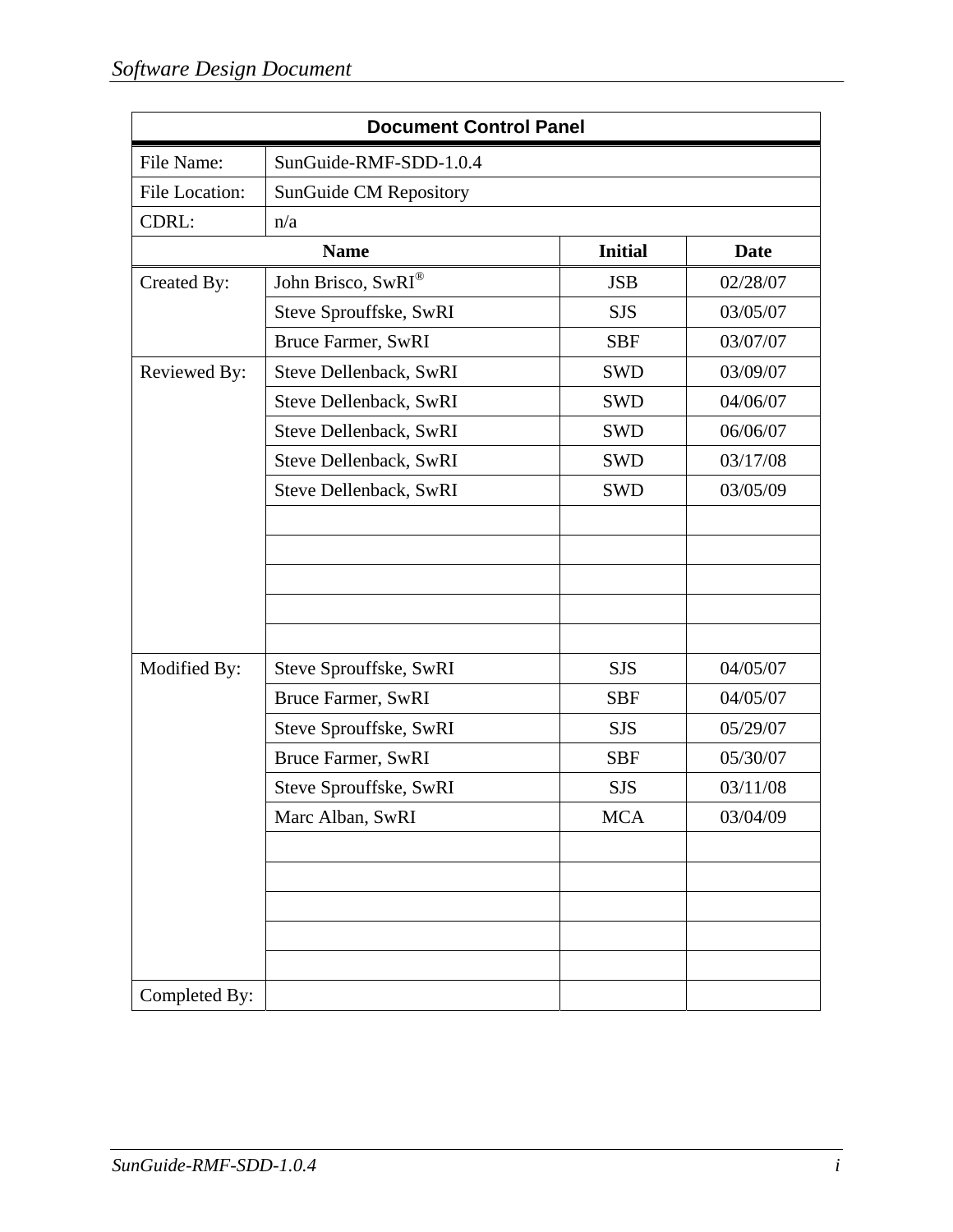| Document Control Panel | | | |
|---|---|---|---|
| File Name: | SunGuide-RMF-SDD-1.0.4 | | |
| File Location: | SunGuide CM Repository | | |
| CDRL: | n/a | | |
| | **Name** | **Initial** | **Date** |
| Created By: | John Brisco, SwRI® | JSB | 02/28/07 |
| | Steve Sprouffske, SwRI | SJS | 03/05/07 |
| | Bruce Farmer, SwRI | SBF | 03/07/07 |
| Reviewed By: | Steve Dellenback, SwRI | SWD | 03/09/07 |
| | Steve Dellenback, SwRI | SWD | 04/06/07 |
| | Steve Dellenback, SwRI | SWD | 06/06/07 |
| | Steve Dellenback, SwRI | SWD | 03/17/08 |
| | Steve Dellenback, SwRI | SWD | 03/05/09 |
| | | | |
| | | | |
| | | | |
| | | | |
| | | | |
| Modified By: | Steve Sprouffske, SwRI | SJS | 04/05/07 |
| | Bruce Farmer, SwRI | SBF | 04/05/07 |
| | Steve Sprouffske, SwRI | SJS | 05/29/07 |
| | Bruce Farmer, SwRI | SBF | 05/30/07 |
| | Steve Sprouffske, SwRI | SJS | 03/11/08 |
| | Marc Alban, SwRI | MCA | 03/04/09 |
| | | | |
| | | | |
| | | | |
| | | | |
| | | | |
| Completed By: | | | |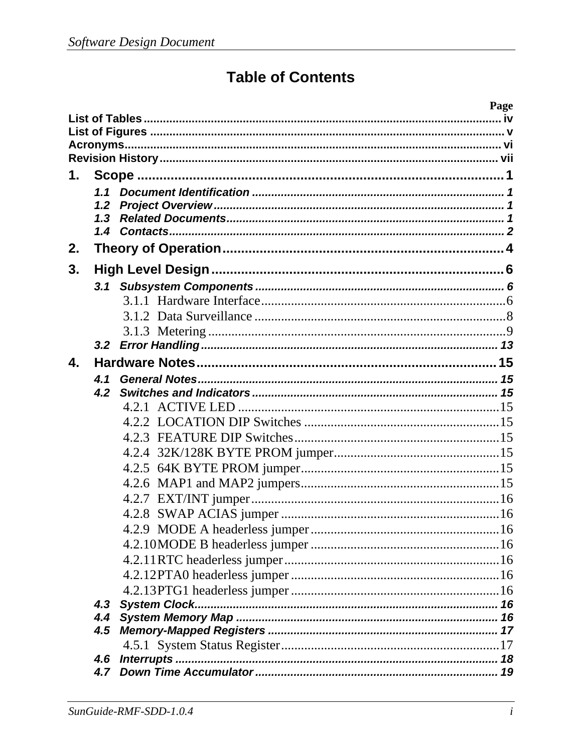# Table of Contents

| | Page |
|---|---|
| **List of Tables** | iv |
| **List of Figures** | v |
| **Acronyms** | vi |
| **Revision History** | vii |
| **1. Scope** | **1** |
| *1.1 Document Identification* | 1 |
| *1.2 Project Overview* | 1 |
| *1.3 Related Documents* | 1 |
| *1.4 Contacts* | 2 |
| **2. Theory of Operation** | **4** |
| **3. High Level Design** | **6** |
| *3.1 Subsystem Components* | 6 |
| 3.1.1 Hardware Interface | 6 |
| 3.1.2 Data Surveillance | 8 |
| 3.1.3 Metering | 9 |
| *3.2 Error Handling* | 13 |
| **4. Hardware Notes** | **15** |
| *4.1 General Notes* | 15 |
| *4.2 Switches and Indicators* | 15 |
| 4.2.1 ACTIVE LED | 15 |
| 4.2.2 LOCATION DIP Switches | 15 |
| 4.2.3 FEATURE DIP Switches | 15 |
| 4.2.4 32K/128K BYTE PROM jumper | 15 |
| 4.2.5 64K BYTE PROM jumper | 15 |
| 4.2.6 MAP1 and MAP2 jumpers | 15 |
| 4.2.7 EXT/INT jumper | 16 |
| 4.2.8 SWAP ACIAS jumper | 16 |
| 4.2.9 MODE A headerless jumper | 16 |
| 4.2.10 MODE B headerless jumper | 16 |
| 4.2.11 RTC headerless jumper | 16 |
| 4.2.12 PTA0 headerless jumper | 16 |
| 4.2.13 PTG1 headerless jumper | 16 |
| *4.3 System Clock* | 16 |
| *4.4 System Memory Map* | 16 |
| *4.5 Memory-Mapped Registers* | 17 |
| 4.5.1 System Status Register | 17 |
| *4.6 Interrupts* | 18 |
| *4.7 Down Time Accumulator* | 19 |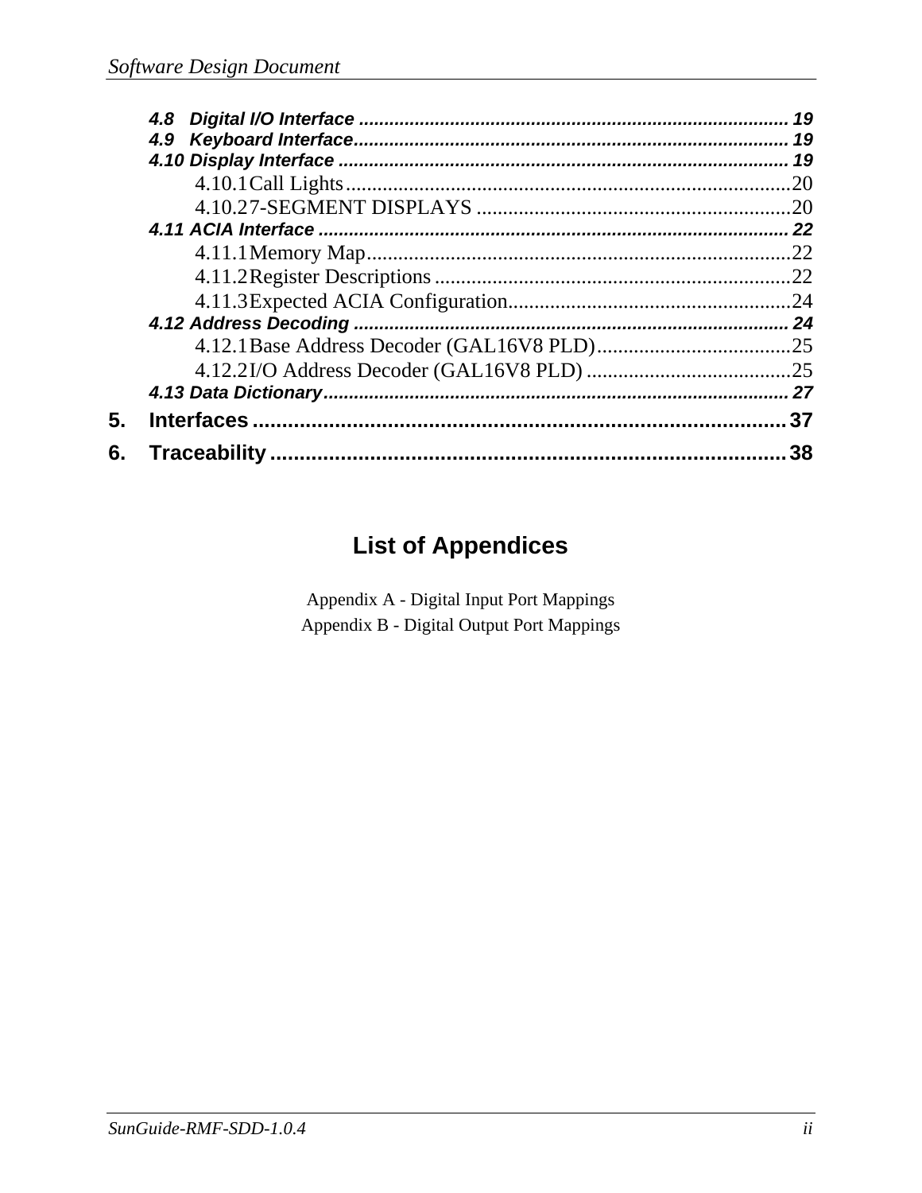4.8 Digital I/O Interface ................................................................................... 19
4.9 Keyboard Interface...................................................................................... 19
4.10 Display Interface ........................................................................................ 19
4.10.1 Call Lights....................................................................................20
4.10.2 7-SEGMENT DISPLAYS ............................................................20
4.11 ACIA Interface ............................................................................................ 22
4.11.1 Memory Map................................................................................22
4.11.2 Register Descriptions ...................................................................22
4.11.3 Expected ACIA Configuration.....................................................24
4.12 Address Decoding ...................................................................................... 24
4.12.1 Base Address Decoder (GAL16V8 PLD).....................................25
4.12.2 I/O Address Decoder (GAL16V8 PLD) .......................................25
4.13 Data Dictionary........................................................................................... 27

**5. Interfaces ........................................................................................... 37**

**6. Traceability ........................................................................................ 38**

## List of Appendices

Appendix A - Digital Input Port Mappings

Appendix B - Digital Output Port Mappings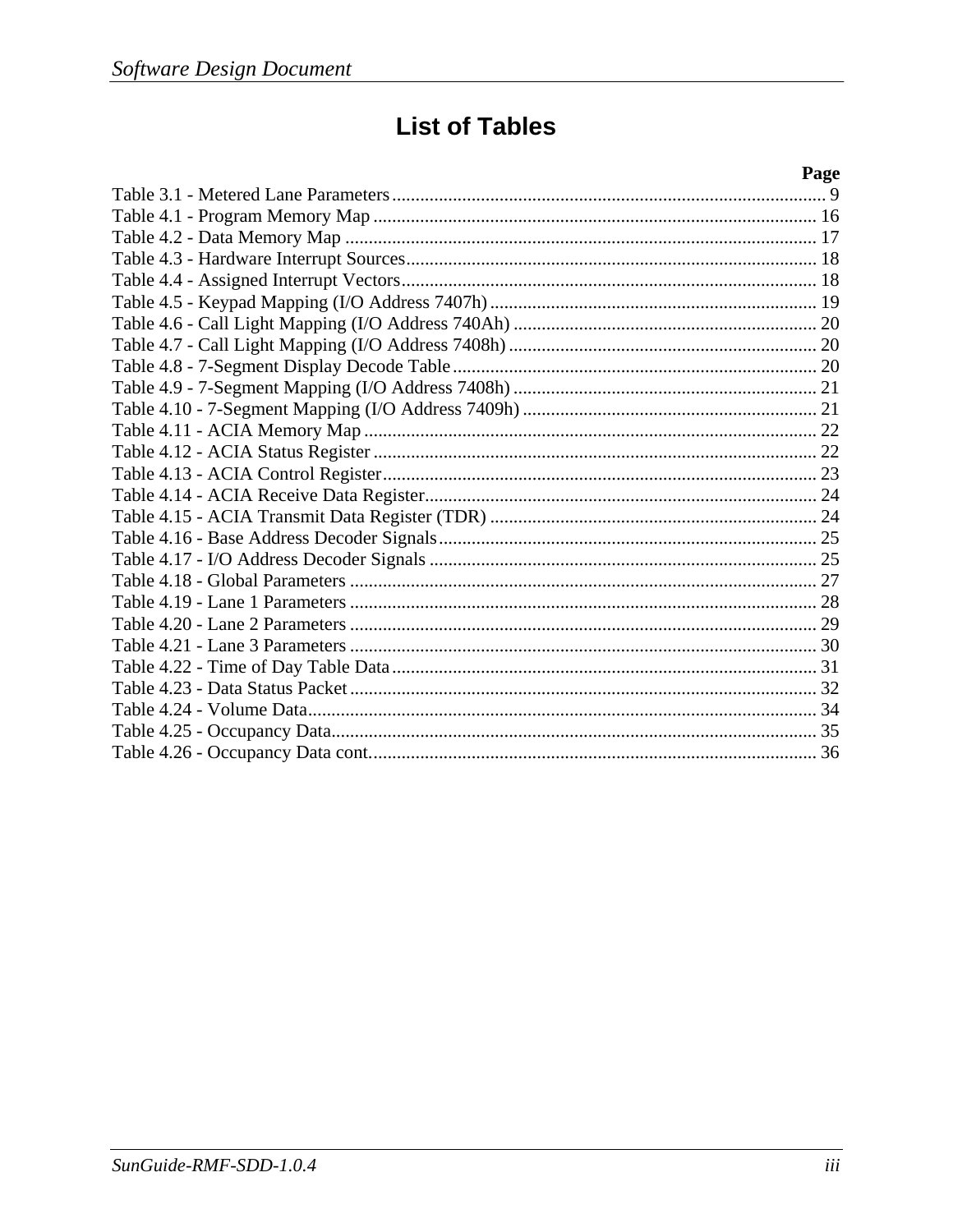# List of Tables

| | Page |
|---|---|
| Table 3.1 - Metered Lane Parameters | 9 |
| Table 4.1 - Program Memory Map | 16 |
| Table 4.2 - Data Memory Map | 17 |
| Table 4.3 - Hardware Interrupt Sources | 18 |
| Table 4.4 - Assigned Interrupt Vectors | 18 |
| Table 4.5 - Keypad Mapping (I/O Address 7407h) | 19 |
| Table 4.6 - Call Light Mapping (I/O Address 740Ah) | 20 |
| Table 4.7 - Call Light Mapping (I/O Address 7408h) | 20 |
| Table 4.8 - 7-Segment Display Decode Table | 20 |
| Table 4.9 - 7-Segment Mapping (I/O Address 7408h) | 21 |
| Table 4.10 - 7-Segment Mapping (I/O Address 7409h) | 21 |
| Table 4.11 - ACIA Memory Map | 22 |
| Table 4.12 - ACIA Status Register | 22 |
| Table 4.13 - ACIA Control Register | 23 |
| Table 4.14 - ACIA Receive Data Register | 24 |
| Table 4.15 - ACIA Transmit Data Register (TDR) | 24 |
| Table 4.16 - Base Address Decoder Signals | 25 |
| Table 4.17 - I/O Address Decoder Signals | 25 |
| Table 4.18 - Global Parameters | 27 |
| Table 4.19 - Lane 1 Parameters | 28 |
| Table 4.20 - Lane 2 Parameters | 29 |
| Table 4.21 - Lane 3 Parameters | 30 |
| Table 4.22 - Time of Day Table Data | 31 |
| Table 4.23 - Data Status Packet | 32 |
| Table 4.24 - Volume Data | 34 |
| Table 4.25 - Occupancy Data | 35 |
| Table 4.26 - Occupancy Data cont. | 36 |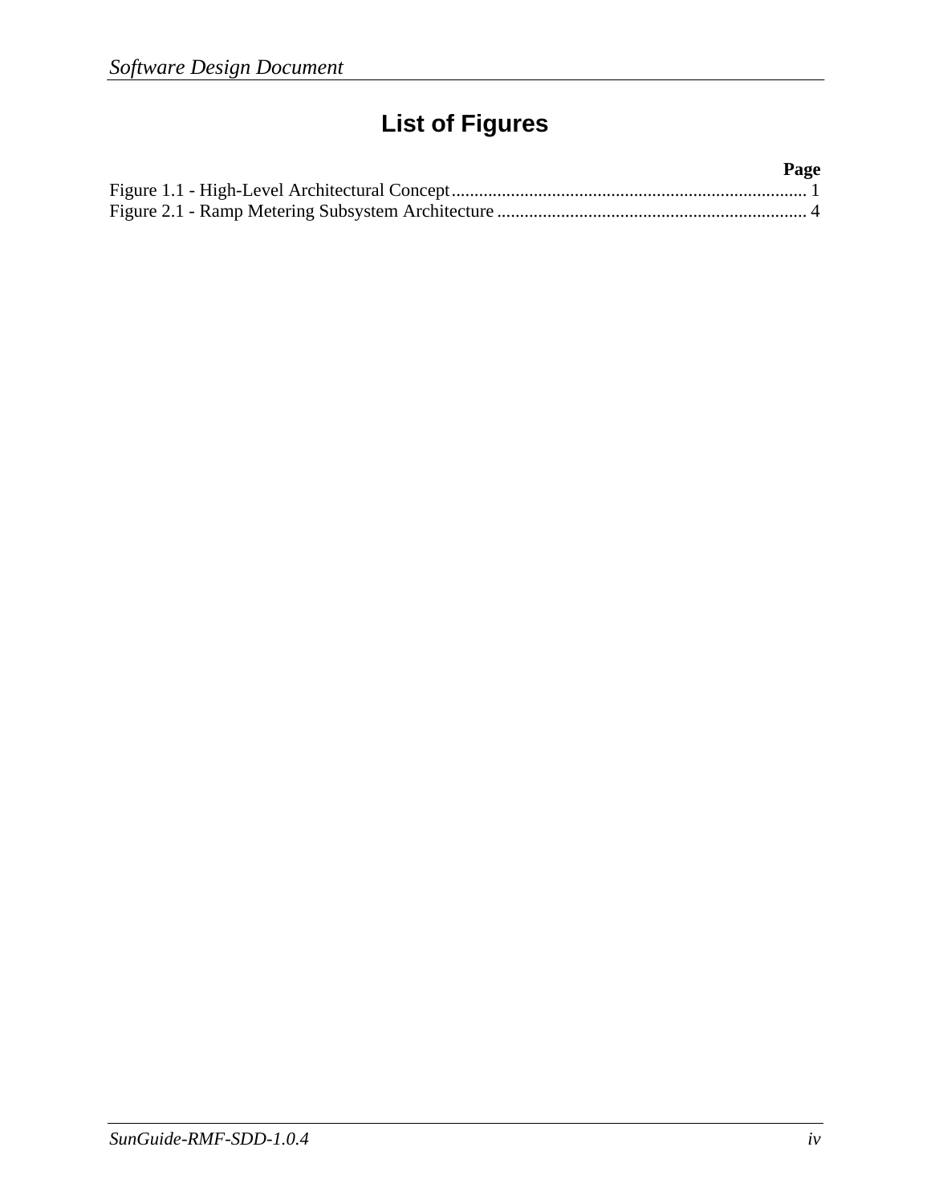# List of Figures

| | Page |
|---|---|
| Figure 1.1 - High-Level Architectural Concept | 1 |
| Figure 2.1 - Ramp Metering Subsystem Architecture | 4 |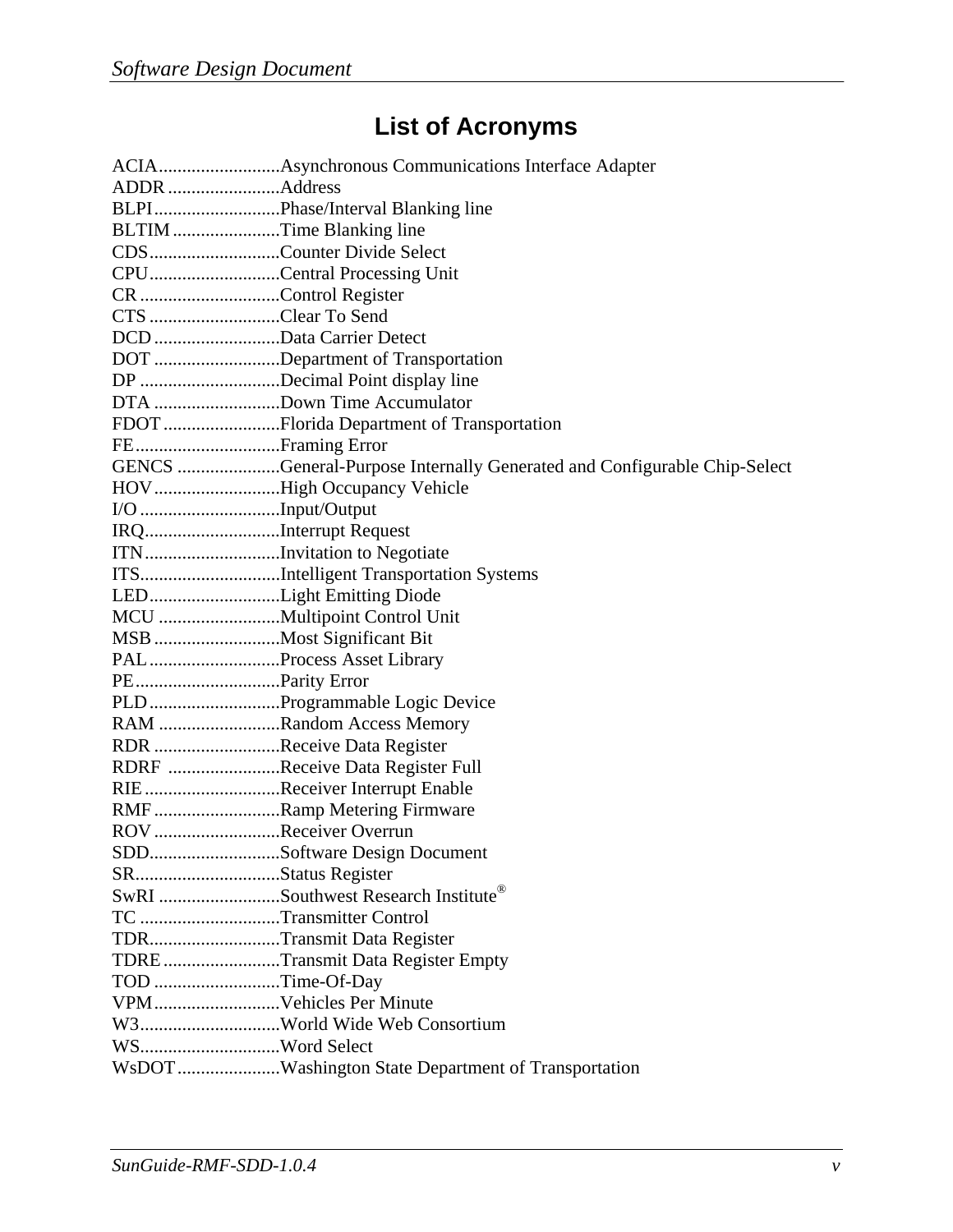# List of Acronyms

ACIA..........................Asynchronous Communications Interface Adapter
ADDR ........................Address
BLPI...........................Phase/Interval Blanking line
BLTIM .......................Time Blanking line
CDS............................Counter Divide Select
CPU............................Central Processing Unit
CR .............................Control Register
CTS ............................Clear To Send
DCD ...........................Data Carrier Detect
DOT ...........................Department of Transportation
DP ..............................Decimal Point display line
DTA ...........................Down Time Accumulator
FDOT .........................Florida Department of Transportation
FE...............................Framing Error
GENCS ......................General-Purpose Internally Generated and Configurable Chip-Select
HOV...........................High Occupancy Vehicle
I/O ..............................Input/Output
IRQ.............................Interrupt Request
ITN.............................Invitation to Negotiate
ITS..............................Intelligent Transportation Systems
LED............................Light Emitting Diode
MCU ..........................Multipoint Control Unit
MSB ...........................Most Significant Bit
PAL ............................Process Asset Library
PE...............................Parity Error
PLD ............................Programmable Logic Device
RAM ..........................Random Access Memory
RDR ...........................Receive Data Register
RDRF ........................Receive Data Register Full
RIE .............................Receiver Interrupt Enable
RMF ...........................Ramp Metering Firmware
ROV ...........................Receiver Overrun
SDD............................Software Design Document
SR...............................Status Register
SwRI ..........................Southwest Research Institute®
TC ..............................Transmitter Control
TDR............................Transmit Data Register
TDRE .........................Transmit Data Register Empty
TOD ...........................Time-Of-Day
VPM...........................Vehicles Per Minute
W3..............................World Wide Web Consortium
WS..............................Word Select
WsDOT......................Washington State Department of Transportation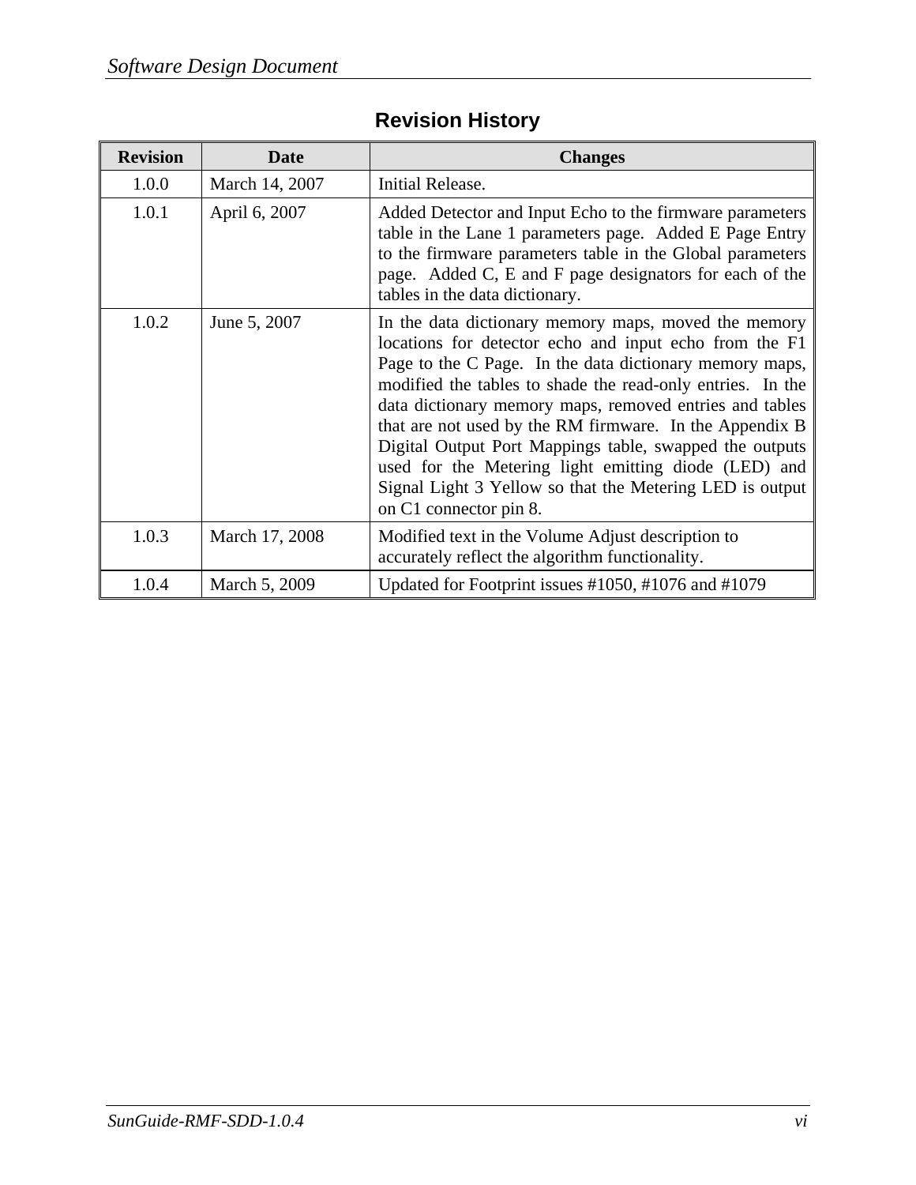# Revision History

| Revision | Date | Changes |
|---|---|---|
| 1.0.0 | March 14, 2007 | Initial Release. |
| 1.0.1 | April 6, 2007 | Added Detector and Input Echo to the firmware parameters table in the Lane 1 parameters page. Added E Page Entry to the firmware parameters table in the Global parameters page. Added C, E and F page designators for each of the tables in the data dictionary. |
| 1.0.2 | June 5, 2007 | In the data dictionary memory maps, moved the memory locations for detector echo and input echo from the F1 Page to the C Page. In the data dictionary memory maps, modified the tables to shade the read-only entries. In the data dictionary memory maps, removed entries and tables that are not used by the RM firmware. In the Appendix B Digital Output Port Mappings table, swapped the outputs used for the Metering light emitting diode (LED) and Signal Light 3 Yellow so that the Metering LED is output on C1 connector pin 8. |
| 1.0.3 | March 17, 2008 | Modified text in the Volume Adjust description to accurately reflect the algorithm functionality. |
| 1.0.4 | March 5, 2009 | Updated for Footprint issues #1050, #1076 and #1079 |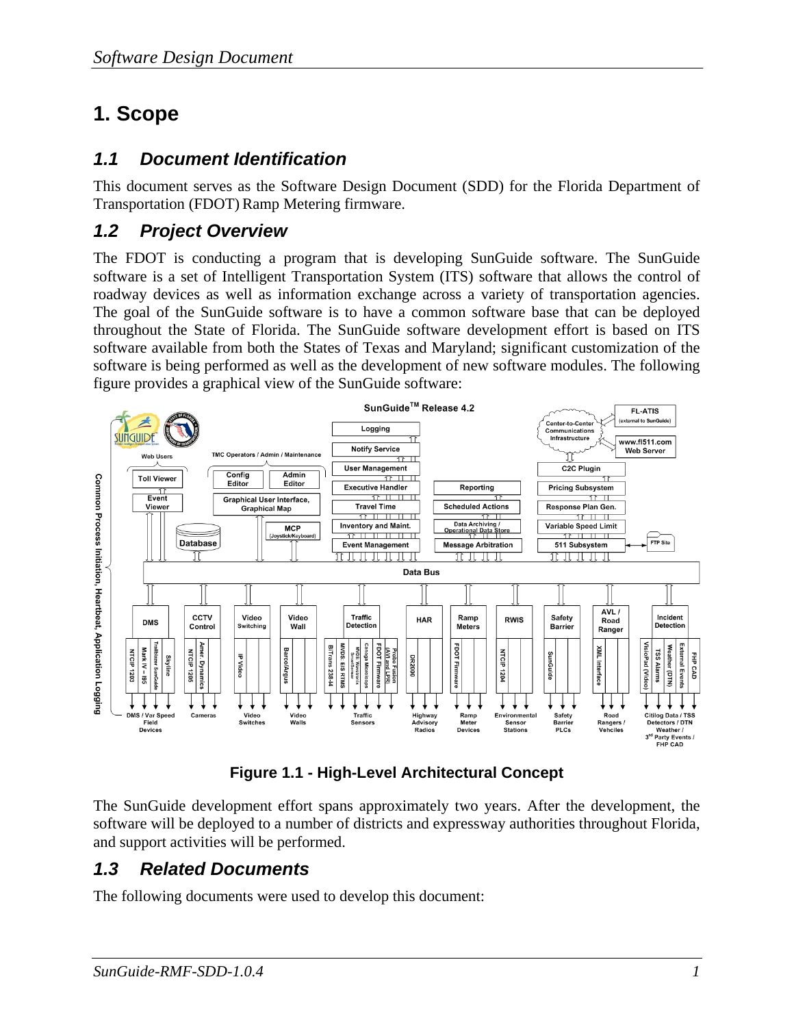# 1. Scope

## 1.1 Document Identification

This document serves as the Software Design Document (SDD) for the Florida Department of Transportation (FDOT) Ramp Metering firmware.

## 1.2 Project Overview

The FDOT is conducting a program that is developing SunGuide software. The SunGuide software is a set of Intelligent Transportation System (ITS) software that allows the control of roadway devices as well as information exchange across a variety of transportation agencies. The goal of the SunGuide software is to have a common software base that can be deployed throughout the State of Florida. The SunGuide software development effort is based on ITS software available from both the States of Texas and Maryland; significant customization of the software is being performed as well as the development of new software modules. The following figure provides a graphical view of the SunGuide software:

**Figure 1.1 - High-Level Architectural Concept**

The SunGuide development effort spans approximately two years. After the development, the software will be deployed to a number of districts and expressway authorities throughout Florida, and support activities will be performed.

## 1.3 Related Documents

The following documents were used to develop this document: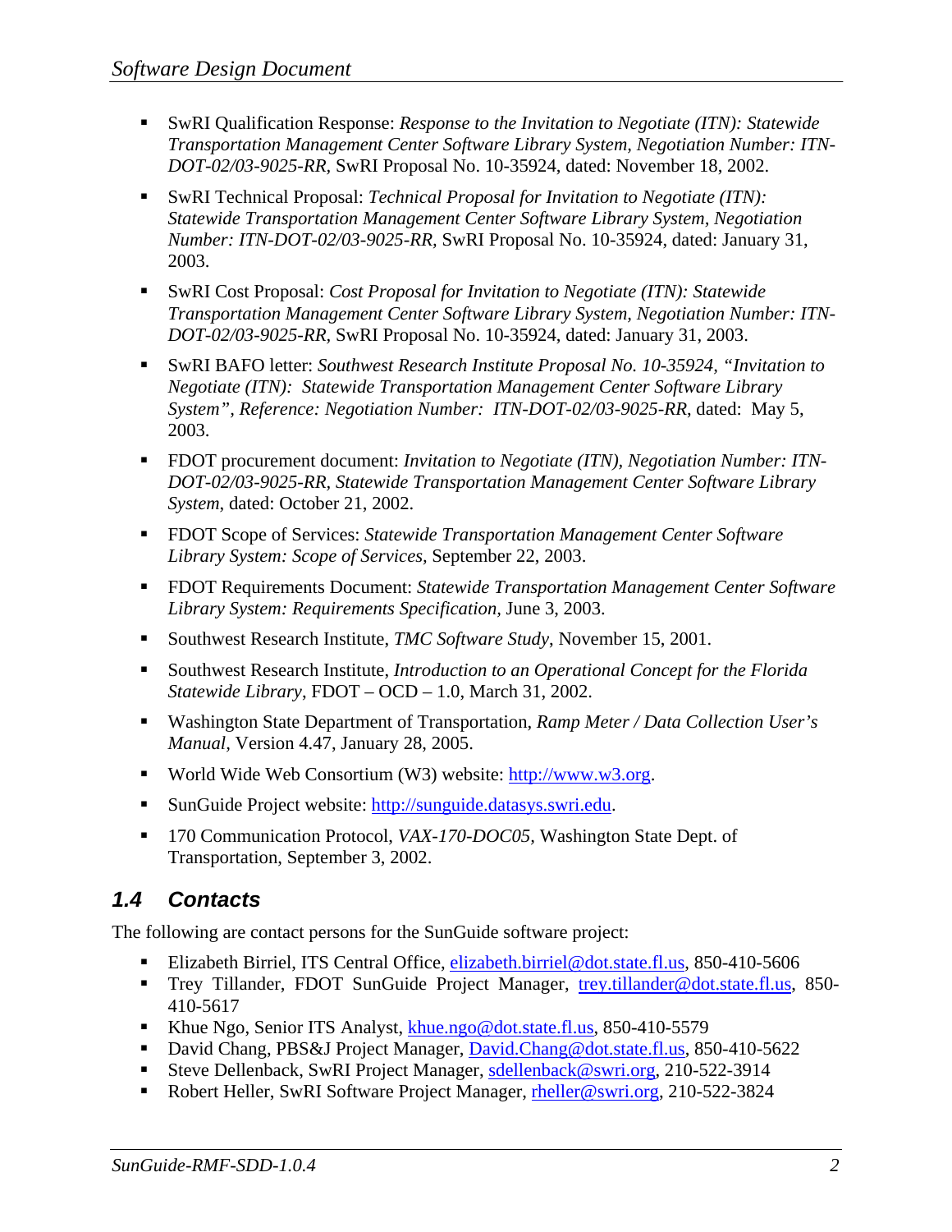- SwRI Qualification Response: *Response to the Invitation to Negotiate (ITN): Statewide Transportation Management Center Software Library System, Negotiation Number: ITN-DOT-02/03-9025-RR,* SwRI Proposal No. 10-35924, dated: November 18, 2002.

- SwRI Technical Proposal: *Technical Proposal for Invitation to Negotiate (ITN): Statewide Transportation Management Center Software Library System, Negotiation Number: ITN-DOT-02/03-9025-RR,* SwRI Proposal No. 10-35924, dated: January 31, 2003.

- SwRI Cost Proposal: *Cost Proposal for Invitation to Negotiate (ITN): Statewide Transportation Management Center Software Library System, Negotiation Number: ITN-DOT-02/03-9025-RR,* SwRI Proposal No. 10-35924, dated: January 31, 2003.

- SwRI BAFO letter: *Southwest Research Institute Proposal No. 10-35924, "Invitation to Negotiate (ITN): Statewide Transportation Management Center Software Library System", Reference: Negotiation Number: ITN-DOT-02/03-9025-RR,* dated: May 5, 2003.

- FDOT procurement document: *Invitation to Negotiate (ITN), Negotiation Number: ITN-DOT-02/03-9025-RR, Statewide Transportation Management Center Software Library System,* dated: October 21, 2002.

- FDOT Scope of Services: *Statewide Transportation Management Center Software Library System: Scope of Services,* September 22, 2003.

- FDOT Requirements Document: *Statewide Transportation Management Center Software Library System: Requirements Specification,* June 3, 2003.

- Southwest Research Institute, *TMC Software Study*, November 15, 2001.

- Southwest Research Institute, *Introduction to an Operational Concept for the Florida Statewide Library*, FDOT – OCD – 1.0, March 31, 2002.

- Washington State Department of Transportation, *Ramp Meter / Data Collection User's Manual*, Version 4.47, January 28, 2005.

- World Wide Web Consortium (W3) website: http://www.w3.org.

- SunGuide Project website: http://sunguide.datasys.swri.edu.

- 170 Communication Protocol, *VAX-170-DOC05,* Washington State Dept. of Transportation, September 3, 2002.

## 1.4 Contacts

The following are contact persons for the SunGuide software project:

- Elizabeth Birriel, ITS Central Office, elizabeth.birriel@dot.state.fl.us, 850-410-5606
- Trey Tillander, FDOT SunGuide Project Manager, trey.tillander@dot.state.fl.us, 850-410-5617
- Khue Ngo, Senior ITS Analyst, khue.ngo@dot.state.fl.us, 850-410-5579
- David Chang, PBS&J Project Manager, David.Chang@dot.state.fl.us, 850-410-5622
- Steve Dellenback, SwRI Project Manager, sdellenback@swri.org, 210-522-3914
- Robert Heller, SwRI Software Project Manager, rheller@swri.org, 210-522-3824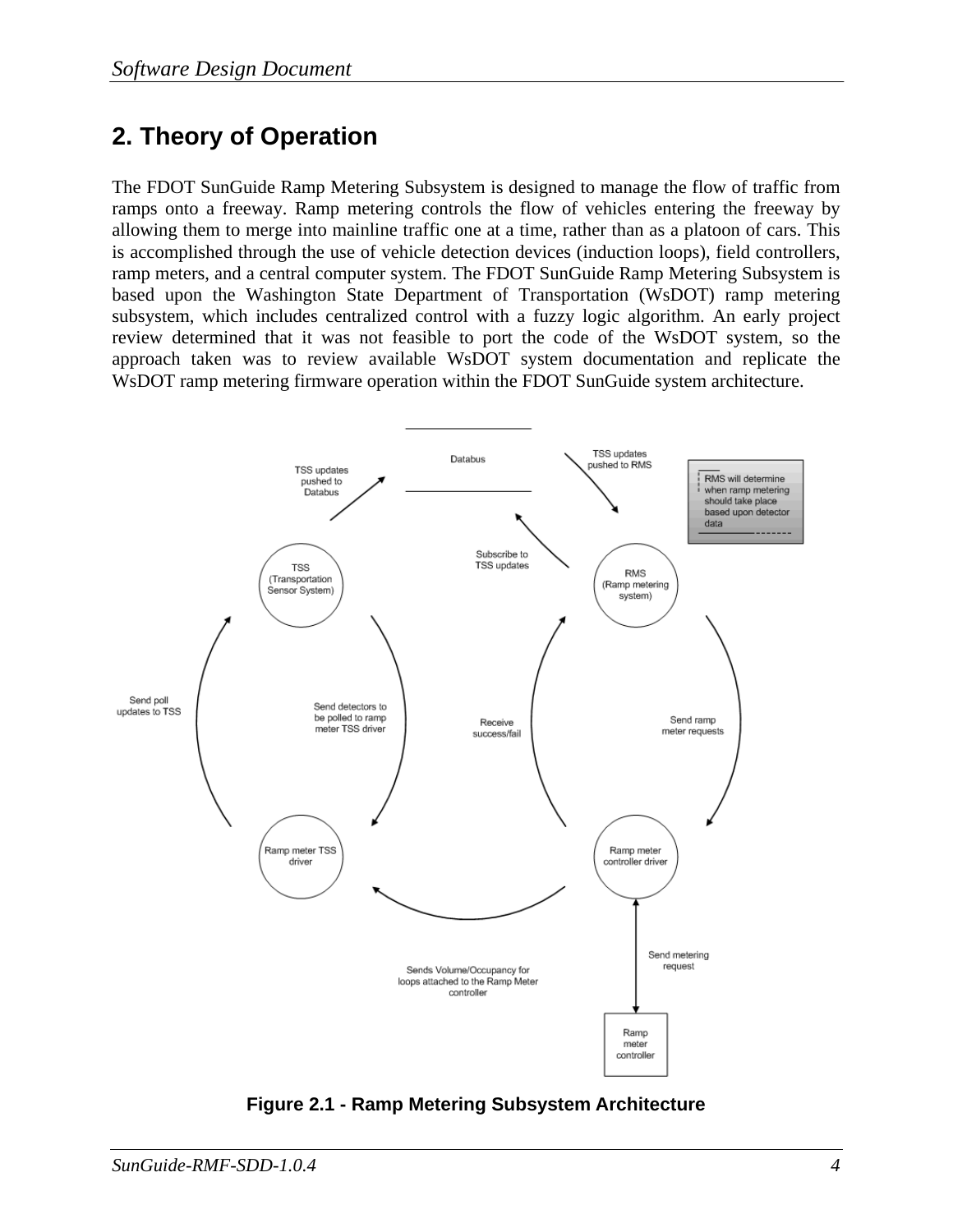## 2. Theory of Operation

The FDOT SunGuide Ramp Metering Subsystem is designed to manage the flow of traffic from ramps onto a freeway. Ramp metering controls the flow of vehicles entering the freeway by allowing them to merge into mainline traffic one at a time, rather than as a platoon of cars. This is accomplished through the use of vehicle detection devices (induction loops), field controllers, ramp meters, and a central computer system. The FDOT SunGuide Ramp Metering Subsystem is based upon the Washington State Department of Transportation (WsDOT) ramp metering subsystem, which includes centralized control with a fuzzy logic algorithm. An early project review determined that it was not feasible to port the code of the WsDOT system, so the approach taken was to review available WsDOT system documentation and replicate the WsDOT ramp metering firmware operation within the FDOT SunGuide system architecture.

**Figure 2.1 - Ramp Metering Subsystem Architecture**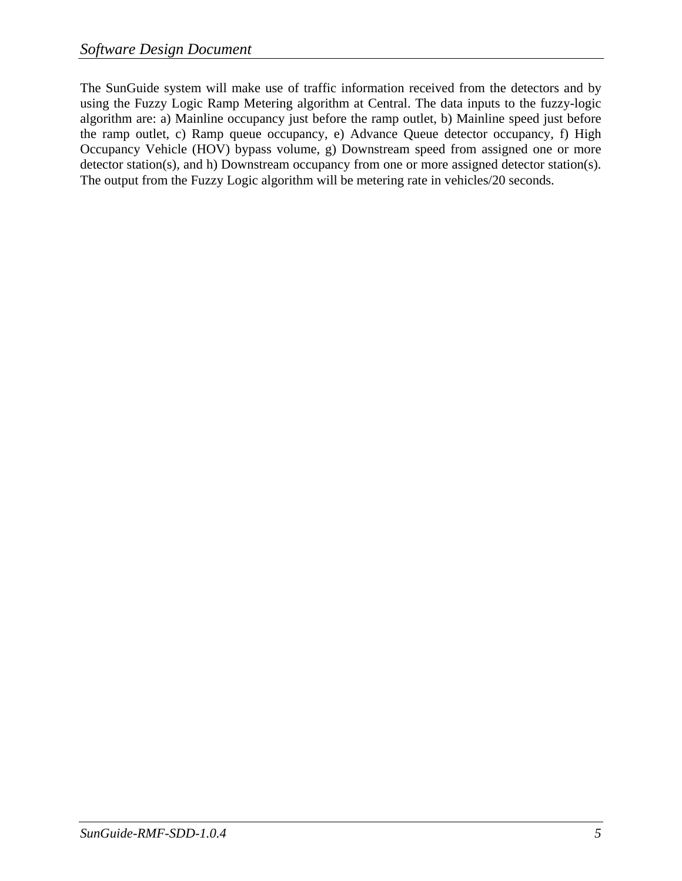The SunGuide system will make use of traffic information received from the detectors and by using the Fuzzy Logic Ramp Metering algorithm at Central. The data inputs to the fuzzy-logic algorithm are: a) Mainline occupancy just before the ramp outlet, b) Mainline speed just before the ramp outlet, c) Ramp queue occupancy, e) Advance Queue detector occupancy, f) High Occupancy Vehicle (HOV) bypass volume, g) Downstream speed from assigned one or more detector station(s), and h) Downstream occupancy from one or more assigned detector station(s). The output from the Fuzzy Logic algorithm will be metering rate in vehicles/20 seconds.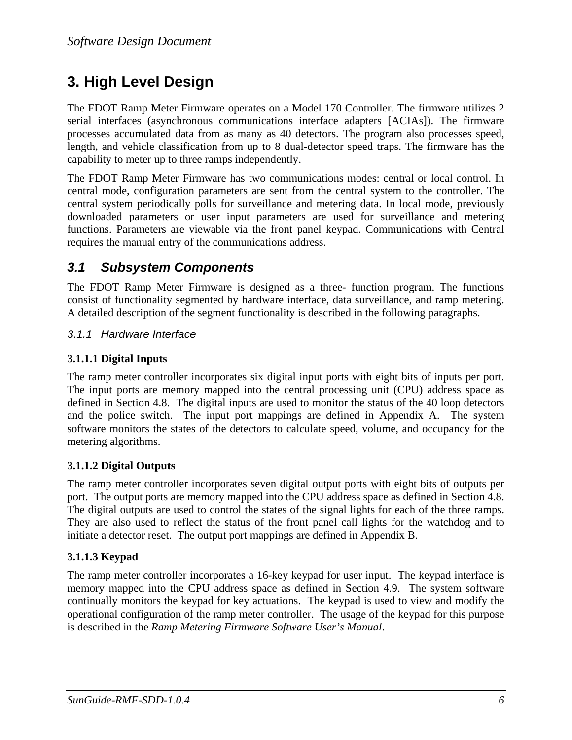# 3. High Level Design

The FDOT Ramp Meter Firmware operates on a Model 170 Controller. The firmware utilizes 2 serial interfaces (asynchronous communications interface adapters [ACIAs]). The firmware processes accumulated data from as many as 40 detectors. The program also processes speed, length, and vehicle classification from up to 8 dual-detector speed traps. The firmware has the capability to meter up to three ramps independently.

The FDOT Ramp Meter Firmware has two communications modes: central or local control. In central mode, configuration parameters are sent from the central system to the controller. The central system periodically polls for surveillance and metering data. In local mode, previously downloaded parameters or user input parameters are used for surveillance and metering functions. Parameters are viewable via the front panel keypad. Communications with Central requires the manual entry of the communications address.

## *3.1 Subsystem Components*

The FDOT Ramp Meter Firmware is designed as a three- function program. The functions consist of functionality segmented by hardware interface, data surveillance, and ramp metering. A detailed description of the segment functionality is described in the following paragraphs.

### *3.1.1 Hardware Interface*

#### 3.1.1.1 Digital Inputs

The ramp meter controller incorporates six digital input ports with eight bits of inputs per port. The input ports are memory mapped into the central processing unit (CPU) address space as defined in Section 4.8. The digital inputs are used to monitor the status of the 40 loop detectors and the police switch. The input port mappings are defined in Appendix A. The system software monitors the states of the detectors to calculate speed, volume, and occupancy for the metering algorithms.

#### 3.1.1.2 Digital Outputs

The ramp meter controller incorporates seven digital output ports with eight bits of outputs per port. The output ports are memory mapped into the CPU address space as defined in Section 4.8. The digital outputs are used to control the states of the signal lights for each of the three ramps. They are also used to reflect the status of the front panel call lights for the watchdog and to initiate a detector reset. The output port mappings are defined in Appendix B.

#### 3.1.1.3 Keypad

The ramp meter controller incorporates a 16-key keypad for user input. The keypad interface is memory mapped into the CPU address space as defined in Section 4.9. The system software continually monitors the keypad for key actuations. The keypad is used to view and modify the operational configuration of the ramp meter controller. The usage of the keypad for this purpose is described in the *Ramp Metering Firmware Software User's Manual*.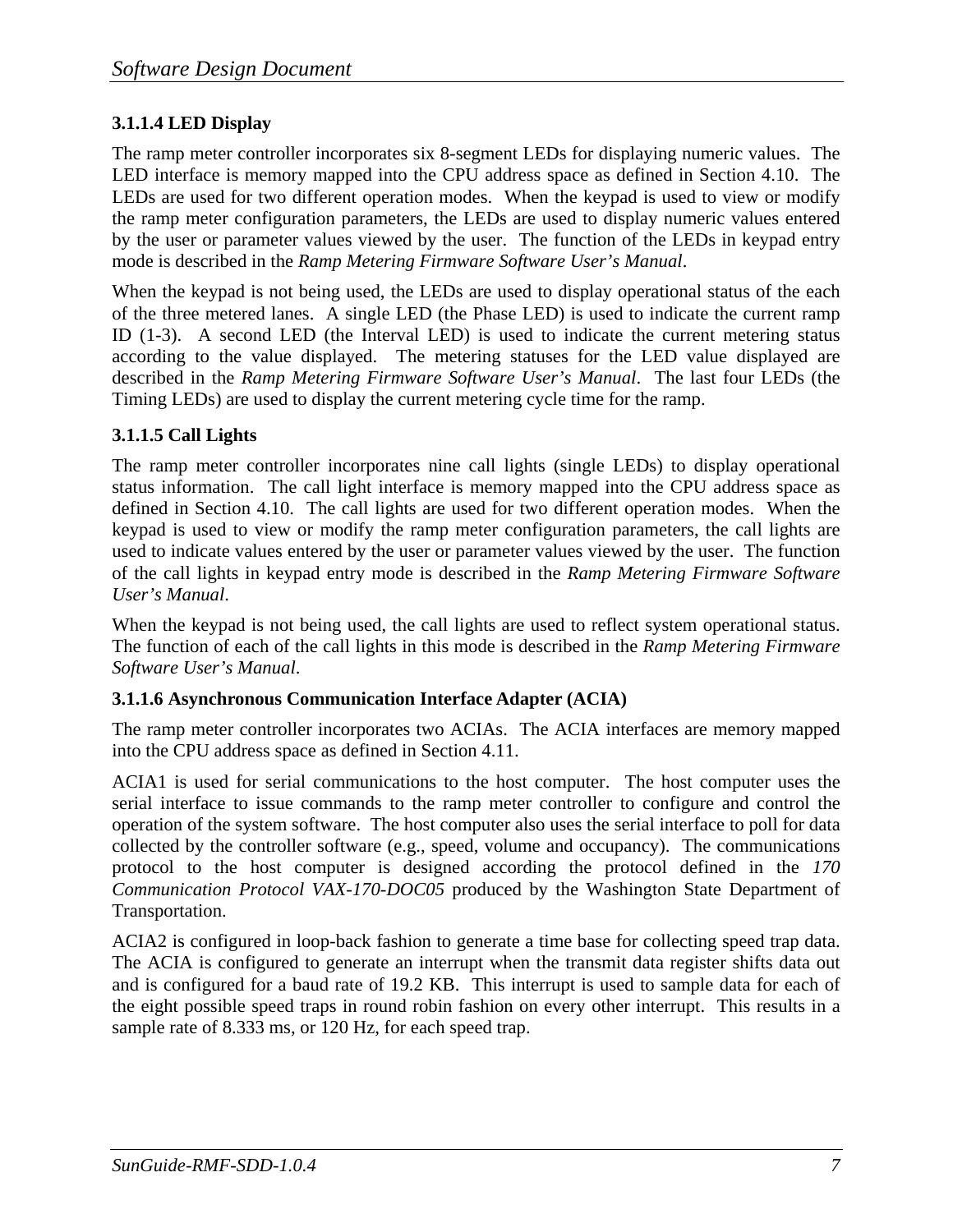#### 3.1.1.4 LED Display

The ramp meter controller incorporates six 8-segment LEDs for displaying numeric values. The LED interface is memory mapped into the CPU address space as defined in Section 4.10. The LEDs are used for two different operation modes. When the keypad is used to view or modify the ramp meter configuration parameters, the LEDs are used to display numeric values entered by the user or parameter values viewed by the user. The function of the LEDs in keypad entry mode is described in the *Ramp Metering Firmware Software User's Manual*.

When the keypad is not being used, the LEDs are used to display operational status of the each of the three metered lanes. A single LED (the Phase LED) is used to indicate the current ramp ID (1-3). A second LED (the Interval LED) is used to indicate the current metering status according to the value displayed. The metering statuses for the LED value displayed are described in the *Ramp Metering Firmware Software User's Manual*. The last four LEDs (the Timing LEDs) are used to display the current metering cycle time for the ramp.

#### 3.1.1.5 Call Lights

The ramp meter controller incorporates nine call lights (single LEDs) to display operational status information. The call light interface is memory mapped into the CPU address space as defined in Section 4.10. The call lights are used for two different operation modes. When the keypad is used to view or modify the ramp meter configuration parameters, the call lights are used to indicate values entered by the user or parameter values viewed by the user. The function of the call lights in keypad entry mode is described in the *Ramp Metering Firmware Software User's Manual*.

When the keypad is not being used, the call lights are used to reflect system operational status. The function of each of the call lights in this mode is described in the *Ramp Metering Firmware Software User's Manual*.

#### 3.1.1.6 Asynchronous Communication Interface Adapter (ACIA)

The ramp meter controller incorporates two ACIAs. The ACIA interfaces are memory mapped into the CPU address space as defined in Section 4.11.

ACIA1 is used for serial communications to the host computer. The host computer uses the serial interface to issue commands to the ramp meter controller to configure and control the operation of the system software. The host computer also uses the serial interface to poll for data collected by the controller software (e.g., speed, volume and occupancy). The communications protocol to the host computer is designed according the protocol defined in the *170 Communication Protocol VAX-170-DOC05* produced by the Washington State Department of Transportation.

ACIA2 is configured in loop-back fashion to generate a time base for collecting speed trap data. The ACIA is configured to generate an interrupt when the transmit data register shifts data out and is configured for a baud rate of 19.2 KB. This interrupt is used to sample data for each of the eight possible speed traps in round robin fashion on every other interrupt. This results in a sample rate of 8.333 ms, or 120 Hz, for each speed trap.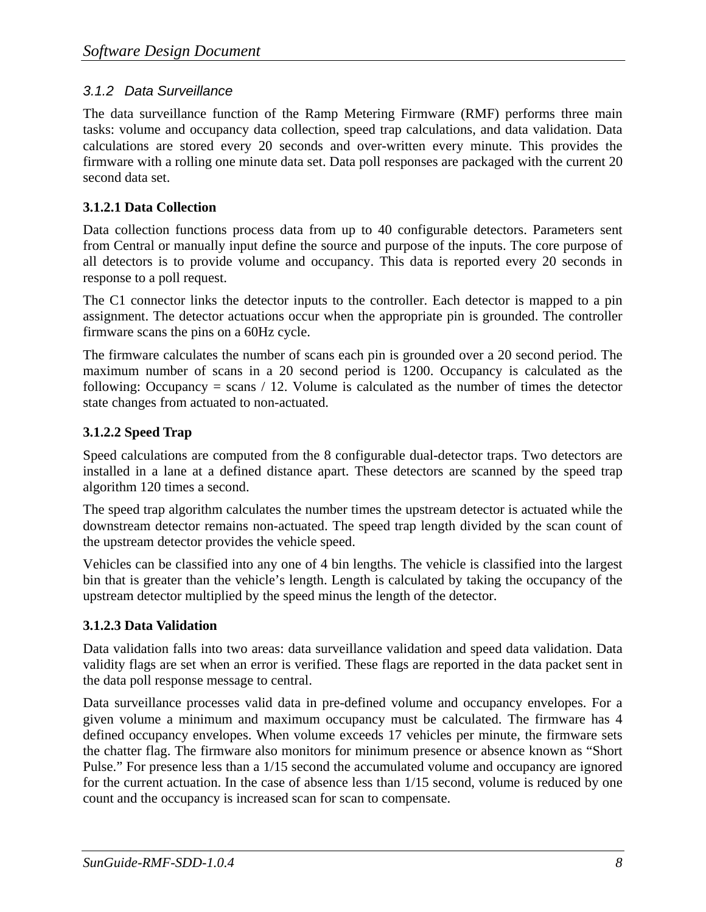### *3.1.2 Data Surveillance*

The data surveillance function of the Ramp Metering Firmware (RMF) performs three main tasks: volume and occupancy data collection, speed trap calculations, and data validation. Data calculations are stored every 20 seconds and over-written every minute. This provides the firmware with a rolling one minute data set. Data poll responses are packaged with the current 20 second data set.

#### 3.1.2.1 Data Collection

Data collection functions process data from up to 40 configurable detectors. Parameters sent from Central or manually input define the source and purpose of the inputs. The core purpose of all detectors is to provide volume and occupancy. This data is reported every 20 seconds in response to a poll request.

The C1 connector links the detector inputs to the controller. Each detector is mapped to a pin assignment. The detector actuations occur when the appropriate pin is grounded. The controller firmware scans the pins on a 60Hz cycle.

The firmware calculates the number of scans each pin is grounded over a 20 second period. The maximum number of scans in a 20 second period is 1200. Occupancy is calculated as the following: Occupancy = scans / 12. Volume is calculated as the number of times the detector state changes from actuated to non-actuated.

#### 3.1.2.2 Speed Trap

Speed calculations are computed from the 8 configurable dual-detector traps. Two detectors are installed in a lane at a defined distance apart. These detectors are scanned by the speed trap algorithm 120 times a second.

The speed trap algorithm calculates the number times the upstream detector is actuated while the downstream detector remains non-actuated. The speed trap length divided by the scan count of the upstream detector provides the vehicle speed.

Vehicles can be classified into any one of 4 bin lengths. The vehicle is classified into the largest bin that is greater than the vehicle's length. Length is calculated by taking the occupancy of the upstream detector multiplied by the speed minus the length of the detector.

#### 3.1.2.3 Data Validation

Data validation falls into two areas: data surveillance validation and speed data validation. Data validity flags are set when an error is verified. These flags are reported in the data packet sent in the data poll response message to central.

Data surveillance processes valid data in pre-defined volume and occupancy envelopes. For a given volume a minimum and maximum occupancy must be calculated. The firmware has 4 defined occupancy envelopes. When volume exceeds 17 vehicles per minute, the firmware sets the chatter flag. The firmware also monitors for minimum presence or absence known as "Short Pulse." For presence less than a 1/15 second the accumulated volume and occupancy are ignored for the current actuation. In the case of absence less than 1/15 second, volume is reduced by one count and the occupancy is increased scan for scan to compensate.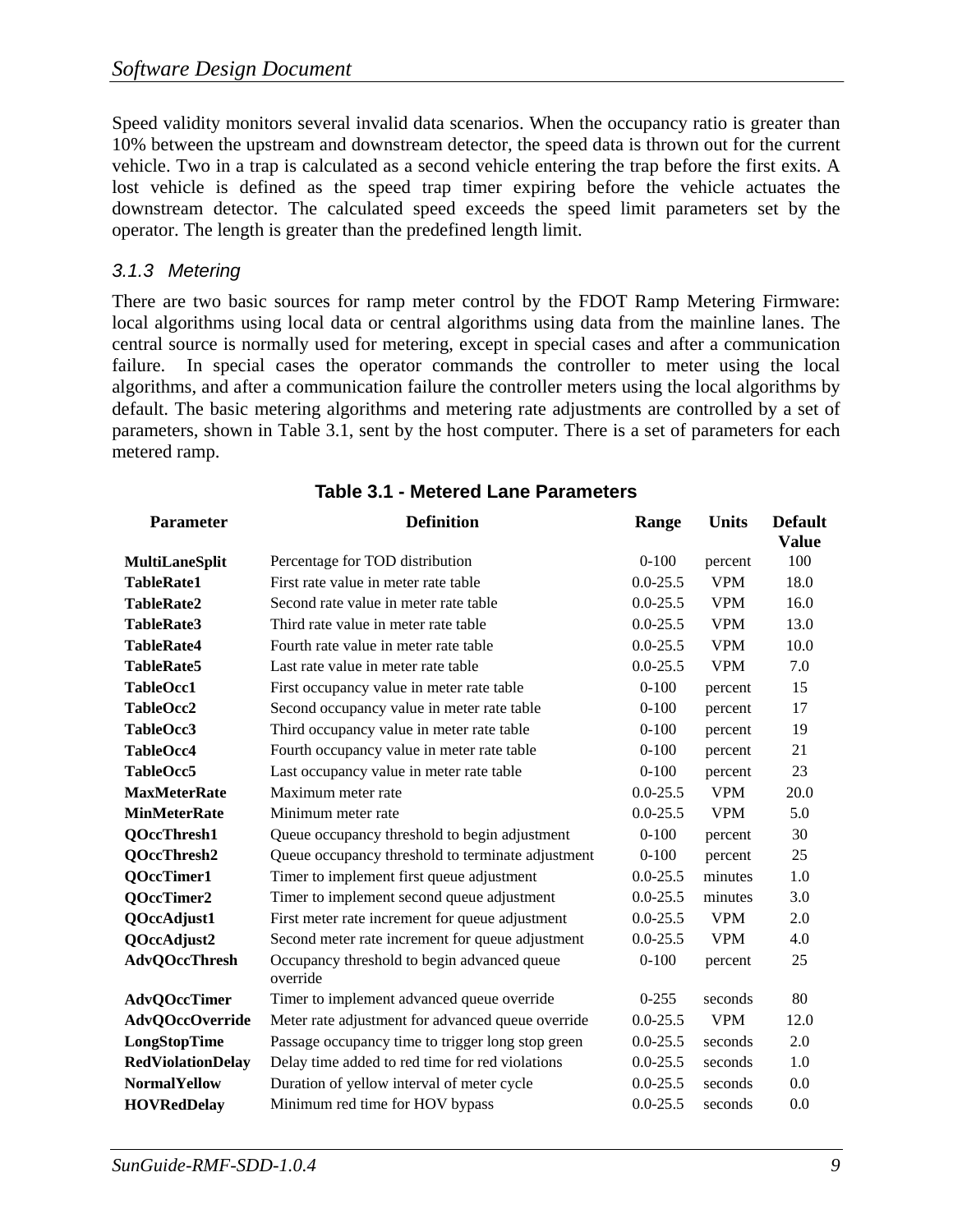Speed validity monitors several invalid data scenarios. When the occupancy ratio is greater than 10% between the upstream and downstream detector, the speed data is thrown out for the current vehicle. Two in a trap is calculated as a second vehicle entering the trap before the first exits. A lost vehicle is defined as the speed trap timer expiring before the vehicle actuates the downstream detector. The calculated speed exceeds the speed limit parameters set by the operator. The length is greater than the predefined length limit.

### 3.1.3 Metering

There are two basic sources for ramp meter control by the FDOT Ramp Metering Firmware: local algorithms using local data or central algorithms using data from the mainline lanes. The central source is normally used for metering, except in special cases and after a communication failure. In special cases the operator commands the controller to meter using the local algorithms, and after a communication failure the controller meters using the local algorithms by default. The basic metering algorithms and metering rate adjustments are controlled by a set of parameters, shown in Table 3.1, sent by the host computer. There is a set of parameters for each metered ramp.

**Table 3.1 - Metered Lane Parameters**

| Parameter | Definition | Range | Units | Default Value |
|---|---|---|---|---|
| **MultiLaneSplit** | Percentage for TOD distribution | 0-100 | percent | 100 |
| **TableRate1** | First rate value in meter rate table | 0.0-25.5 | VPM | 18.0 |
| **TableRate2** | Second rate value in meter rate table | 0.0-25.5 | VPM | 16.0 |
| **TableRate3** | Third rate value in meter rate table | 0.0-25.5 | VPM | 13.0 |
| **TableRate4** | Fourth rate value in meter rate table | 0.0-25.5 | VPM | 10.0 |
| **TableRate5** | Last rate value in meter rate table | 0.0-25.5 | VPM | 7.0 |
| **TableOcc1** | First occupancy value in meter rate table | 0-100 | percent | 15 |
| **TableOcc2** | Second occupancy value in meter rate table | 0-100 | percent | 17 |
| **TableOcc3** | Third occupancy value in meter rate table | 0-100 | percent | 19 |
| **TableOcc4** | Fourth occupancy value in meter rate table | 0-100 | percent | 21 |
| **TableOcc5** | Last occupancy value in meter rate table | 0-100 | percent | 23 |
| **MaxMeterRate** | Maximum meter rate | 0.0-25.5 | VPM | 20.0 |
| **MinMeterRate** | Minimum meter rate | 0.0-25.5 | VPM | 5.0 |
| **QOccThresh1** | Queue occupancy threshold to begin adjustment | 0-100 | percent | 30 |
| **QOccThresh2** | Queue occupancy threshold to terminate adjustment | 0-100 | percent | 25 |
| **QOccTimer1** | Timer to implement first queue adjustment | 0.0-25.5 | minutes | 1.0 |
| **QOccTimer2** | Timer to implement second queue adjustment | 0.0-25.5 | minutes | 3.0 |
| **QOccAdjust1** | First meter rate increment for queue adjustment | 0.0-25.5 | VPM | 2.0 |
| **QOccAdjust2** | Second meter rate increment for queue adjustment | 0.0-25.5 | VPM | 4.0 |
| **AdvQOccThresh** | Occupancy threshold to begin advanced queue override | 0-100 | percent | 25 |
| **AdvQOccTimer** | Timer to implement advanced queue override | 0-255 | seconds | 80 |
| **AdvQOccOverride** | Meter rate adjustment for advanced queue override | 0.0-25.5 | VPM | 12.0 |
| **LongStopTime** | Passage occupancy time to trigger long stop green | 0.0-25.5 | seconds | 2.0 |
| **RedViolationDelay** | Delay time added to red time for red violations | 0.0-25.5 | seconds | 1.0 |
| **NormalYellow** | Duration of yellow interval of meter cycle | 0.0-25.5 | seconds | 0.0 |
| **HOVRedDelay** | Minimum red time for HOV bypass | 0.0-25.5 | seconds | 0.0 |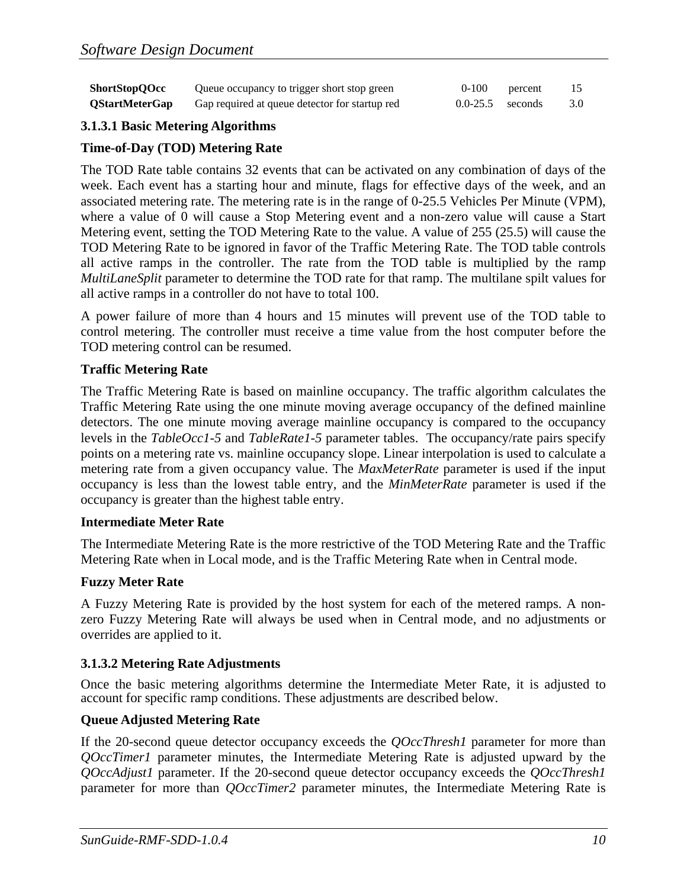| | | | | |
|---|---|---|---|---|
| **ShortStopQOcc** | Queue occupancy to trigger short stop green | 0-100 | percent | 15 |
| **QStartMeterGap** | Gap required at queue detector for startup red | 0.0-25.5 | seconds | 3.0 |

#### 3.1.3.1 Basic Metering Algorithms

**Time-of-Day (TOD) Metering Rate**

The TOD Rate table contains 32 events that can be activated on any combination of days of the week. Each event has a starting hour and minute, flags for effective days of the week, and an associated metering rate. The metering rate is in the range of 0-25.5 Vehicles Per Minute (VPM), where a value of 0 will cause a Stop Metering event and a non-zero value will cause a Start Metering event, setting the TOD Metering Rate to the value. A value of 255 (25.5) will cause the TOD Metering Rate to be ignored in favor of the Traffic Metering Rate. The TOD table controls all active ramps in the controller. The rate from the TOD table is multiplied by the ramp *MultiLaneSplit* parameter to determine the TOD rate for that ramp. The multilane spilt values for all active ramps in a controller do not have to total 100.

A power failure of more than 4 hours and 15 minutes will prevent use of the TOD table to control metering. The controller must receive a time value from the host computer before the TOD metering control can be resumed.

**Traffic Metering Rate**

The Traffic Metering Rate is based on mainline occupancy. The traffic algorithm calculates the Traffic Metering Rate using the one minute moving average occupancy of the defined mainline detectors. The one minute moving average mainline occupancy is compared to the occupancy levels in the *TableOcc1-5* and *TableRate1-5* parameter tables. The occupancy/rate pairs specify points on a metering rate vs. mainline occupancy slope. Linear interpolation is used to calculate a metering rate from a given occupancy value. The *MaxMeterRate* parameter is used if the input occupancy is less than the lowest table entry, and the *MinMeterRate* parameter is used if the occupancy is greater than the highest table entry.

**Intermediate Meter Rate**

The Intermediate Metering Rate is the more restrictive of the TOD Metering Rate and the Traffic Metering Rate when in Local mode, and is the Traffic Metering Rate when in Central mode.

**Fuzzy Meter Rate**

A Fuzzy Metering Rate is provided by the host system for each of the metered ramps. A non-zero Fuzzy Metering Rate will always be used when in Central mode, and no adjustments or overrides are applied to it.

#### 3.1.3.2 Metering Rate Adjustments

Once the basic metering algorithms determine the Intermediate Meter Rate, it is adjusted to account for specific ramp conditions. These adjustments are described below.

**Queue Adjusted Metering Rate**

If the 20-second queue detector occupancy exceeds the *QOccThresh1* parameter for more than *QOccTimer1* parameter minutes, the Intermediate Metering Rate is adjusted upward by the *QOccAdjust1* parameter. If the 20-second queue detector occupancy exceeds the *QOccThresh1* parameter for more than *QOccTimer2* parameter minutes, the Intermediate Metering Rate is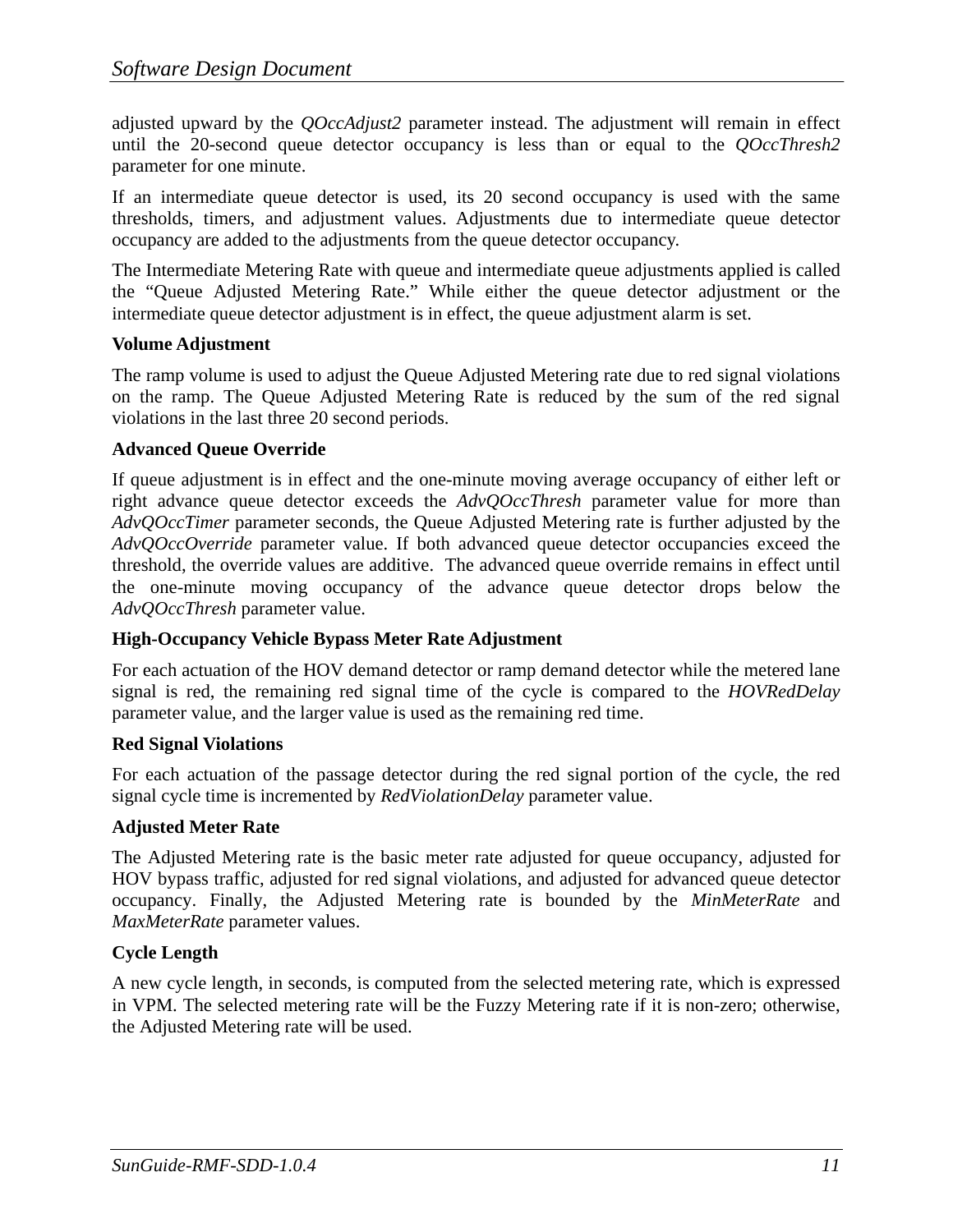adjusted upward by the *QOccAdjust2* parameter instead. The adjustment will remain in effect until the 20-second queue detector occupancy is less than or equal to the *QOccThresh2* parameter for one minute.

If an intermediate queue detector is used, its 20 second occupancy is used with the same thresholds, timers, and adjustment values. Adjustments due to intermediate queue detector occupancy are added to the adjustments from the queue detector occupancy.

The Intermediate Metering Rate with queue and intermediate queue adjustments applied is called the "Queue Adjusted Metering Rate." While either the queue detector adjustment or the intermediate queue detector adjustment is in effect, the queue adjustment alarm is set.

**Volume Adjustment**

The ramp volume is used to adjust the Queue Adjusted Metering rate due to red signal violations on the ramp. The Queue Adjusted Metering Rate is reduced by the sum of the red signal violations in the last three 20 second periods.

**Advanced Queue Override**

If queue adjustment is in effect and the one-minute moving average occupancy of either left or right advance queue detector exceeds the *AdvQOccThresh* parameter value for more than *AdvQOccTimer* parameter seconds, the Queue Adjusted Metering rate is further adjusted by the *AdvQOccOverride* parameter value. If both advanced queue detector occupancies exceed the threshold, the override values are additive. The advanced queue override remains in effect until the one-minute moving occupancy of the advance queue detector drops below the *AdvQOccThresh* parameter value.

**High-Occupancy Vehicle Bypass Meter Rate Adjustment**

For each actuation of the HOV demand detector or ramp demand detector while the metered lane signal is red, the remaining red signal time of the cycle is compared to the *HOVRedDelay* parameter value, and the larger value is used as the remaining red time.

**Red Signal Violations**

For each actuation of the passage detector during the red signal portion of the cycle, the red signal cycle time is incremented by *RedViolationDelay* parameter value.

**Adjusted Meter Rate**

The Adjusted Metering rate is the basic meter rate adjusted for queue occupancy, adjusted for HOV bypass traffic, adjusted for red signal violations, and adjusted for advanced queue detector occupancy. Finally, the Adjusted Metering rate is bounded by the *MinMeterRate* and *MaxMeterRate* parameter values.

**Cycle Length**

A new cycle length, in seconds, is computed from the selected metering rate, which is expressed in VPM. The selected metering rate will be the Fuzzy Metering rate if it is non-zero; otherwise, the Adjusted Metering rate will be used.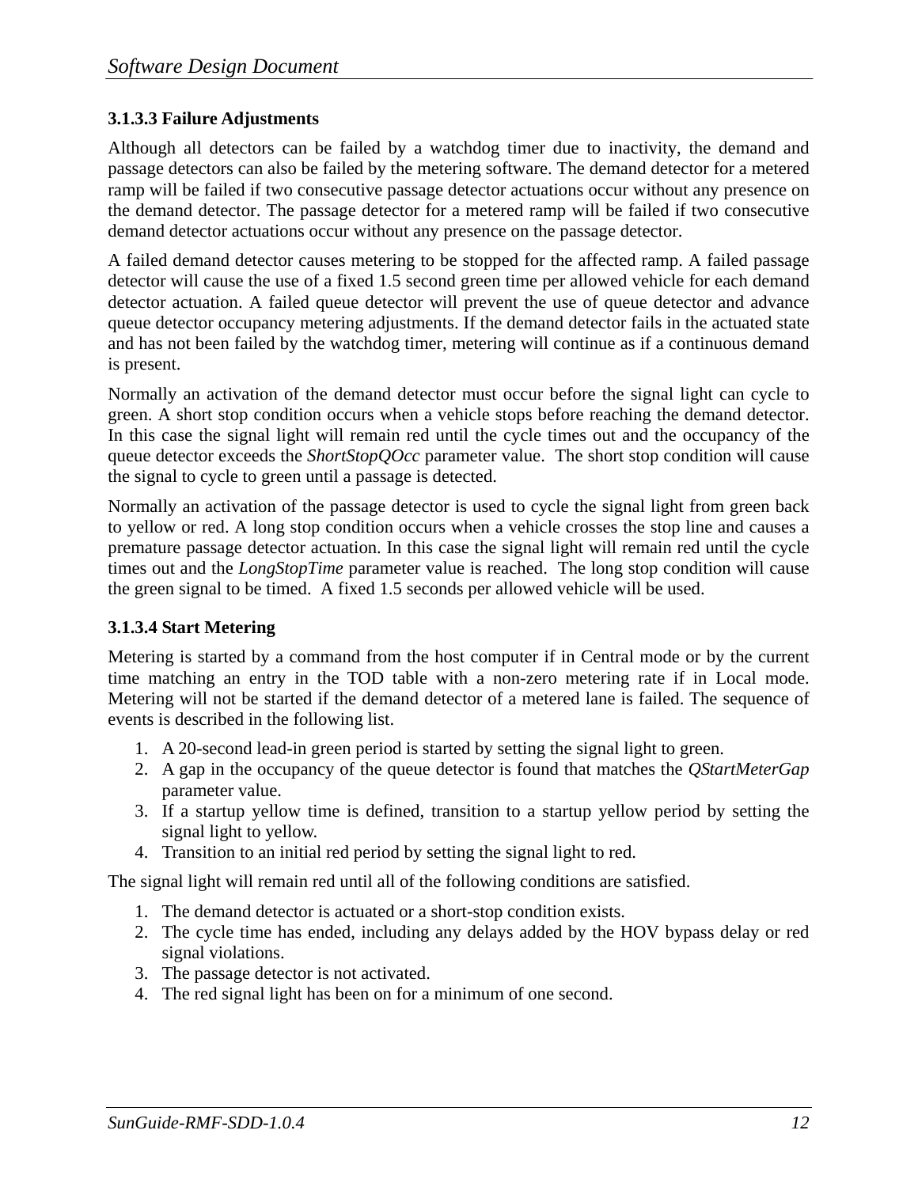#### 3.1.3.3 Failure Adjustments

Although all detectors can be failed by a watchdog timer due to inactivity, the demand and passage detectors can also be failed by the metering software. The demand detector for a metered ramp will be failed if two consecutive passage detector actuations occur without any presence on the demand detector. The passage detector for a metered ramp will be failed if two consecutive demand detector actuations occur without any presence on the passage detector.

A failed demand detector causes metering to be stopped for the affected ramp. A failed passage detector will cause the use of a fixed 1.5 second green time per allowed vehicle for each demand detector actuation. A failed queue detector will prevent the use of queue detector and advance queue detector occupancy metering adjustments. If the demand detector fails in the actuated state and has not been failed by the watchdog timer, metering will continue as if a continuous demand is present.

Normally an activation of the demand detector must occur before the signal light can cycle to green. A short stop condition occurs when a vehicle stops before reaching the demand detector. In this case the signal light will remain red until the cycle times out and the occupancy of the queue detector exceeds the *ShortStopQOcc* parameter value. The short stop condition will cause the signal to cycle to green until a passage is detected.

Normally an activation of the passage detector is used to cycle the signal light from green back to yellow or red. A long stop condition occurs when a vehicle crosses the stop line and causes a premature passage detector actuation. In this case the signal light will remain red until the cycle times out and the *LongStopTime* parameter value is reached. The long stop condition will cause the green signal to be timed. A fixed 1.5 seconds per allowed vehicle will be used.

#### 3.1.3.4 Start Metering

Metering is started by a command from the host computer if in Central mode or by the current time matching an entry in the TOD table with a non-zero metering rate if in Local mode. Metering will not be started if the demand detector of a metered lane is failed. The sequence of events is described in the following list.

1. A 20-second lead-in green period is started by setting the signal light to green.
2. A gap in the occupancy of the queue detector is found that matches the *QStartMeterGap* parameter value.
3. If a startup yellow time is defined, transition to a startup yellow period by setting the signal light to yellow.
4. Transition to an initial red period by setting the signal light to red.

The signal light will remain red until all of the following conditions are satisfied.

1. The demand detector is actuated or a short-stop condition exists.
2. The cycle time has ended, including any delays added by the HOV bypass delay or red signal violations.
3. The passage detector is not activated.
4. The red signal light has been on for a minimum of one second.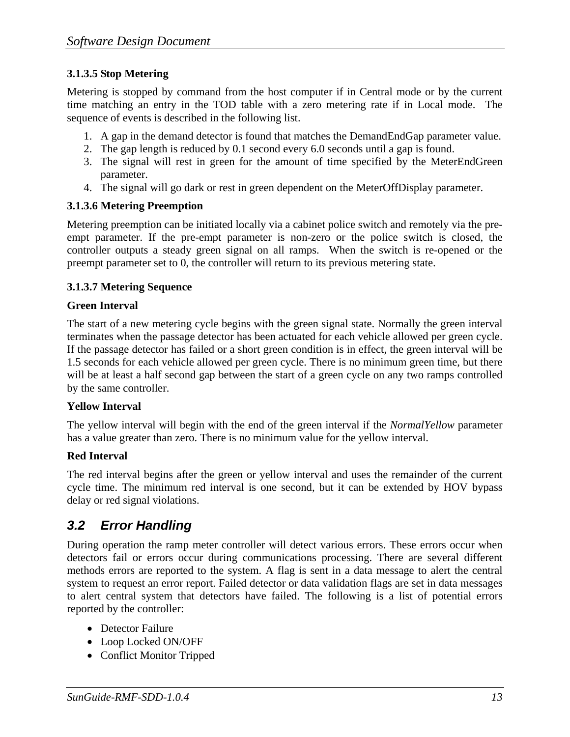#### 3.1.3.5 Stop Metering

Metering is stopped by command from the host computer if in Central mode or by the current time matching an entry in the TOD table with a zero metering rate if in Local mode. The sequence of events is described in the following list.

1. A gap in the demand detector is found that matches the DemandEndGap parameter value.
2. The gap length is reduced by 0.1 second every 6.0 seconds until a gap is found.
3. The signal will rest in green for the amount of time specified by the MeterEndGreen parameter.
4. The signal will go dark or rest in green dependent on the MeterOffDisplay parameter.

#### 3.1.3.6 Metering Preemption

Metering preemption can be initiated locally via a cabinet police switch and remotely via the pre-empt parameter. If the pre-empt parameter is non-zero or the police switch is closed, the controller outputs a steady green signal on all ramps. When the switch is re-opened or the preempt parameter set to 0, the controller will return to its previous metering state.

#### 3.1.3.7 Metering Sequence

**Green Interval**

The start of a new metering cycle begins with the green signal state. Normally the green interval terminates when the passage detector has been actuated for each vehicle allowed per green cycle. If the passage detector has failed or a short green condition is in effect, the green interval will be 1.5 seconds for each vehicle allowed per green cycle. There is no minimum green time, but there will be at least a half second gap between the start of a green cycle on any two ramps controlled by the same controller.

**Yellow Interval**

The yellow interval will begin with the end of the green interval if the *NormalYellow* parameter has a value greater than zero. There is no minimum value for the yellow interval.

**Red Interval**

The red interval begins after the green or yellow interval and uses the remainder of the current cycle time. The minimum red interval is one second, but it can be extended by HOV bypass delay or red signal violations.

## *3.2 Error Handling*

During operation the ramp meter controller will detect various errors. These errors occur when detectors fail or errors occur during communications processing. There are several different methods errors are reported to the system. A flag is sent in a data message to alert the central system to request an error report. Failed detector or data validation flags are set in data messages to alert central system that detectors have failed. The following is a list of potential errors reported by the controller:

- Detector Failure
- Loop Locked ON/OFF
- Conflict Monitor Tripped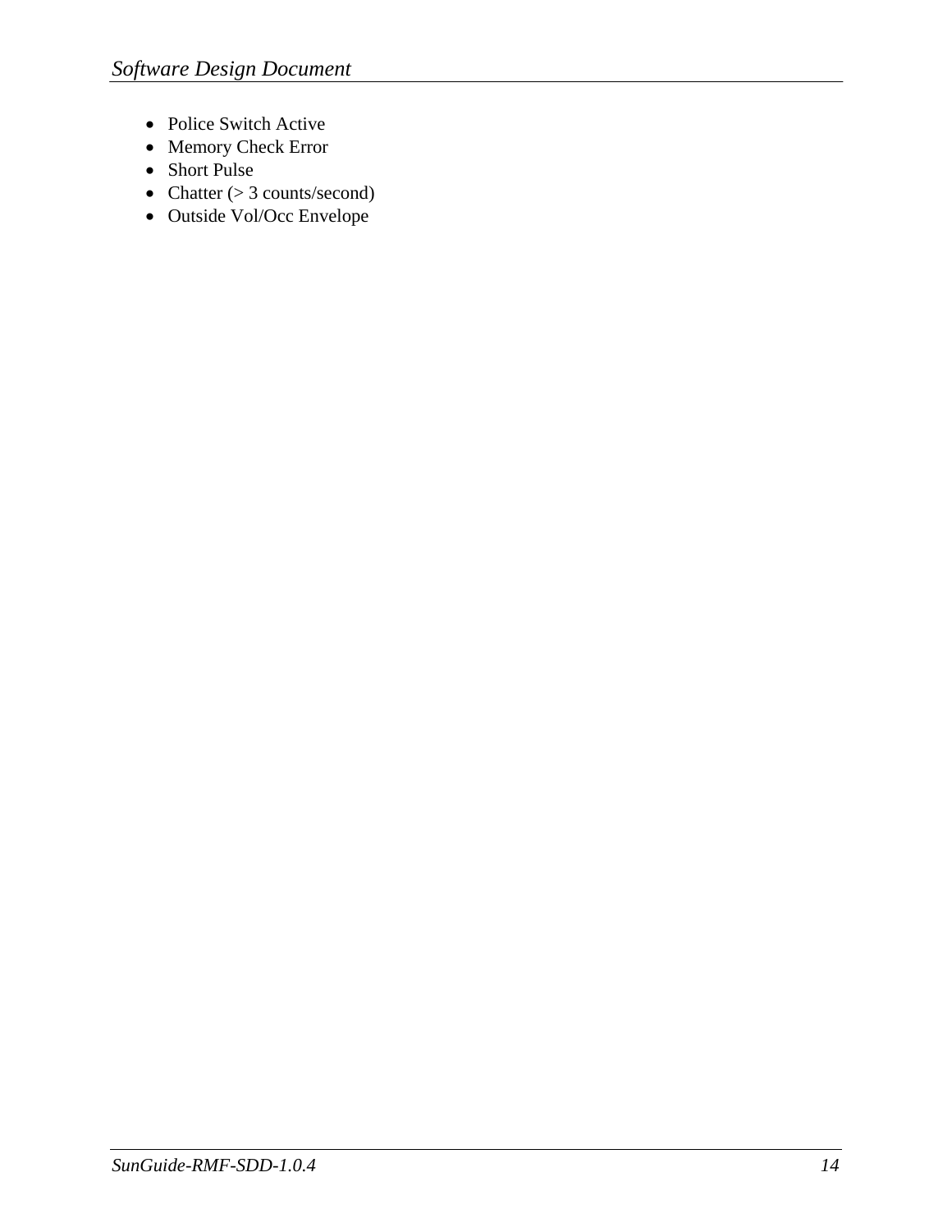- Police Switch Active
- Memory Check Error
- Short Pulse
- Chatter (> 3 counts/second)
- Outside Vol/Occ Envelope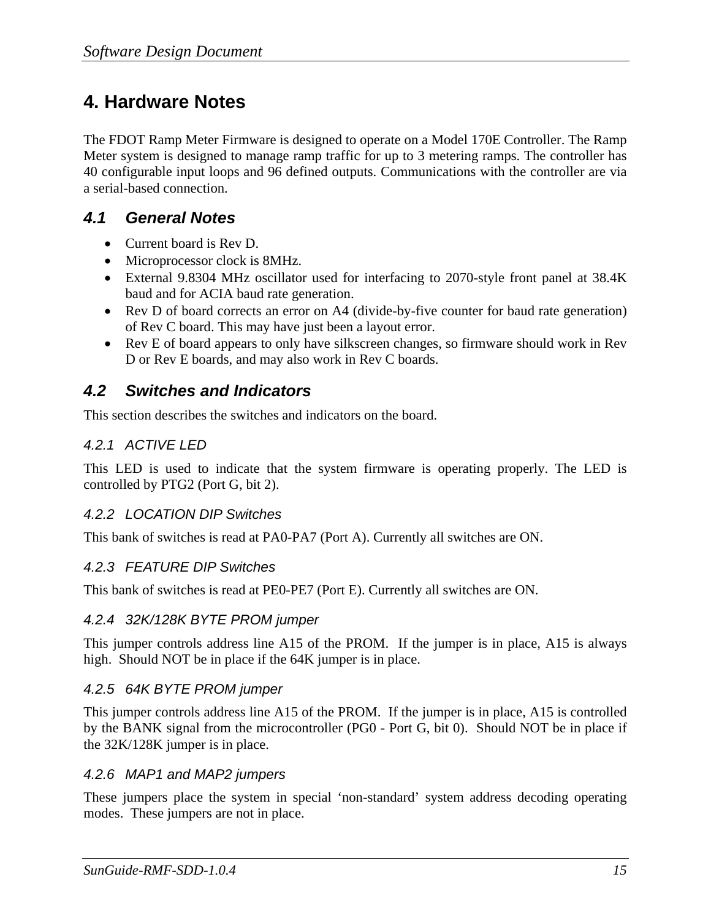# 4. Hardware Notes

The FDOT Ramp Meter Firmware is designed to operate on a Model 170E Controller. The Ramp Meter system is designed to manage ramp traffic for up to 3 metering ramps. The controller has 40 configurable input loops and 96 defined outputs. Communications with the controller are via a serial-based connection.

## 4.1 General Notes

- Current board is Rev D.
- Microprocessor clock is 8MHz.
- External 9.8304 MHz oscillator used for interfacing to 2070-style front panel at 38.4K baud and for ACIA baud rate generation.
- Rev D of board corrects an error on A4 (divide-by-five counter for baud rate generation) of Rev C board. This may have just been a layout error.
- Rev E of board appears to only have silkscreen changes, so firmware should work in Rev D or Rev E boards, and may also work in Rev C boards.

## 4.2 Switches and Indicators

This section describes the switches and indicators on the board.

### 4.2.1 ACTIVE LED

This LED is used to indicate that the system firmware is operating properly. The LED is controlled by PTG2 (Port G, bit 2).

### 4.2.2 LOCATION DIP Switches

This bank of switches is read at PA0-PA7 (Port A). Currently all switches are ON.

### 4.2.3 FEATURE DIP Switches

This bank of switches is read at PE0-PE7 (Port E). Currently all switches are ON.

### 4.2.4 32K/128K BYTE PROM jumper

This jumper controls address line A15 of the PROM. If the jumper is in place, A15 is always high. Should NOT be in place if the 64K jumper is in place.

### 4.2.5 64K BYTE PROM jumper

This jumper controls address line A15 of the PROM. If the jumper is in place, A15 is controlled by the BANK signal from the microcontroller (PG0 - Port G, bit 0). Should NOT be in place if the 32K/128K jumper is in place.

### 4.2.6 MAP1 and MAP2 jumpers

These jumpers place the system in special 'non-standard' system address decoding operating modes. These jumpers are not in place.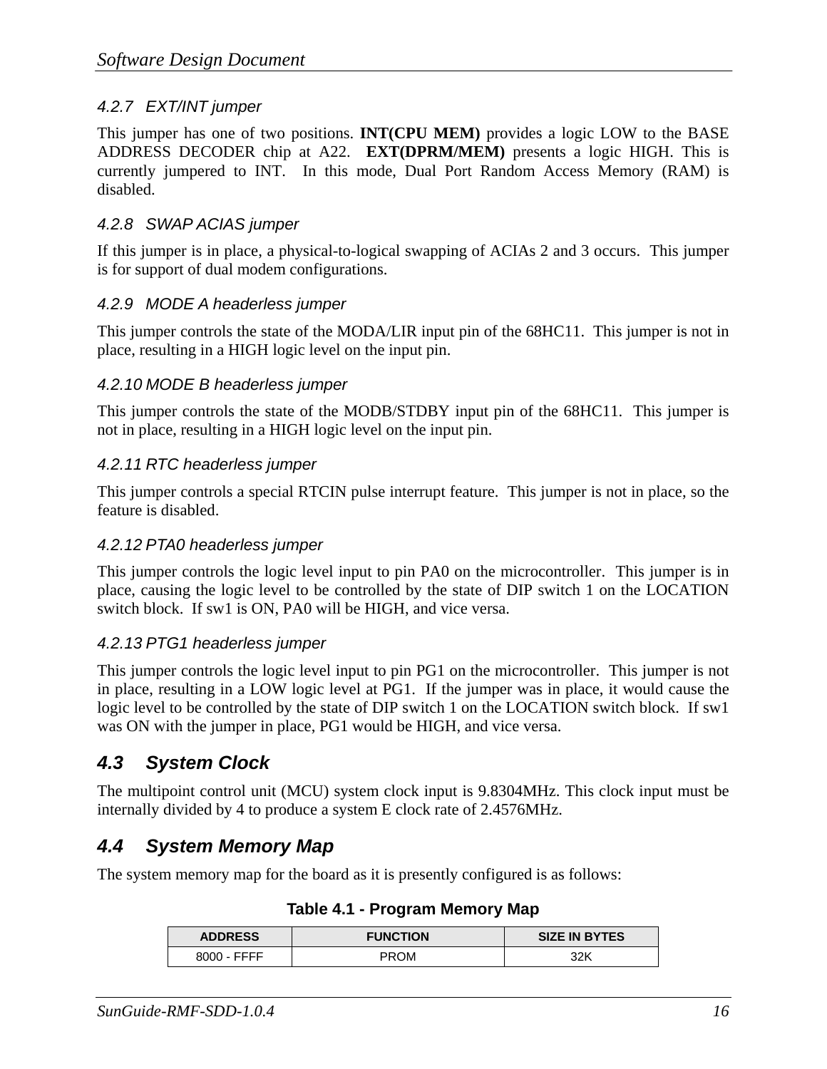#### 4.2.7 EXT/INT jumper

This jumper has one of two positions. **INT(CPU MEM)** provides a logic LOW to the BASE ADDRESS DECODER chip at A22. **EXT(DPRM/MEM)** presents a logic HIGH. This is currently jumpered to INT. In this mode, Dual Port Random Access Memory (RAM) is disabled.

#### 4.2.8 SWAP ACIAS jumper

If this jumper is in place, a physical-to-logical swapping of ACIAs 2 and 3 occurs. This jumper is for support of dual modem configurations.

#### 4.2.9 MODE A headerless jumper

This jumper controls the state of the MODA/LIR input pin of the 68HC11. This jumper is not in place, resulting in a HIGH logic level on the input pin.

#### 4.2.10 MODE B headerless jumper

This jumper controls the state of the MODB/STDBY input pin of the 68HC11. This jumper is not in place, resulting in a HIGH logic level on the input pin.

#### 4.2.11 RTC headerless jumper

This jumper controls a special RTCIN pulse interrupt feature. This jumper is not in place, so the feature is disabled.

#### 4.2.12 PTA0 headerless jumper

This jumper controls the logic level input to pin PA0 on the microcontroller. This jumper is in place, causing the logic level to be controlled by the state of DIP switch 1 on the LOCATION switch block. If sw1 is ON, PA0 will be HIGH, and vice versa.

#### 4.2.13 PTG1 headerless jumper

This jumper controls the logic level input to pin PG1 on the microcontroller. This jumper is not in place, resulting in a LOW logic level at PG1. If the jumper was in place, it would cause the logic level to be controlled by the state of DIP switch 1 on the LOCATION switch block. If sw1 was ON with the jumper in place, PG1 would be HIGH, and vice versa.

### 4.3 System Clock

The multipoint control unit (MCU) system clock input is 9.8304MHz. This clock input must be internally divided by 4 to produce a system E clock rate of 2.4576MHz.

### 4.4 System Memory Map

The system memory map for the board as it is presently configured is as follows:

**Table 4.1 - Program Memory Map**

| ADDRESS | FUNCTION | SIZE IN BYTES |
|---|---|---|
| 8000 - FFFF | PROM | 32K |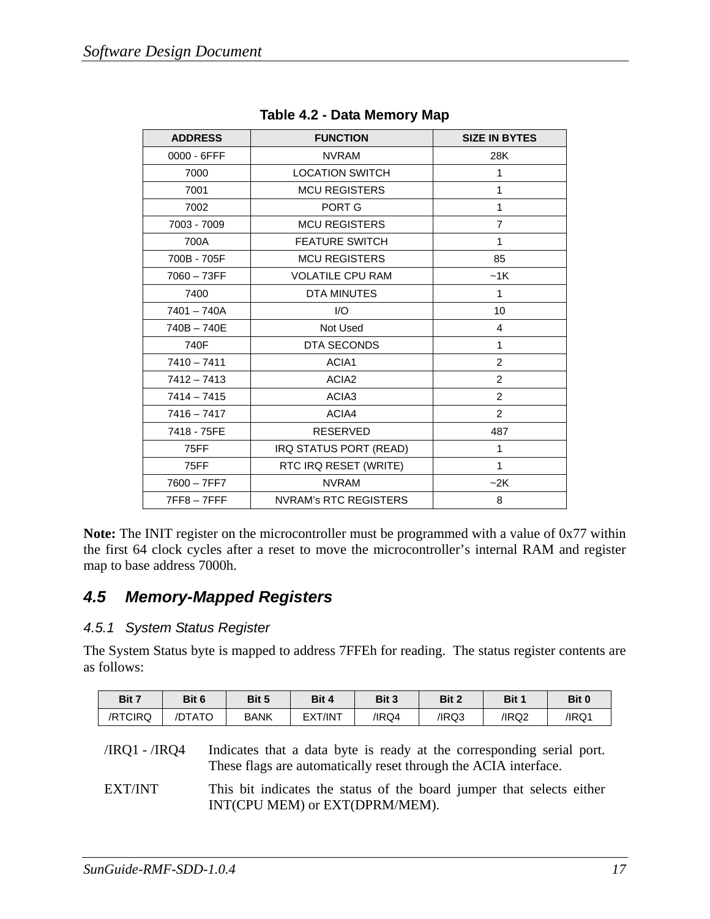**Table 4.2 - Data Memory Map**

| ADDRESS | FUNCTION | SIZE IN BYTES |
|---|---|---|
| 0000 - 6FFF | NVRAM | 28K |
| 7000 | LOCATION SWITCH | 1 |
| 7001 | MCU REGISTERS | 1 |
| 7002 | PORT G | 1 |
| 7003 - 7009 | MCU REGISTERS | 7 |
| 700A | FEATURE SWITCH | 1 |
| 700B - 705F | MCU REGISTERS | 85 |
| 7060 – 73FF | VOLATILE CPU RAM | ~1K |
| 7400 | DTA MINUTES | 1 |
| 7401 – 740A | I/O | 10 |
| 740B – 740E | Not Used | 4 |
| 740F | DTA SECONDS | 1 |
| 7410 – 7411 | ACIA1 | 2 |
| 7412 – 7413 | ACIA2 | 2 |
| 7414 – 7415 | ACIA3 | 2 |
| 7416 – 7417 | ACIA4 | 2 |
| 7418 - 75FE | RESERVED | 487 |
| 75FF | IRQ STATUS PORT (READ) | 1 |
| 75FF | RTC IRQ RESET (WRITE) | 1 |
| 7600 – 7FF7 | NVRAM | ~2K |
| 7FF8 – 7FFF | NVRAM's RTC REGISTERS | 8 |

**Note:** The INIT register on the microcontroller must be programmed with a value of 0x77 within the first 64 clock cycles after a reset to move the microcontroller's internal RAM and register map to base address 7000h.

## 4.5 Memory-Mapped Registers

### 4.5.1 System Status Register

The System Status byte is mapped to address 7FFEh for reading. The status register contents are as follows:

| Bit 7 | Bit 6 | Bit 5 | Bit 4 | Bit 3 | Bit 2 | Bit 1 | Bit 0 |
|---|---|---|---|---|---|---|---|
| /RTCIRQ | /DTATO | BANK | EXT/INT | /IRQ4 | /IRQ3 | /IRQ2 | /IRQ1 |

/IRQ1 - /IRQ4 Indicates that a data byte is ready at the corresponding serial port. These flags are automatically reset through the ACIA interface.

EXT/INT This bit indicates the status of the board jumper that selects either INT(CPU MEM) or EXT(DPRM/MEM).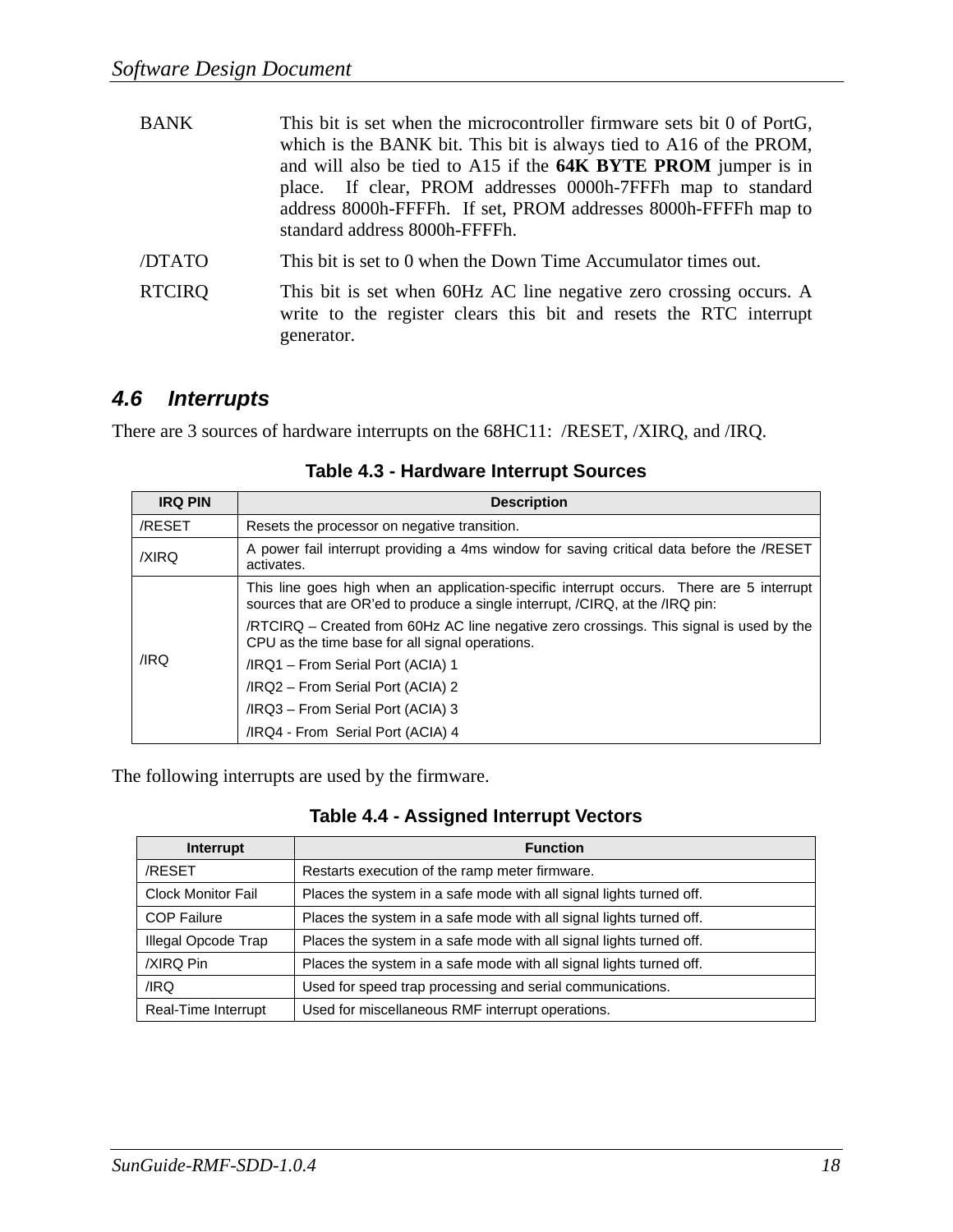| | |
|---|---|
| BANK | This bit is set when the microcontroller firmware sets bit 0 of PortG, which is the BANK bit. This bit is always tied to A16 of the PROM, and will also be tied to A15 if the **64K BYTE PROM** jumper is in place. If clear, PROM addresses 0000h-7FFFh map to standard address 8000h-FFFFh. If set, PROM addresses 8000h-FFFFh map to standard address 8000h-FFFFh. |
| /DTATO | This bit is set to 0 when the Down Time Accumulator times out. |
| RTCIRQ | This bit is set when 60Hz AC line negative zero crossing occurs. A write to the register clears this bit and resets the RTC interrupt generator. |

## 4.6 Interrupts

There are 3 sources of hardware interrupts on the 68HC11: /RESET, /XIRQ, and /IRQ.

**Table 4.3 - Hardware Interrupt Sources**

| IRQ PIN | Description |
|---|---|
| /RESET | Resets the processor on negative transition. |
| /XIRQ | A power fail interrupt providing a 4ms window for saving critical data before the /RESET activates. |
| /IRQ | This line goes high when an application-specific interrupt occurs. There are 5 interrupt sources that are OR'ed to produce a single interrupt, /CIRQ, at the /IRQ pin:<br>/RTCIRQ – Created from 60Hz AC line negative zero crossings. This signal is used by the CPU as the time base for all signal operations.<br>/IRQ1 – From Serial Port (ACIA) 1<br>/IRQ2 – From Serial Port (ACIA) 2<br>/IRQ3 – From Serial Port (ACIA) 3<br>/IRQ4 - From Serial Port (ACIA) 4 |

The following interrupts are used by the firmware.

**Table 4.4 - Assigned Interrupt Vectors**

| Interrupt | Function |
|---|---|
| /RESET | Restarts execution of the ramp meter firmware. |
| Clock Monitor Fail | Places the system in a safe mode with all signal lights turned off. |
| COP Failure | Places the system in a safe mode with all signal lights turned off. |
| Illegal Opcode Trap | Places the system in a safe mode with all signal lights turned off. |
| /XIRQ Pin | Places the system in a safe mode with all signal lights turned off. |
| /IRQ | Used for speed trap processing and serial communications. |
| Real-Time Interrupt | Used for miscellaneous RMF interrupt operations. |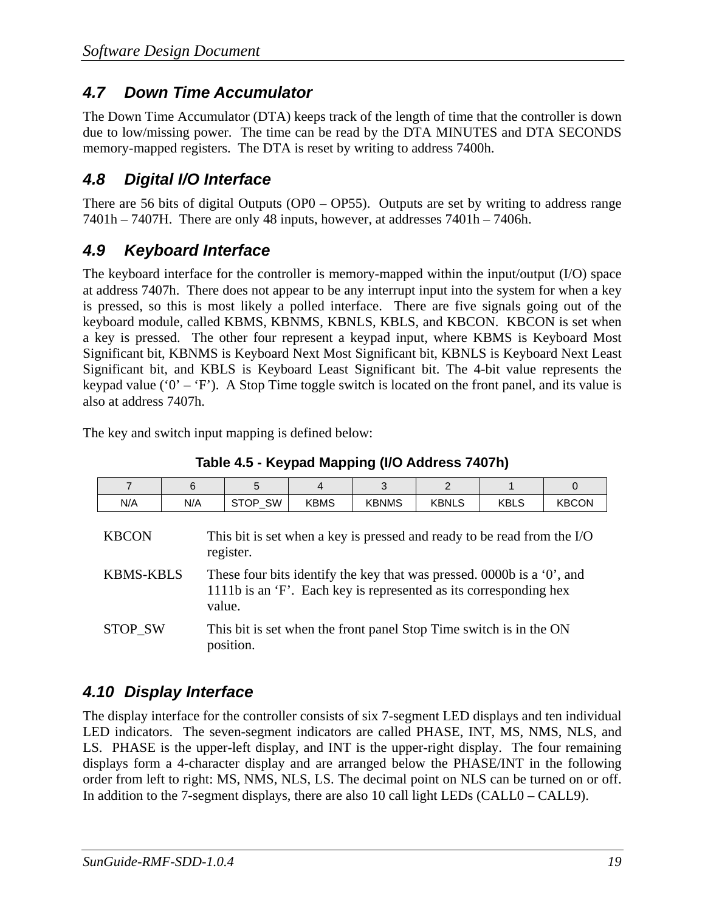## 4.7 Down Time Accumulator

The Down Time Accumulator (DTA) keeps track of the length of time that the controller is down due to low/missing power. The time can be read by the DTA MINUTES and DTA SECONDS memory-mapped registers. The DTA is reset by writing to address 7400h.

## 4.8 Digital I/O Interface

There are 56 bits of digital Outputs (OP0 – OP55). Outputs are set by writing to address range 7401h – 7407H. There are only 48 inputs, however, at addresses 7401h – 7406h.

## 4.9 Keyboard Interface

The keyboard interface for the controller is memory-mapped within the input/output (I/O) space at address 7407h. There does not appear to be any interrupt input into the system for when a key is pressed, so this is most likely a polled interface. There are five signals going out of the keyboard module, called KBMS, KBNMS, KBNLS, KBLS, and KBCON. KBCON is set when a key is pressed. The other four represent a keypad input, where KBMS is Keyboard Most Significant bit, KBNMS is Keyboard Next Most Significant bit, KBNLS is Keyboard Next Least Significant bit, and KBLS is Keyboard Least Significant bit. The 4-bit value represents the keypad value ('0' – 'F'). A Stop Time toggle switch is located on the front panel, and its value is also at address 7407h.

The key and switch input mapping is defined below:

**Table 4.5 - Keypad Mapping (I/O Address 7407h)**

| 7 | 6 | 5 | 4 | 3 | 2 | 1 | 0 |
|---|---|---|---|---|---|---|---|
| N/A | N/A | STOP_SW | KBMS | KBNMS | KBNLS | KBLS | KBCON |

| | |
|---|---|
| KBCON | This bit is set when a key is pressed and ready to be read from the I/O register. |
| KBMS-KBLS | These four bits identify the key that was pressed. 0000b is a '0', and 1111b is an 'F'. Each key is represented as its corresponding hex value. |
| STOP_SW | This bit is set when the front panel Stop Time switch is in the ON position. |

## 4.10 Display Interface

The display interface for the controller consists of six 7-segment LED displays and ten individual LED indicators. The seven-segment indicators are called PHASE, INT, MS, NMS, NLS, and LS. PHASE is the upper-left display, and INT is the upper-right display. The four remaining displays form a 4-character display and are arranged below the PHASE/INT in the following order from left to right: MS, NMS, NLS, LS. The decimal point on NLS can be turned on or off. In addition to the 7-segment displays, there are also 10 call light LEDs (CALL0 – CALL9).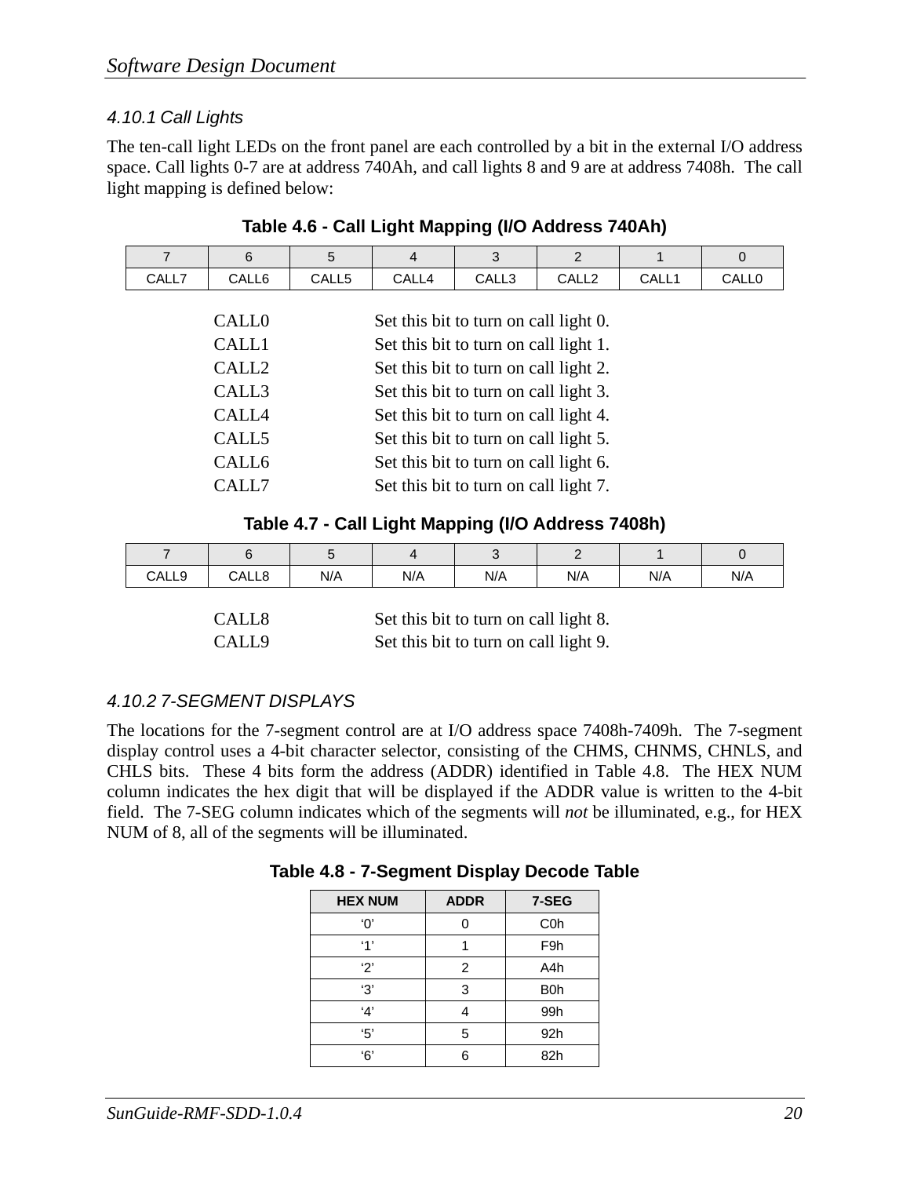#### 4.10.1 Call Lights

The ten-call light LEDs on the front panel are each controlled by a bit in the external I/O address space. Call lights 0-7 are at address 740Ah, and call lights 8 and 9 are at address 7408h. The call light mapping is defined below:

**Table 4.6 - Call Light Mapping (I/O Address 740Ah)**

| 7 | 6 | 5 | 4 | 3 | 2 | 1 | 0 |
|---|---|---|---|---|---|---|---|
| CALL7 | CALL6 | CALL5 | CALL4 | CALL3 | CALL2 | CALL1 | CALL0 |

| | |
|---|---|
| CALL0 | Set this bit to turn on call light 0. |
| CALL1 | Set this bit to turn on call light 1. |
| CALL2 | Set this bit to turn on call light 2. |
| CALL3 | Set this bit to turn on call light 3. |
| CALL4 | Set this bit to turn on call light 4. |
| CALL5 | Set this bit to turn on call light 5. |
| CALL6 | Set this bit to turn on call light 6. |
| CALL7 | Set this bit to turn on call light 7. |

**Table 4.7 - Call Light Mapping (I/O Address 7408h)**

| 7 | 6 | 5 | 4 | 3 | 2 | 1 | 0 |
|---|---|---|---|---|---|---|---|
| CALL9 | CALL8 | N/A | N/A | N/A | N/A | N/A | N/A |

| | |
|---|---|
| CALL8 | Set this bit to turn on call light 8. |
| CALL9 | Set this bit to turn on call light 9. |

#### 4.10.2 7-SEGMENT DISPLAYS

The locations for the 7-segment control are at I/O address space 7408h-7409h. The 7-segment display control uses a 4-bit character selector, consisting of the CHMS, CHNMS, CHNLS, and CHLS bits. These 4 bits form the address (ADDR) identified in Table 4.8. The HEX NUM column indicates the hex digit that will be displayed if the ADDR value is written to the 4-bit field. The 7-SEG column indicates which of the segments will *not* be illuminated, e.g., for HEX NUM of 8, all of the segments will be illuminated.

**Table 4.8 - 7-Segment Display Decode Table**

| HEX NUM | ADDR | 7-SEG |
|---|---|---|
| '0' | 0 | C0h |
| '1' | 1 | F9h |
| '2' | 2 | A4h |
| '3' | 3 | B0h |
| '4' | 4 | 99h |
| '5' | 5 | 92h |
| '6' | 6 | 82h |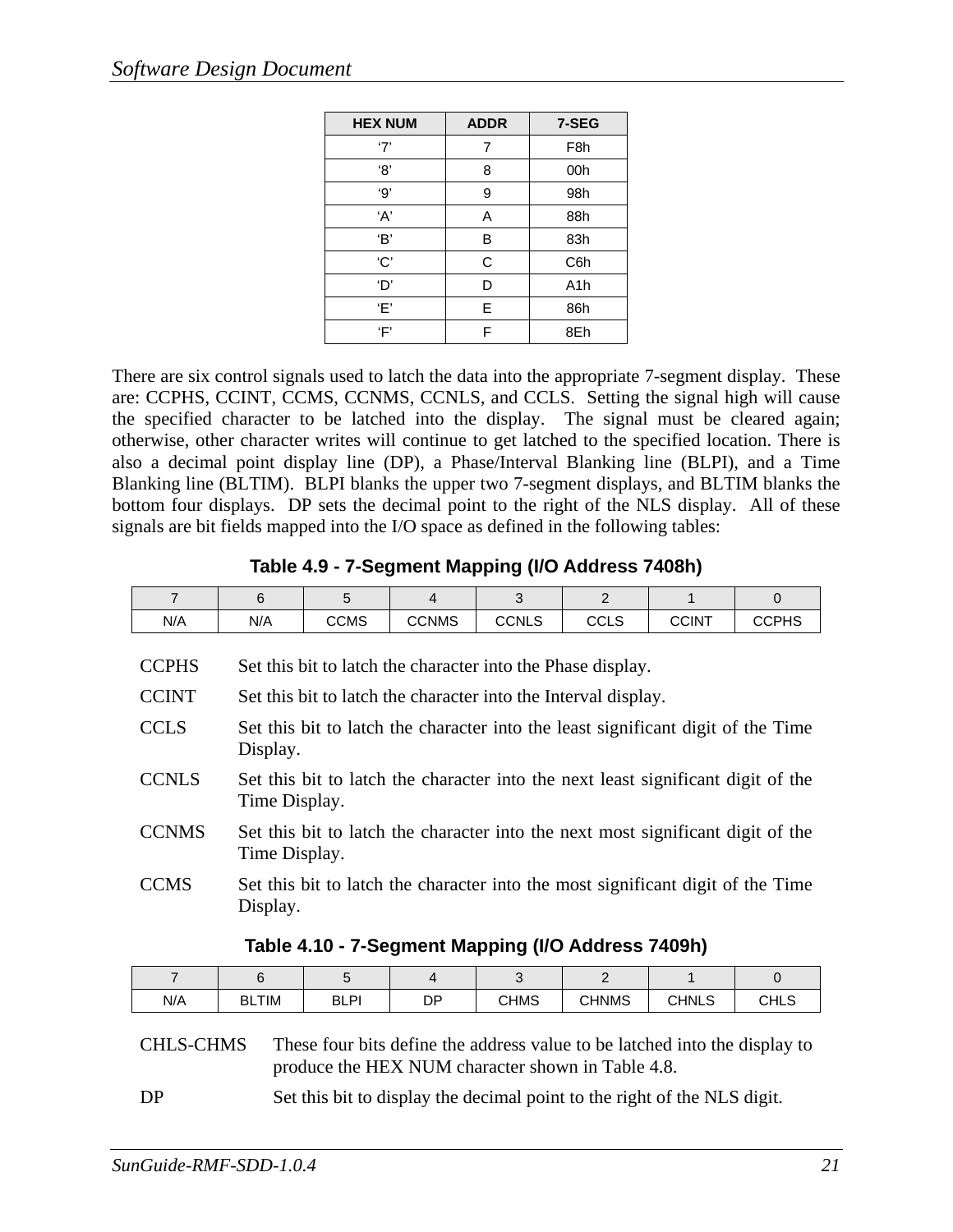| HEX NUM | ADDR | 7-SEG |
|---|---|---|
| '7' | 7 | F8h |
| '8' | 8 | 00h |
| '9' | 9 | 98h |
| 'A' | A | 88h |
| 'B' | B | 83h |
| 'C' | C | C6h |
| 'D' | D | A1h |
| 'E' | E | 86h |
| 'F' | F | 8Eh |

There are six control signals used to latch the data into the appropriate 7-segment display. These are: CCPHS, CCINT, CCMS, CCNMS, CCNLS, and CCLS. Setting the signal high will cause the specified character to be latched into the display. The signal must be cleared again; otherwise, other character writes will continue to get latched to the specified location. There is also a decimal point display line (DP), a Phase/Interval Blanking line (BLPI), and a Time Blanking line (BLTIM). BLPI blanks the upper two 7-segment displays, and BLTIM blanks the bottom four displays. DP sets the decimal point to the right of the NLS display. All of these signals are bit fields mapped into the I/O space as defined in the following tables:

**Table 4.9 - 7-Segment Mapping (I/O Address 7408h)**

| 7 | 6 | 5 | 4 | 3 | 2 | 1 | 0 |
|---|---|---|---|---|---|---|---|
| N/A | N/A | CCMS | CCNMS | CCNLS | CCLS | CCINT | CCPHS |

CCPHS — Set this bit to latch the character into the Phase display.

CCINT — Set this bit to latch the character into the Interval display.

CCLS — Set this bit to latch the character into the least significant digit of the Time Display.

CCNLS — Set this bit to latch the character into the next least significant digit of the Time Display.

CCNMS — Set this bit to latch the character into the next most significant digit of the Time Display.

CCMS — Set this bit to latch the character into the most significant digit of the Time Display.

**Table 4.10 - 7-Segment Mapping (I/O Address 7409h)**

| 7 | 6 | 5 | 4 | 3 | 2 | 1 | 0 |
|---|---|---|---|---|---|---|---|
| N/A | BLTIM | BLPI | DP | CHMS | CHNMS | CHNLS | CHLS |

CHLS-CHMS — These four bits define the address value to be latched into the display to produce the HEX NUM character shown in Table 4.8.

DP — Set this bit to display the decimal point to the right of the NLS digit.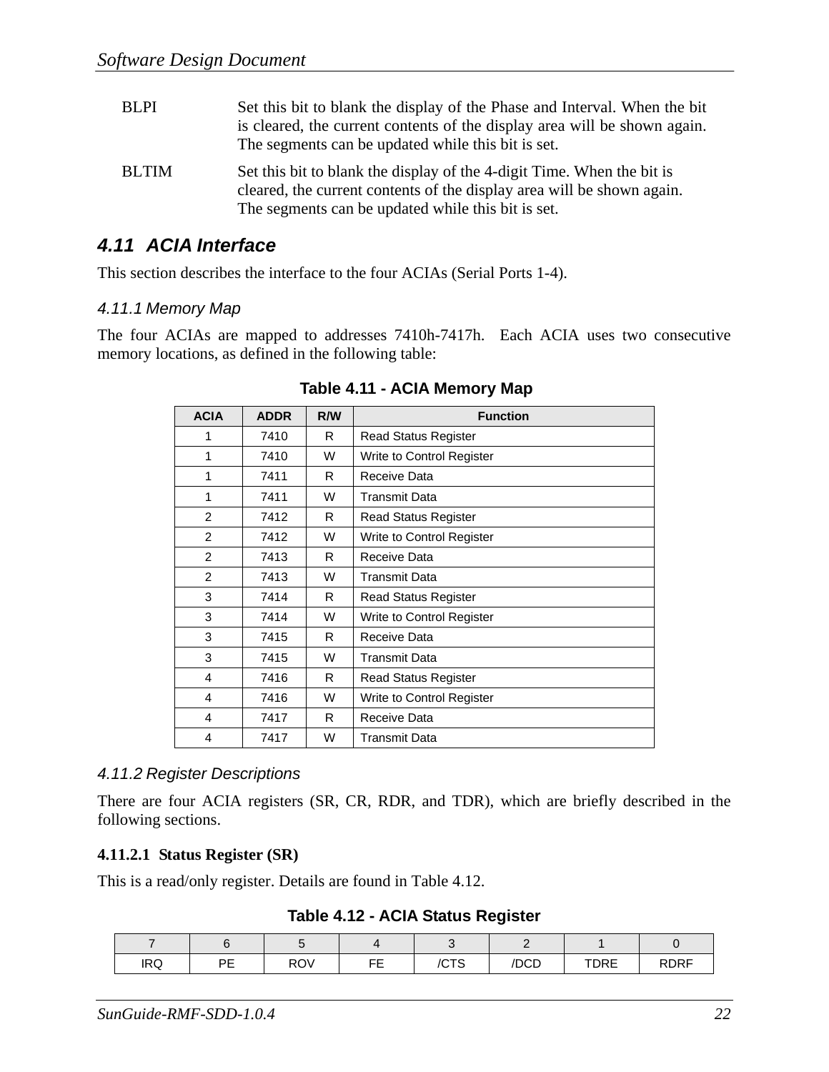BLPI Set this bit to blank the display of the Phase and Interval. When the bit is cleared, the current contents of the display area will be shown again. The segments can be updated while this bit is set.

BLTIM Set this bit to blank the display of the 4-digit Time. When the bit is cleared, the current contents of the display area will be shown again. The segments can be updated while this bit is set.

## 4.11 ACIA Interface

This section describes the interface to the four ACIAs (Serial Ports 1-4).

### 4.11.1 Memory Map

The four ACIAs are mapped to addresses 7410h-7417h. Each ACIA uses two consecutive memory locations, as defined in the following table:

**Table 4.11 - ACIA Memory Map**

| ACIA | ADDR | R/W | Function |
|---|---|---|---|
| 1 | 7410 | R | Read Status Register |
| 1 | 7410 | W | Write to Control Register |
| 1 | 7411 | R | Receive Data |
| 1 | 7411 | W | Transmit Data |
| 2 | 7412 | R | Read Status Register |
| 2 | 7412 | W | Write to Control Register |
| 2 | 7413 | R | Receive Data |
| 2 | 7413 | W | Transmit Data |
| 3 | 7414 | R | Read Status Register |
| 3 | 7414 | W | Write to Control Register |
| 3 | 7415 | R | Receive Data |
| 3 | 7415 | W | Transmit Data |
| 4 | 7416 | R | Read Status Register |
| 4 | 7416 | W | Write to Control Register |
| 4 | 7417 | R | Receive Data |
| 4 | 7417 | W | Transmit Data |

### 4.11.2 Register Descriptions

There are four ACIA registers (SR, CR, RDR, and TDR), which are briefly described in the following sections.

#### 4.11.2.1 Status Register (SR)

This is a read/only register. Details are found in Table 4.12.

**Table 4.12 - ACIA Status Register**

| 7 | 6 | 5 | 4 | 3 | 2 | 1 | 0 |
|---|---|---|---|---|---|---|---|
| IRQ | PE | ROV | FE | /CTS | /DCD | TDRE | RDRF |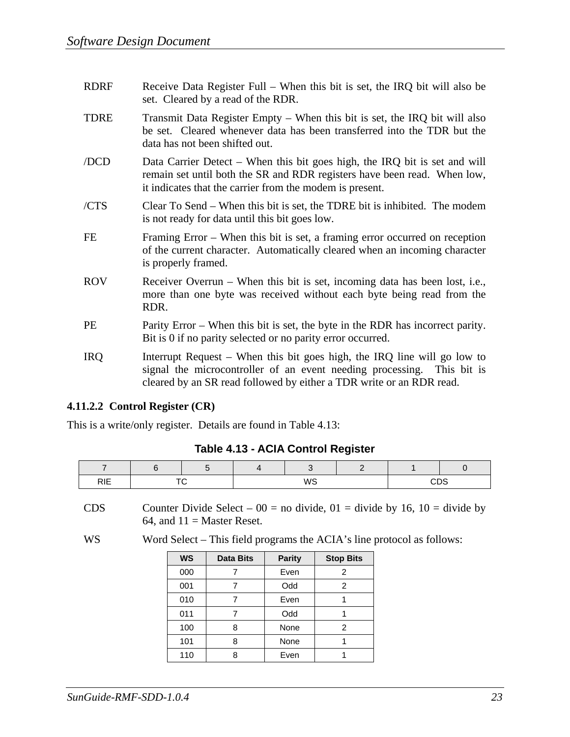RDRF Receive Data Register Full – When this bit is set, the IRQ bit will also be set. Cleared by a read of the RDR.

TDRE Transmit Data Register Empty – When this bit is set, the IRQ bit will also be set. Cleared whenever data has been transferred into the TDR but the data has not been shifted out.

/DCD Data Carrier Detect – When this bit goes high, the IRQ bit is set and will remain set until both the SR and RDR registers have been read. When low, it indicates that the carrier from the modem is present.

/CTS Clear To Send – When this bit is set, the TDRE bit is inhibited. The modem is not ready for data until this bit goes low.

FE Framing Error – When this bit is set, a framing error occurred on reception of the current character. Automatically cleared when an incoming character is properly framed.

ROV Receiver Overrun – When this bit is set, incoming data has been lost, i.e., more than one byte was received without each byte being read from the RDR.

PE Parity Error – When this bit is set, the byte in the RDR has incorrect parity. Bit is 0 if no parity selected or no parity error occurred.

IRQ Interrupt Request – When this bit goes high, the IRQ line will go low to signal the microcontroller of an event needing processing. This bit is cleared by an SR read followed by either a TDR write or an RDR read.

#### 4.11.2.2 Control Register (CR)

This is a write/only register. Details are found in Table 4.13:

**Table 4.13 - ACIA Control Register**

| 7 | 6 | 5 | 4 | 3 | 2 | 1 | 0 |
|---|---|---|---|---|---|---|---|
| RIE | TC | | WS | | | CDS | |

CDS Counter Divide Select – 00 = no divide, 01 = divide by 16, 10 = divide by 64, and 11 = Master Reset.

WS Word Select – This field programs the ACIA's line protocol as follows:

| WS | Data Bits | Parity | Stop Bits |
|---|---|---|---|
| 000 | 7 | Even | 2 |
| 001 | 7 | Odd | 2 |
| 010 | 7 | Even | 1 |
| 011 | 7 | Odd | 1 |
| 100 | 8 | None | 2 |
| 101 | 8 | None | 1 |
| 110 | 8 | Even | 1 |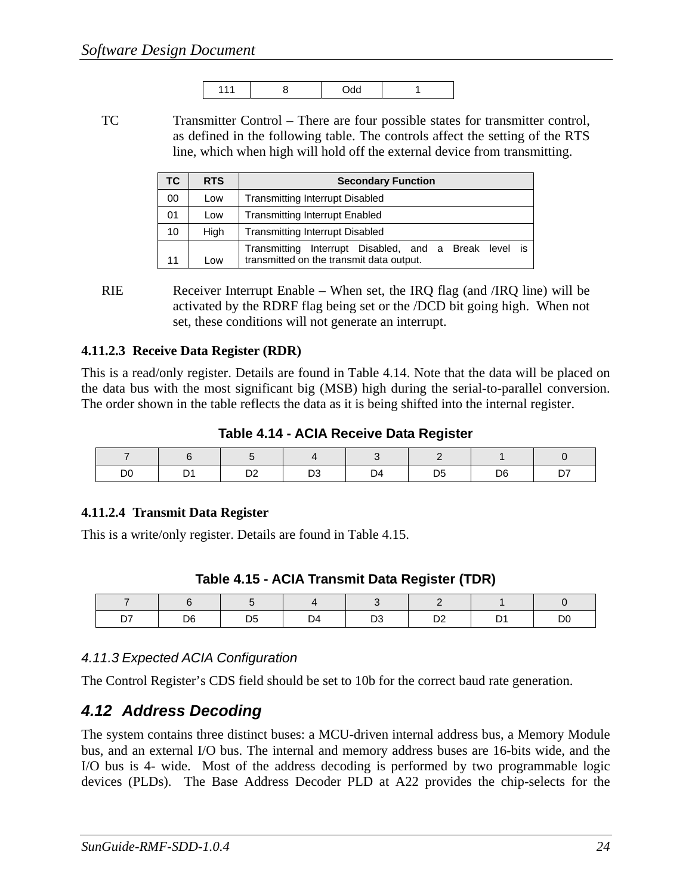| 111 | 8 | Odd | 1 |
|---|---|---|---|

TC Transmitter Control – There are four possible states for transmitter control, as defined in the following table. The controls affect the setting of the RTS line, which when high will hold off the external device from transmitting.

| TC | RTS | Secondary Function |
|---|---|---|
| 00 | Low | Transmitting Interrupt Disabled |
| 01 | Low | Transmitting Interrupt Enabled |
| 10 | High | Transmitting Interrupt Disabled |
| 11 | Low | Transmitting Interrupt Disabled, and a Break level is transmitted on the transmit data output. |

RIE Receiver Interrupt Enable – When set, the IRQ flag (and /IRQ line) will be activated by the RDRF flag being set or the /DCD bit going high. When not set, these conditions will not generate an interrupt.

#### 4.11.2.3 Receive Data Register (RDR)

This is a read/only register. Details are found in Table 4.14. Note that the data will be placed on the data bus with the most significant big (MSB) high during the serial-to-parallel conversion. The order shown in the table reflects the data as it is being shifted into the internal register.

**Table 4.14 - ACIA Receive Data Register**

| 7 | 6 | 5 | 4 | 3 | 2 | 1 | 0 |
|---|---|---|---|---|---|---|---|
| D0 | D1 | D2 | D3 | D4 | D5 | D6 | D7 |

#### 4.11.2.4 Transmit Data Register

This is a write/only register. Details are found in Table 4.15.

**Table 4.15 - ACIA Transmit Data Register (TDR)**

| 7 | 6 | 5 | 4 | 3 | 2 | 1 | 0 |
|---|---|---|---|---|---|---|---|
| D7 | D6 | D5 | D4 | D3 | D2 | D1 | D0 |

### *4.11.3 Expected ACIA Configuration*

The Control Register's CDS field should be set to 10b for the correct baud rate generation.

## *4.12 Address Decoding*

The system contains three distinct buses: a MCU-driven internal address bus, a Memory Module bus, and an external I/O bus. The internal and memory address buses are 16-bits wide, and the I/O bus is 4- wide. Most of the address decoding is performed by two programmable logic devices (PLDs). The Base Address Decoder PLD at A22 provides the chip-selects for the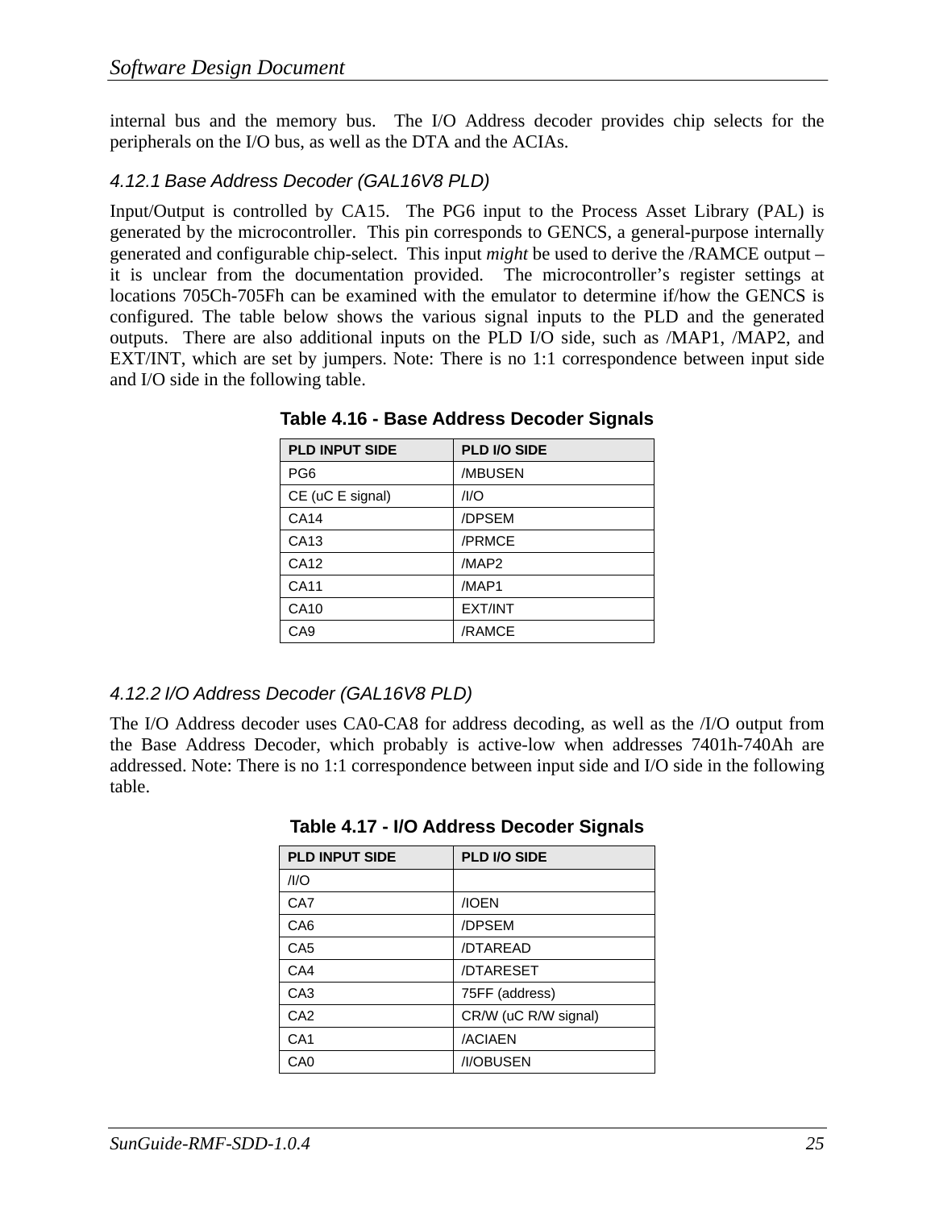internal bus and the memory bus. The I/O Address decoder provides chip selects for the peripherals on the I/O bus, as well as the DTA and the ACIAs.

### 4.12.1 Base Address Decoder (GAL16V8 PLD)

Input/Output is controlled by CA15. The PG6 input to the Process Asset Library (PAL) is generated by the microcontroller. This pin corresponds to GENCS, a general-purpose internally generated and configurable chip-select. This input *might* be used to derive the /RAMCE output – it is unclear from the documentation provided. The microcontroller's register settings at locations 705Ch-705Fh can be examined with the emulator to determine if/how the GENCS is configured. The table below shows the various signal inputs to the PLD and the generated outputs. There are also additional inputs on the PLD I/O side, such as /MAP1, /MAP2, and EXT/INT, which are set by jumpers. Note: There is no 1:1 correspondence between input side and I/O side in the following table.

**Table 4.16 - Base Address Decoder Signals**

| PLD INPUT SIDE | PLD I/O SIDE |
|---|---|
| PG6 | /MBUSEN |
| CE (uC E signal) | /I/O |
| CA14 | /DPSEM |
| CA13 | /PRMCE |
| CA12 | /MAP2 |
| CA11 | /MAP1 |
| CA10 | EXT/INT |
| CA9 | /RAMCE |

### 4.12.2 I/O Address Decoder (GAL16V8 PLD)

The I/O Address decoder uses CA0-CA8 for address decoding, as well as the /I/O output from the Base Address Decoder, which probably is active-low when addresses 7401h-740Ah are addressed. Note: There is no 1:1 correspondence between input side and I/O side in the following table.

**Table 4.17 - I/O Address Decoder Signals**

| PLD INPUT SIDE | PLD I/O SIDE |
|---|---|
| /I/O | |
| CA7 | /IOEN |
| CA6 | /DPSEM |
| CA5 | /DTAREAD |
| CA4 | /DTARESET |
| CA3 | 75FF (address) |
| CA2 | CR/W (uC R/W signal) |
| CA1 | /ACIAEN |
| CA0 | /I/OBUSEN |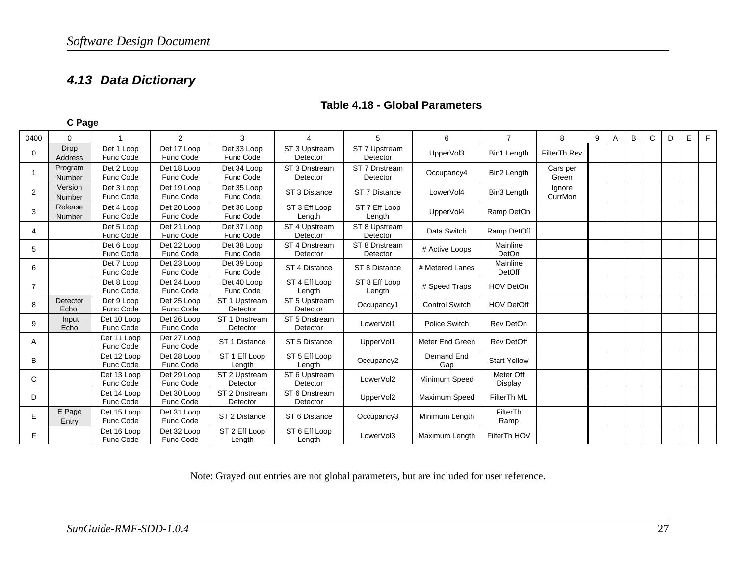## 4.13 Data Dictionary

**Table 4.18 - Global Parameters**

**C Page**

| 0400 | 0 | 1 | 2 | 3 | 4 | 5 | 6 | 7 | 8 | 9 | A | B | C | D | E | F |
|---|---|---|---|---|---|---|---|---|---|---|---|---|---|---|---|---|
| 0 | Drop Address | Det 1 Loop Func Code | Det 17 Loop Func Code | Det 33 Loop Func Code | ST 3 Upstream Detector | ST 7 Upstream Detector | UpperVol3 | Bin1 Length | FilterTh Rev | | | | | | | |
| 1 | Program Number | Det 2 Loop Func Code | Det 18 Loop Func Code | Det 34 Loop Func Code | ST 3 Dnstream Detector | ST 7 Dnstream Detector | Occupancy4 | Bin2 Length | Cars per Green | | | | | | | |
| 2 | Version Number | Det 3 Loop Func Code | Det 19 Loop Func Code | Det 35 Loop Func Code | ST 3 Distance | ST 7 Distance | LowerVol4 | Bin3 Length | Ignore CurrMon | | | | | | | |
| 3 | Release Number | Det 4 Loop Func Code | Det 20 Loop Func Code | Det 36 Loop Func Code | ST 3 Eff Loop Length | ST 7 Eff Loop Length | UpperVol4 | Ramp DetOn | | | | | | | | |
| 4 | | Det 5 Loop Func Code | Det 21 Loop Func Code | Det 37 Loop Func Code | ST 4 Upstream Detector | ST 8 Upstream Detector | Data Switch | Ramp DetOff | | | | | | | | |
| 5 | | Det 6 Loop Func Code | Det 22 Loop Func Code | Det 38 Loop Func Code | ST 4 Dnstream Detector | ST 8 Dnstream Detector | # Active Loops | Mainline DetOn | | | | | | | | |
| 6 | | Det 7 Loop Func Code | Det 23 Loop Func Code | Det 39 Loop Func Code | ST 4 Distance | ST 8 Distance | # Metered Lanes | Mainline DetOff | | | | | | | | |
| 7 | | Det 8 Loop Func Code | Det 24 Loop Func Code | Det 40 Loop Func Code | ST 4 Eff Loop Length | ST 8 Eff Loop Length | # Speed Traps | HOV DetOn | | | | | | | | |
| 8 | Detector Echo | Det 9 Loop Func Code | Det 25 Loop Func Code | ST 1 Upstream Detector | ST 5 Upstream Detector | Occupancy1 | Control Switch | HOV DetOff | | | | | | | | |
| 9 | Input Echo | Det 10 Loop Func Code | Det 26 Loop Func Code | ST 1 Dnstream Detector | ST 5 Dnstream Detector | LowerVol1 | Police Switch | Rev DetOn | | | | | | | | |
| A | | Det 11 Loop Func Code | Det 27 Loop Func Code | ST 1 Distance | ST 5 Distance | UpperVol1 | Meter End Green | Rev DetOff | | | | | | | | |
| B | | Det 12 Loop Func Code | Det 28 Loop Func Code | ST 1 Eff Loop Length | ST 5 Eff Loop Length | Occupancy2 | Demand End Gap | Start Yellow | | | | | | | | |
| C | | Det 13 Loop Func Code | Det 29 Loop Func Code | ST 2 Upstream Detector | ST 6 Upstream Detector | LowerVol2 | Minimum Speed | Meter Off Display | | | | | | | | |
| D | | Det 14 Loop Func Code | Det 30 Loop Func Code | ST 2 Dnstream Detector | ST 6 Dnstream Detector | UpperVol2 | Maximum Speed | FilterTh ML | | | | | | | | |
| E | E Page Entry | Det 15 Loop Func Code | Det 31 Loop Func Code | ST 2 Distance | ST 6 Distance | Occupancy3 | Minimum Length | FilterTh Ramp | | | | | | | | |
| F | | Det 16 Loop Func Code | Det 32 Loop Func Code | ST 2 Eff Loop Length | ST 6 Eff Loop Length | LowerVol3 | Maximum Length | FilterTh HOV | | | | | | | | |

Note: Grayed out entries are not global parameters, but are included for user reference.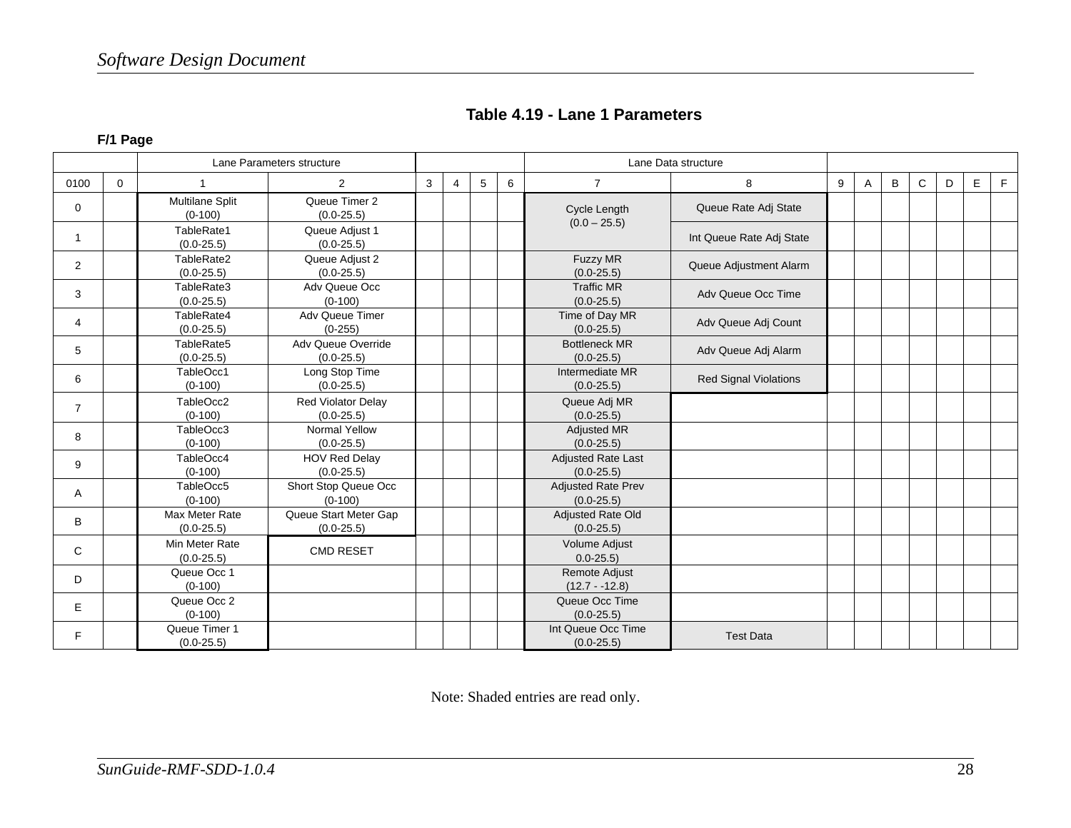## Table 4.19 - Lane 1 Parameters

**F/1 Page**

| | | Lane Parameters structure | | | | | | Lane Data structure | | | | | | | | | |
|---|---|---|---|---|---|---|---|---|---|---|---|---|---|---|---|---|---|
| 0100 | 0 | 1 | 2 | 3 | 4 | 5 | 6 | 7 | 8 | 9 | A | B | C | D | E | F |
| 0 | | Multilane Split (0-100) | Queue Timer 2 (0.0-25.5) | | | | | Cycle Length (0.0 – 25.5) | Queue Rate Adj State | | | | | | | |
| 1 | | TableRate1 (0.0-25.5) | Queue Adjust 1 (0.0-25.5) | | | | | | Int Queue Rate Adj State | | | | | | | |
| 2 | | TableRate2 (0.0-25.5) | Queue Adjust 2 (0.0-25.5) | | | | | Fuzzy MR (0.0-25.5) | Queue Adjustment Alarm | | | | | | | |
| 3 | | TableRate3 (0.0-25.5) | Adv Queue Occ (0-100) | | | | | Traffic MR (0.0-25.5) | Adv Queue Occ Time | | | | | | | |
| 4 | | TableRate4 (0.0-25.5) | Adv Queue Timer (0-255) | | | | | Time of Day MR (0.0-25.5) | Adv Queue Adj Count | | | | | | | |
| 5 | | TableRate5 (0.0-25.5) | Adv Queue Override (0.0-25.5) | | | | | Bottleneck MR (0.0-25.5) | Adv Queue Adj Alarm | | | | | | | |
| 6 | | TableOcc1 (0-100) | Long Stop Time (0.0-25.5) | | | | | Intermediate MR (0.0-25.5) | Red Signal Violations | | | | | | | |
| 7 | | TableOcc2 (0-100) | Red Violator Delay (0.0-25.5) | | | | | Queue Adj MR (0.0-25.5) | | | | | | | | |
| 8 | | TableOcc3 (0-100) | Normal Yellow (0.0-25.5) | | | | | Adjusted MR (0.0-25.5) | | | | | | | | |
| 9 | | TableOcc4 (0-100) | HOV Red Delay (0.0-25.5) | | | | | Adjusted Rate Last (0.0-25.5) | | | | | | | | |
| A | | TableOcc5 (0-100) | Short Stop Queue Occ (0-100) | | | | | Adjusted Rate Prev (0.0-25.5) | | | | | | | | |
| B | | Max Meter Rate (0.0-25.5) | Queue Start Meter Gap (0.0-25.5) | | | | | Adjusted Rate Old (0.0-25.5) | | | | | | | | |
| C | | Min Meter Rate (0.0-25.5) | CMD RESET | | | | | Volume Adjust 0.0-25.5) | | | | | | | | |
| D | | Queue Occ 1 (0-100) | | | | | | Remote Adjust (12.7 - -12.8) | | | | | | | | |
| E | | Queue Occ 2 (0-100) | | | | | | Queue Occ Time (0.0-25.5) | | | | | | | | |
| F | | Queue Timer 1 (0.0-25.5) | | | | | | Int Queue Occ Time (0.0-25.5) | Test Data | | | | | | | |

Note: Shaded entries are read only.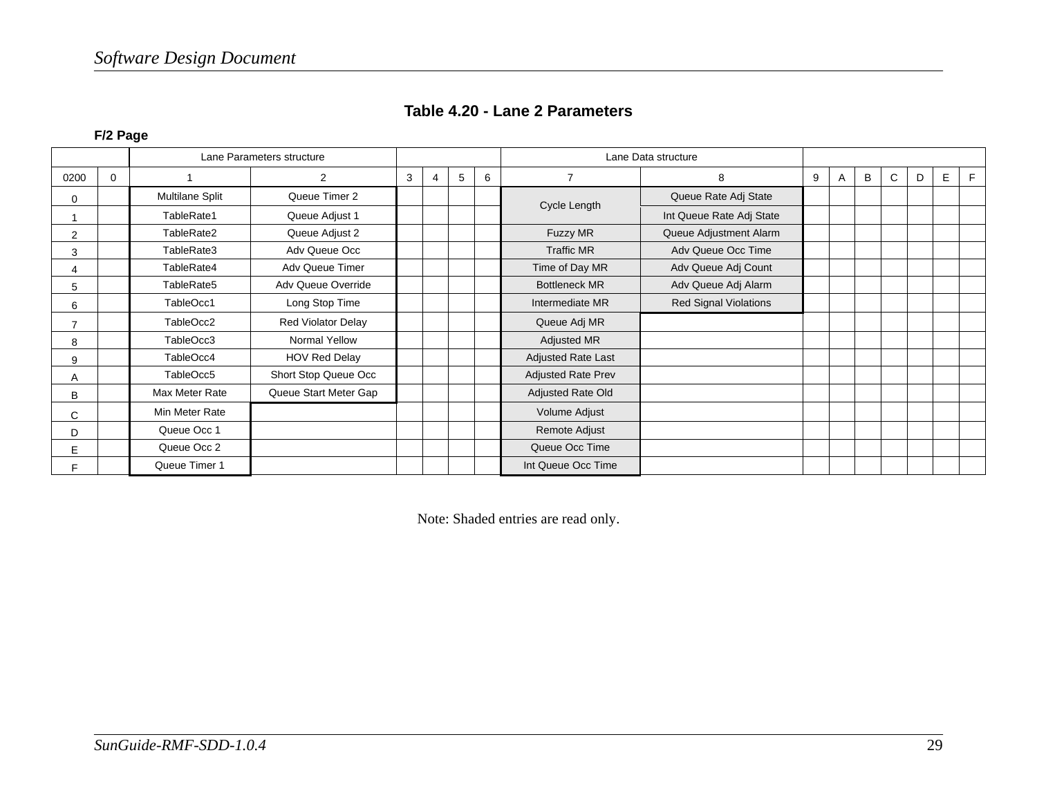## Table 4.20 - Lane 2 Parameters

**F/2 Page**

| | | Lane Parameters structure | | | | | | Lane Data structure | | | | | | | | |
|---|---|---|---|---|---|---|---|---|---|---|---|---|---|---|---|---|
| 0200 | 0 | 1 | 2 | 3 | 4 | 5 | 6 | 7 | 8 | 9 | A | B | C | D | E | F |
| 0 | | Multilane Split | Queue Timer 2 | | | | | Cycle Length | Queue Rate Adj State | | | | | | | |
| 1 | | TableRate1 | Queue Adjust 1 | | | | | | Int Queue Rate Adj State | | | | | | | |
| 2 | | TableRate2 | Queue Adjust 2 | | | | | Fuzzy MR | Queue Adjustment Alarm | | | | | | | |
| 3 | | TableRate3 | Adv Queue Occ | | | | | Traffic MR | Adv Queue Occ Time | | | | | | | |
| 4 | | TableRate4 | Adv Queue Timer | | | | | Time of Day MR | Adv Queue Adj Count | | | | | | | |
| 5 | | TableRate5 | Adv Queue Override | | | | | Bottleneck MR | Adv Queue Adj Alarm | | | | | | | |
| 6 | | TableOcc1 | Long Stop Time | | | | | Intermediate MR | Red Signal Violations | | | | | | | |
| 7 | | TableOcc2 | Red Violator Delay | | | | | Queue Adj MR | | | | | | | | |
| 8 | | TableOcc3 | Normal Yellow | | | | | Adjusted MR | | | | | | | | |
| 9 | | TableOcc4 | HOV Red Delay | | | | | Adjusted Rate Last | | | | | | | | |
| A | | TableOcc5 | Short Stop Queue Occ | | | | | Adjusted Rate Prev | | | | | | | | |
| B | | Max Meter Rate | Queue Start Meter Gap | | | | | Adjusted Rate Old | | | | | | | | |
| C | | Min Meter Rate | | | | | | Volume Adjust | | | | | | | | |
| D | | Queue Occ 1 | | | | | | Remote Adjust | | | | | | | | |
| E | | Queue Occ 2 | | | | | | Queue Occ Time | | | | | | | | |
| F | | Queue Timer 1 | | | | | | Int Queue Occ Time | | | | | | | | |

Note: Shaded entries are read only.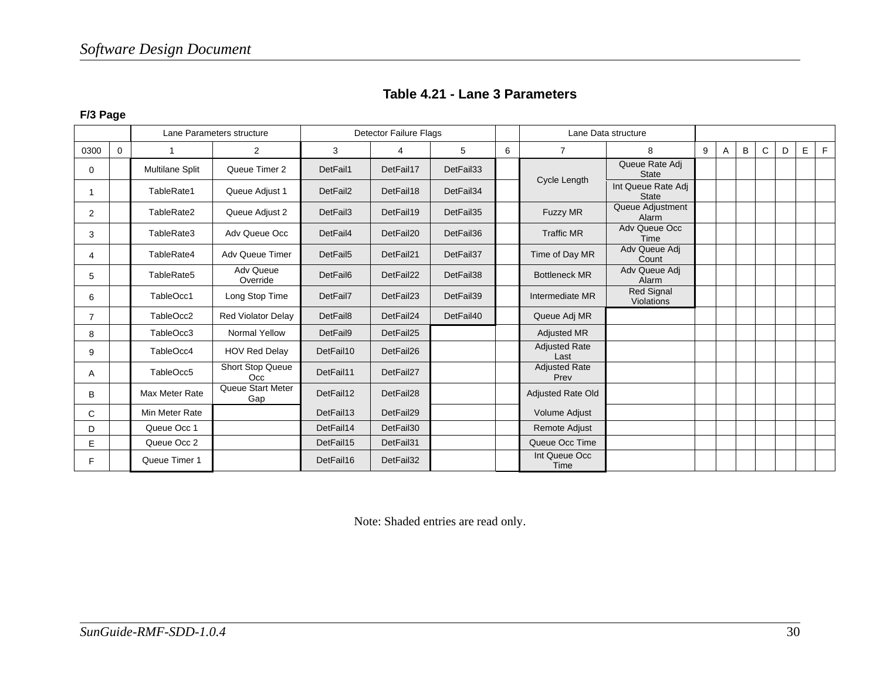## Table 4.21 - Lane 3 Parameters

**F/3 Page**

| | | Lane Parameters structure | | Detector Failure Flags | | | | Lane Data structure | | | | | | | | |
|---|---|---|---|---|---|---|---|---|---|---|---|---|---|---|---|---|
| 0300 | 0 | 1 | 2 | 3 | 4 | 5 | 6 | 7 | 8 | 9 | A | B | C | D | E | F |
| 0 | | Multilane Split | Queue Timer 2 | DetFail1 | DetFail17 | DetFail33 | | Cycle Length | Queue Rate Adj State | | | | | | | |
| 1 | | TableRate1 | Queue Adjust 1 | DetFail2 | DetFail18 | DetFail34 | | | Int Queue Rate Adj State | | | | | | | |
| 2 | | TableRate2 | Queue Adjust 2 | DetFail3 | DetFail19 | DetFail35 | | Fuzzy MR | Queue Adjustment Alarm | | | | | | | |
| 3 | | TableRate3 | Adv Queue Occ | DetFail4 | DetFail20 | DetFail36 | | Traffic MR | Adv Queue Occ Time | | | | | | | |
| 4 | | TableRate4 | Adv Queue Timer | DetFail5 | DetFail21 | DetFail37 | | Time of Day MR | Adv Queue Adj Count | | | | | | | |
| 5 | | TableRate5 | Adv Queue Override | DetFail6 | DetFail22 | DetFail38 | | Bottleneck MR | Adv Queue Adj Alarm | | | | | | | |
| 6 | | TableOcc1 | Long Stop Time | DetFail7 | DetFail23 | DetFail39 | | Intermediate MR | Red Signal Violations | | | | | | | |
| 7 | | TableOcc2 | Red Violator Delay | DetFail8 | DetFail24 | DetFail40 | | Queue Adj MR | | | | | | | | |
| 8 | | TableOcc3 | Normal Yellow | DetFail9 | DetFail25 | | | Adjusted MR | | | | | | | | |
| 9 | | TableOcc4 | HOV Red Delay | DetFail10 | DetFail26 | | | Adjusted Rate Last | | | | | | | | |
| A | | TableOcc5 | Short Stop Queue Occ | DetFail11 | DetFail27 | | | Adjusted Rate Prev | | | | | | | | |
| B | | Max Meter Rate | Queue Start Meter Gap | DetFail12 | DetFail28 | | | Adjusted Rate Old | | | | | | | | |
| C | | Min Meter Rate | | DetFail13 | DetFail29 | | | Volume Adjust | | | | | | | | |
| D | | Queue Occ 1 | | DetFail14 | DetFail30 | | | Remote Adjust | | | | | | | | |
| E | | Queue Occ 2 | | DetFail15 | DetFail31 | | | Queue Occ Time | | | | | | | | |
| F | | Queue Timer 1 | | DetFail16 | DetFail32 | | | Int Queue Occ Time | | | | | | | | |

Note: Shaded entries are read only.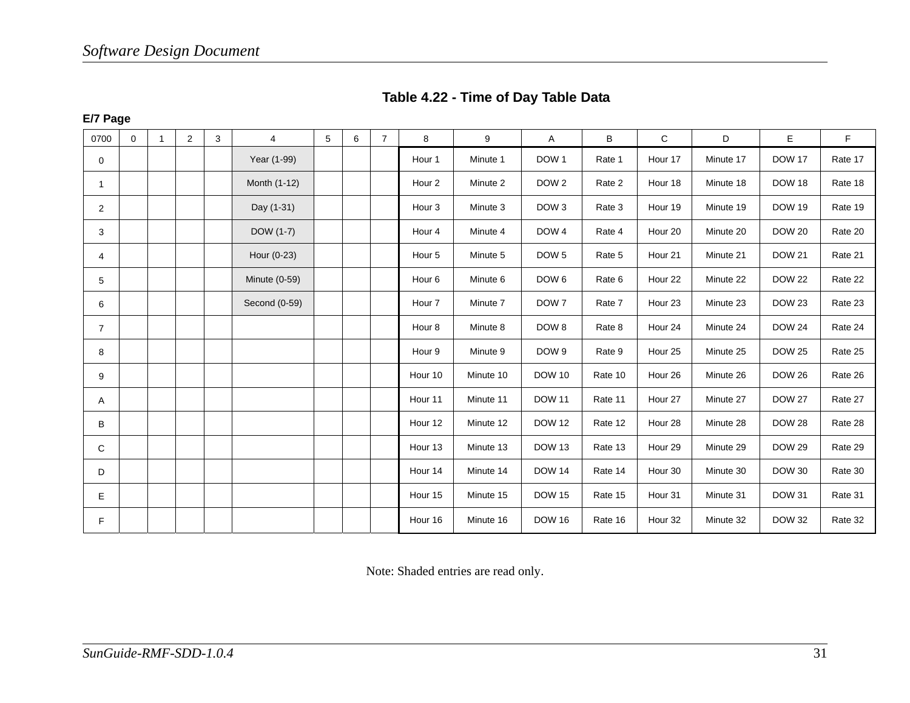**Table 4.22 - Time of Day Table Data**

**E/7 Page**

| 0700 | 0 | 1 | 2 | 3 | 4 | 5 | 6 | 7 | 8 | 9 | A | B | C | D | E | F |
|---|---|---|---|---|---|---|---|---|---|---|---|---|---|---|---|---|
| 0 | | | | | Year (1-99) | | | | Hour 1 | Minute 1 | DOW 1 | Rate 1 | Hour 17 | Minute 17 | DOW 17 | Rate 17 |
| 1 | | | | | Month (1-12) | | | | Hour 2 | Minute 2 | DOW 2 | Rate 2 | Hour 18 | Minute 18 | DOW 18 | Rate 18 |
| 2 | | | | | Day (1-31) | | | | Hour 3 | Minute 3 | DOW 3 | Rate 3 | Hour 19 | Minute 19 | DOW 19 | Rate 19 |
| 3 | | | | | DOW (1-7) | | | | Hour 4 | Minute 4 | DOW 4 | Rate 4 | Hour 20 | Minute 20 | DOW 20 | Rate 20 |
| 4 | | | | | Hour (0-23) | | | | Hour 5 | Minute 5 | DOW 5 | Rate 5 | Hour 21 | Minute 21 | DOW 21 | Rate 21 |
| 5 | | | | | Minute (0-59) | | | | Hour 6 | Minute 6 | DOW 6 | Rate 6 | Hour 22 | Minute 22 | DOW 22 | Rate 22 |
| 6 | | | | | Second (0-59) | | | | Hour 7 | Minute 7 | DOW 7 | Rate 7 | Hour 23 | Minute 23 | DOW 23 | Rate 23 |
| 7 | | | | | | | | | Hour 8 | Minute 8 | DOW 8 | Rate 8 | Hour 24 | Minute 24 | DOW 24 | Rate 24 |
| 8 | | | | | | | | | Hour 9 | Minute 9 | DOW 9 | Rate 9 | Hour 25 | Minute 25 | DOW 25 | Rate 25 |
| 9 | | | | | | | | | Hour 10 | Minute 10 | DOW 10 | Rate 10 | Hour 26 | Minute 26 | DOW 26 | Rate 26 |
| A | | | | | | | | | Hour 11 | Minute 11 | DOW 11 | Rate 11 | Hour 27 | Minute 27 | DOW 27 | Rate 27 |
| B | | | | | | | | | Hour 12 | Minute 12 | DOW 12 | Rate 12 | Hour 28 | Minute 28 | DOW 28 | Rate 28 |
| C | | | | | | | | | Hour 13 | Minute 13 | DOW 13 | Rate 13 | Hour 29 | Minute 29 | DOW 29 | Rate 29 |
| D | | | | | | | | | Hour 14 | Minute 14 | DOW 14 | Rate 14 | Hour 30 | Minute 30 | DOW 30 | Rate 30 |
| E | | | | | | | | | Hour 15 | Minute 15 | DOW 15 | Rate 15 | Hour 31 | Minute 31 | DOW 31 | Rate 31 |
| F | | | | | | | | | Hour 16 | Minute 16 | DOW 16 | Rate 16 | Hour 32 | Minute 32 | DOW 32 | Rate 32 |

Note: Shaded entries are read only.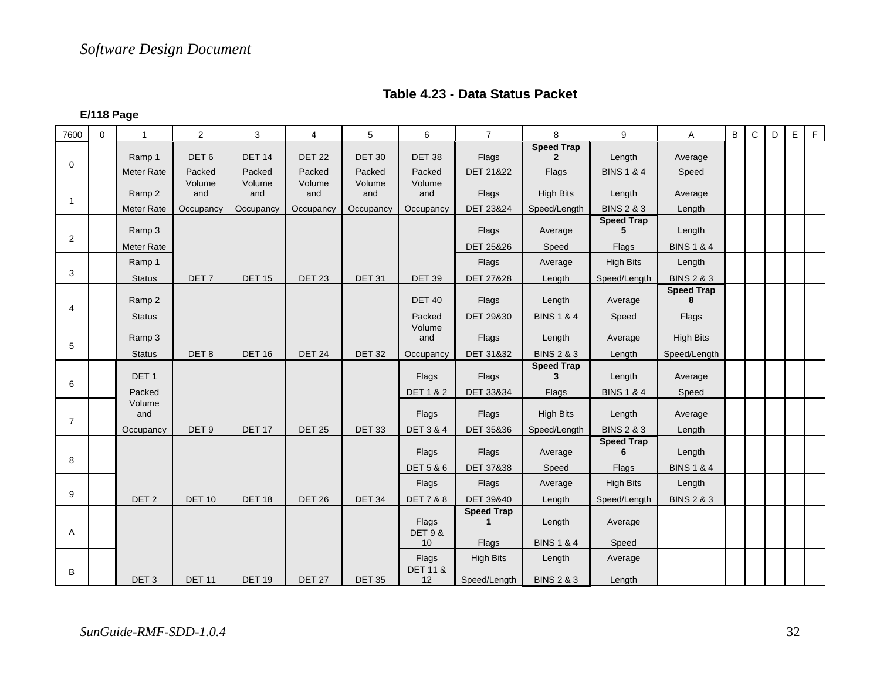## Table 4.23 - Data Status Packet

**E/118 Page**

| 7600 | 0 | 1 | 2 | 3 | 4 | 5 | 6 | 7 | 8 | 9 | A | B | C | D | E | F |
|---|---|---|---|---|---|---|---|---|---|---|---|---|---|---|---|---|
| 0 | | Ramp 1 Meter Rate | DET 6 Packed | DET 14 Packed | DET 22 Packed | DET 30 Packed | DET 38 Packed | Flags DET 21&22 | **Speed Trap 2** Flags | Length BINS 1 & 4 | Average Speed | | | | | |
| 1 | | Ramp 2 Meter Rate | Volume and Occupancy | Volume and Occupancy | Volume and Occupancy | Volume and Occupancy | Volume and Occupancy | Flags DET 23&24 | High Bits Speed/Length | Length BINS 2 & 3 | Average Length | | | | | |
| 2 | | Ramp 3 Meter Rate | | | | | | Flags DET 25&26 | Average Speed | **Speed Trap 5** Flags | Length BINS 1 & 4 | | | | | |
| 3 | | Ramp 1 Status | DET 7 | DET 15 | DET 23 | DET 31 | DET 39 | Flags DET 27&28 | Average Length | High Bits Speed/Length | Length BINS 2 & 3 | | | | | |
| 4 | | Ramp 2 Status | | | | | DET 40 Packed | Flags DET 29&30 | Length BINS 1 & 4 | Average Speed | **Speed Trap 8** Flags | | | | | |
| 5 | | Ramp 3 Status | DET 8 | DET 16 | DET 24 | DET 32 | Volume and Occupancy | Flags DET 31&32 | Length BINS 2 & 3 | Average Length | High Bits Speed/Length | | | | | |
| 6 | | DET 1 Packed | | | | | Flags DET 1 & 2 | Flags DET 33&34 | **Speed Trap 3** Flags | Length BINS 1 & 4 | Average Speed | | | | | |
| 7 | | Volume and Occupancy | DET 9 | DET 17 | DET 25 | DET 33 | Flags DET 3 & 4 | Flags DET 35&36 | High Bits Speed/Length | Length BINS 2 & 3 | Average Length | | | | | |
| 8 | | | | | | | Flags DET 5 & 6 | Flags DET 37&38 | Average Speed | **Speed Trap 6** Flags | Length BINS 1 & 4 | | | | | |
| 9 | | DET 2 | DET 10 | DET 18 | DET 26 | DET 34 | Flags DET 7 & 8 | Flags DET 39&40 | Average Length | High Bits Speed/Length | Length BINS 2 & 3 | | | | | |
| A | | | | | | | Flags DET 9 & 10 | **Speed Trap 1** Flags | Length BINS 1 & 4 | Average Speed | | | | | | |
| B | | DET 3 | DET 11 | DET 19 | DET 27 | DET 35 | Flags DET 11 & 12 | High Bits Speed/Length | Length BINS 2 & 3 | Average Length | | | | | | |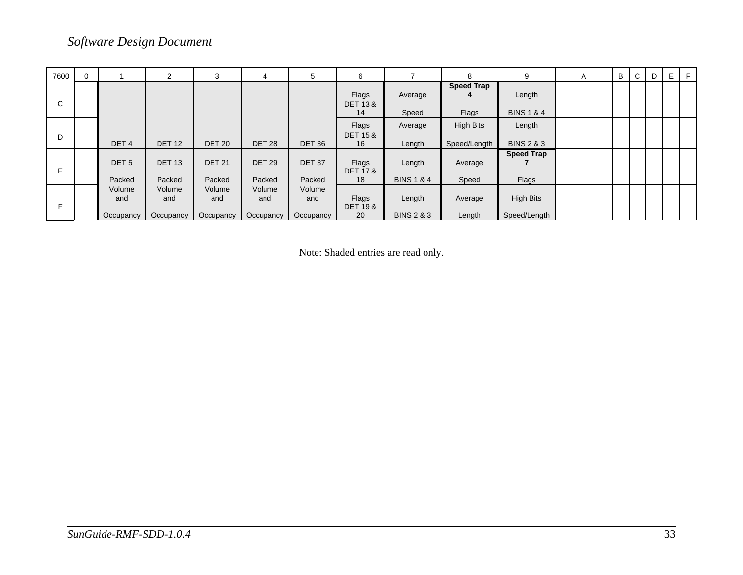| 7600 | 0 | 1 | 2 | 3 | 4 | 5 | 6 | 7 | 8 | 9 | A | B | C | D | E | F |
|---|---|---|---|---|---|---|---|---|---|---|---|---|---|---|---|---|
| C | | | | | | | Flags DET 13 & 14 | Average Speed | **Speed Trap 4** Flags | Length BINS 1 & 4 | | | | | | |
| D | | DET 4 | DET 12 | DET 20 | DET 28 | DET 36 | Flags DET 15 & 16 | Average Length | High Bits Speed/Length | Length BINS 2 & 3 | | | | | | |
| E | | DET 5 Packed | DET 13 Packed | DET 21 Packed | DET 29 Packed | DET 37 Packed | Flags DET 17 & 18 | Length BINS 1 & 4 | Average Speed | **Speed Trap 7** Flags | | | | | | |
| F | | Volume and Occupancy | Volume and Occupancy | Volume and Occupancy | Volume and Occupancy | Volume and Occupancy | Flags DET 19 & 20 | Length BINS 2 & 3 | Average Length | High Bits Speed/Length | | | | | | |

Note: Shaded entries are read only.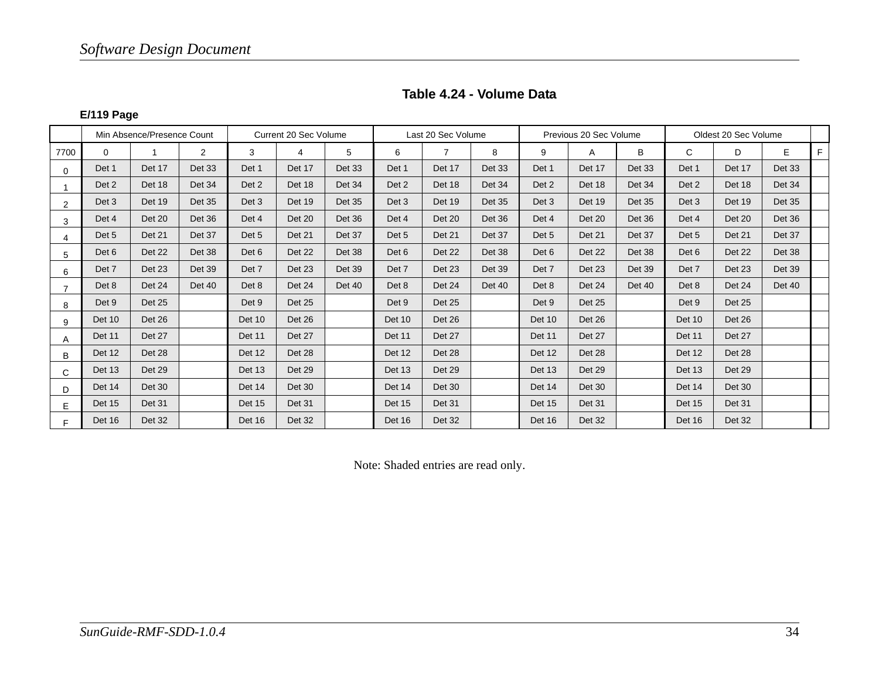**Table 4.24 - Volume Data**

**E/119 Page**

| | Min Absence/Presence Count | | | Current 20 Sec Volume | | | Last 20 Sec Volume | | | Previous 20 Sec Volume | | | Oldest 20 Sec Volume | | | |
|---|---|---|---|---|---|---|---|---|---|---|---|---|---|---|---|---|
| 7700 | 0 | 1 | 2 | 3 | 4 | 5 | 6 | 7 | 8 | 9 | A | B | C | D | E | F |
| 0 | Det 1 | Det 17 | Det 33 | Det 1 | Det 17 | Det 33 | Det 1 | Det 17 | Det 33 | Det 1 | Det 17 | Det 33 | Det 1 | Det 17 | Det 33 | |
| 1 | Det 2 | Det 18 | Det 34 | Det 2 | Det 18 | Det 34 | Det 2 | Det 18 | Det 34 | Det 2 | Det 18 | Det 34 | Det 2 | Det 18 | Det 34 | |
| 2 | Det 3 | Det 19 | Det 35 | Det 3 | Det 19 | Det 35 | Det 3 | Det 19 | Det 35 | Det 3 | Det 19 | Det 35 | Det 3 | Det 19 | Det 35 | |
| 3 | Det 4 | Det 20 | Det 36 | Det 4 | Det 20 | Det 36 | Det 4 | Det 20 | Det 36 | Det 4 | Det 20 | Det 36 | Det 4 | Det 20 | Det 36 | |
| 4 | Det 5 | Det 21 | Det 37 | Det 5 | Det 21 | Det 37 | Det 5 | Det 21 | Det 37 | Det 5 | Det 21 | Det 37 | Det 5 | Det 21 | Det 37 | |
| 5 | Det 6 | Det 22 | Det 38 | Det 6 | Det 22 | Det 38 | Det 6 | Det 22 | Det 38 | Det 6 | Det 22 | Det 38 | Det 6 | Det 22 | Det 38 | |
| 6 | Det 7 | Det 23 | Det 39 | Det 7 | Det 23 | Det 39 | Det 7 | Det 23 | Det 39 | Det 7 | Det 23 | Det 39 | Det 7 | Det 23 | Det 39 | |
| 7 | Det 8 | Det 24 | Det 40 | Det 8 | Det 24 | Det 40 | Det 8 | Det 24 | Det 40 | Det 8 | Det 24 | Det 40 | Det 8 | Det 24 | Det 40 | |
| 8 | Det 9 | Det 25 | | Det 9 | Det 25 | | Det 9 | Det 25 | | Det 9 | Det 25 | | Det 9 | Det 25 | | |
| 9 | Det 10 | Det 26 | | Det 10 | Det 26 | | Det 10 | Det 26 | | Det 10 | Det 26 | | Det 10 | Det 26 | | |
| A | Det 11 | Det 27 | | Det 11 | Det 27 | | Det 11 | Det 27 | | Det 11 | Det 27 | | Det 11 | Det 27 | | |
| B | Det 12 | Det 28 | | Det 12 | Det 28 | | Det 12 | Det 28 | | Det 12 | Det 28 | | Det 12 | Det 28 | | |
| C | Det 13 | Det 29 | | Det 13 | Det 29 | | Det 13 | Det 29 | | Det 13 | Det 29 | | Det 13 | Det 29 | | |
| D | Det 14 | Det 30 | | Det 14 | Det 30 | | Det 14 | Det 30 | | Det 14 | Det 30 | | Det 14 | Det 30 | | |
| E | Det 15 | Det 31 | | Det 15 | Det 31 | | Det 15 | Det 31 | | Det 15 | Det 31 | | Det 15 | Det 31 | | |
| F | Det 16 | Det 32 | | Det 16 | Det 32 | | Det 16 | Det 32 | | Det 16 | Det 32 | | Det 16 | Det 32 | | |

Note: Shaded entries are read only.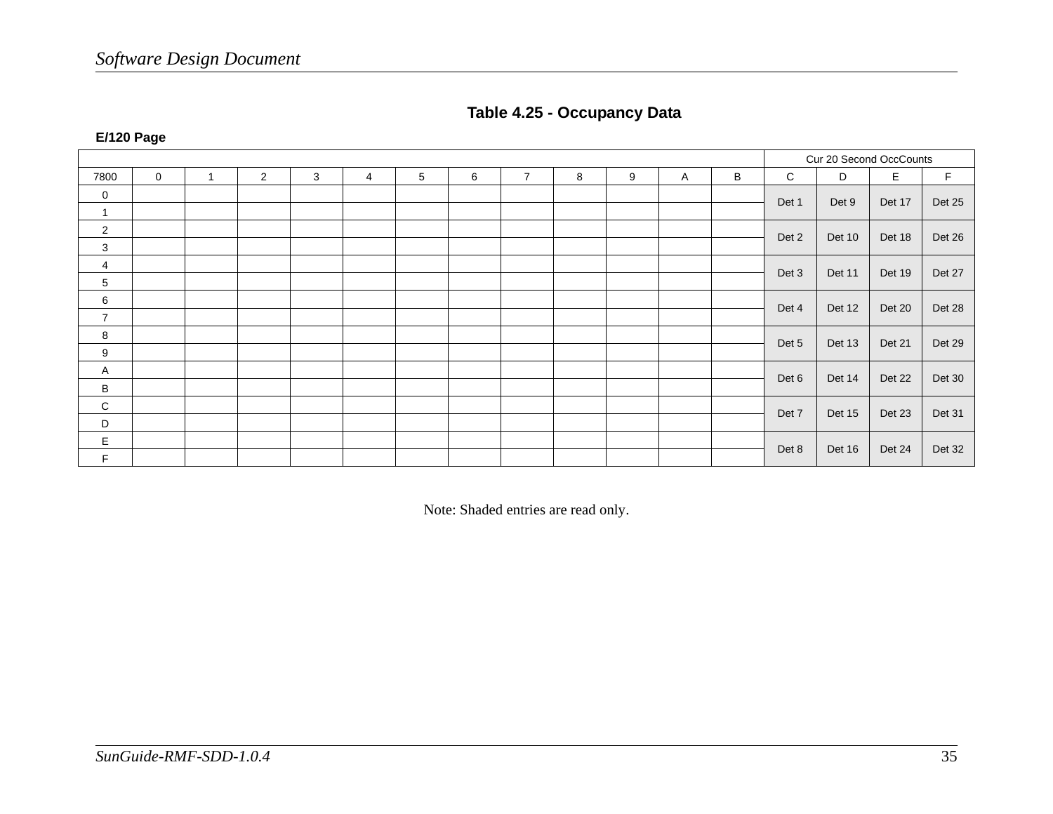**Table 4.25 - Occupancy Data**

**E/120 Page**

| | | | | | | | | | | | | | Cur 20 Second OccCounts | | | |
|---|---|---|---|---|---|---|---|---|---|---|---|---|---|---|---|---|
| 7800 | 0 | 1 | 2 | 3 | 4 | 5 | 6 | 7 | 8 | 9 | A | B | C | D | E | F |
| 0 | | | | | | | | | | | | | Det 1 | Det 9 | Det 17 | Det 25 |
| 1 | | | | | | | | | | | | | | | | |
| 2 | | | | | | | | | | | | | Det 2 | Det 10 | Det 18 | Det 26 |
| 3 | | | | | | | | | | | | | | | | |
| 4 | | | | | | | | | | | | | Det 3 | Det 11 | Det 19 | Det 27 |
| 5 | | | | | | | | | | | | | | | | |
| 6 | | | | | | | | | | | | | Det 4 | Det 12 | Det 20 | Det 28 |
| 7 | | | | | | | | | | | | | | | | |
| 8 | | | | | | | | | | | | | Det 5 | Det 13 | Det 21 | Det 29 |
| 9 | | | | | | | | | | | | | | | | |
| A | | | | | | | | | | | | | Det 6 | Det 14 | Det 22 | Det 30 |
| B | | | | | | | | | | | | | | | | |
| C | | | | | | | | | | | | | Det 7 | Det 15 | Det 23 | Det 31 |
| D | | | | | | | | | | | | | | | | |
| E | | | | | | | | | | | | | Det 8 | Det 16 | Det 24 | Det 32 |
| F | | | | | | | | | | | | | | | | |

Note: Shaded entries are read only.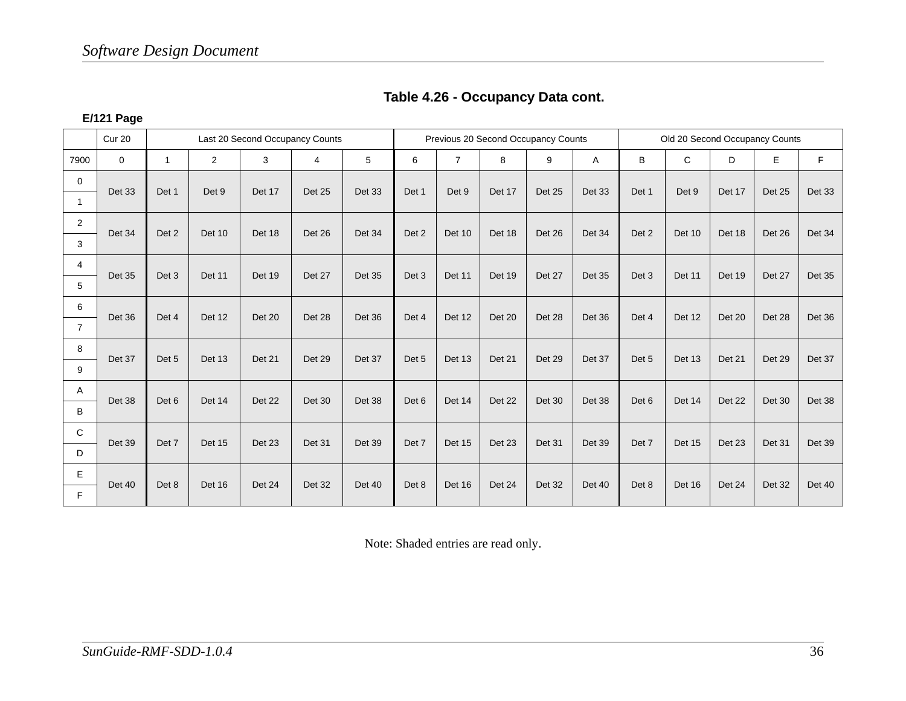### Table 4.26 - Occupancy Data cont.

**E/121 Page**

| | Cur 20 | Last 20 Second Occupancy Counts | | | | | Previous 20 Second Occupancy Counts | | | | | Old 20 Second Occupancy Counts | | | | |
|---|---|---|---|---|---|---|---|---|---|---|---|---|---|---|---|---|
| 7900 | 0 | 1 | 2 | 3 | 4 | 5 | 6 | 7 | 8 | 9 | A | B | C | D | E | F |
| 0 | Det 33 | Det 1 | Det 9 | Det 17 | Det 25 | Det 33 | Det 1 | Det 9 | Det 17 | Det 25 | Det 33 | Det 1 | Det 9 | Det 17 | Det 25 | Det 33 |
| 1 | | | | | | | | | | | | | | | | |
| 2 | Det 34 | Det 2 | Det 10 | Det 18 | Det 26 | Det 34 | Det 2 | Det 10 | Det 18 | Det 26 | Det 34 | Det 2 | Det 10 | Det 18 | Det 26 | Det 34 |
| 3 | | | | | | | | | | | | | | | | |
| 4 | Det 35 | Det 3 | Det 11 | Det 19 | Det 27 | Det 35 | Det 3 | Det 11 | Det 19 | Det 27 | Det 35 | Det 3 | Det 11 | Det 19 | Det 27 | Det 35 |
| 5 | | | | | | | | | | | | | | | | |
| 6 | Det 36 | Det 4 | Det 12 | Det 20 | Det 28 | Det 36 | Det 4 | Det 12 | Det 20 | Det 28 | Det 36 | Det 4 | Det 12 | Det 20 | Det 28 | Det 36 |
| 7 | | | | | | | | | | | | | | | | |
| 8 | Det 37 | Det 5 | Det 13 | Det 21 | Det 29 | Det 37 | Det 5 | Det 13 | Det 21 | Det 29 | Det 37 | Det 5 | Det 13 | Det 21 | Det 29 | Det 37 |
| 9 | | | | | | | | | | | | | | | | |
| A | Det 38 | Det 6 | Det 14 | Det 22 | Det 30 | Det 38 | Det 6 | Det 14 | Det 22 | Det 30 | Det 38 | Det 6 | Det 14 | Det 22 | Det 30 | Det 38 |
| B | | | | | | | | | | | | | | | | |
| C | Det 39 | Det 7 | Det 15 | Det 23 | Det 31 | Det 39 | Det 7 | Det 15 | Det 23 | Det 31 | Det 39 | Det 7 | Det 15 | Det 23 | Det 31 | Det 39 |
| D | | | | | | | | | | | | | | | | |
| E | Det 40 | Det 8 | Det 16 | Det 24 | Det 32 | Det 40 | Det 8 | Det 16 | Det 24 | Det 32 | Det 40 | Det 8 | Det 16 | Det 24 | Det 32 | Det 40 |
| F | | | | | | | | | | | | | | | | |

Note: Shaded entries are read only.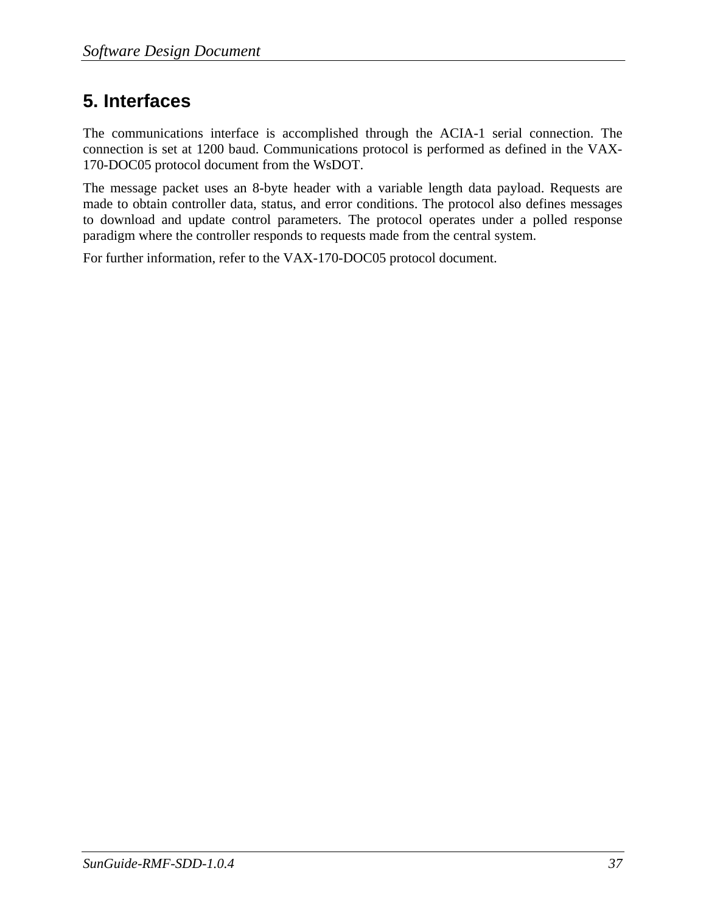# 5. Interfaces

The communications interface is accomplished through the ACIA-1 serial connection. The connection is set at 1200 baud. Communications protocol is performed as defined in the VAX-170-DOC05 protocol document from the WsDOT.

The message packet uses an 8-byte header with a variable length data payload. Requests are made to obtain controller data, status, and error conditions. The protocol also defines messages to download and update control parameters. The protocol operates under a polled response paradigm where the controller responds to requests made from the central system.

For further information, refer to the VAX-170-DOC05 protocol document.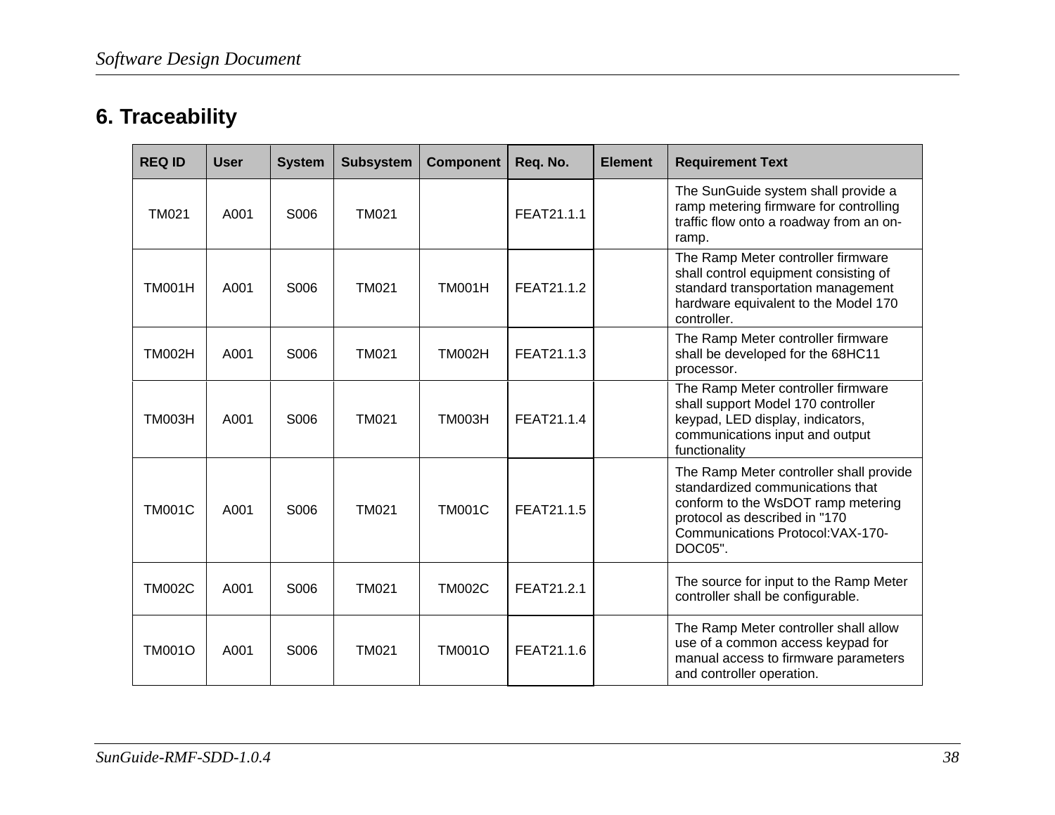# 6. Traceability

| REQ ID | User | System | Subsystem | Component | Req. No. | Element | Requirement Text |
|---|---|---|---|---|---|---|---|
| TM021 | A001 | S006 | TM021 | | FEAT21.1.1 | | The SunGuide system shall provide a ramp metering firmware for controlling traffic flow onto a roadway from an on-ramp. |
| TM001H | A001 | S006 | TM021 | TM001H | FEAT21.1.2 | | The Ramp Meter controller firmware shall control equipment consisting of standard transportation management hardware equivalent to the Model 170 controller. |
| TM002H | A001 | S006 | TM021 | TM002H | FEAT21.1.3 | | The Ramp Meter controller firmware shall be developed for the 68HC11 processor. |
| TM003H | A001 | S006 | TM021 | TM003H | FEAT21.1.4 | | The Ramp Meter controller firmware shall support Model 170 controller keypad, LED display, indicators, communications input and output functionality |
| TM001C | A001 | S006 | TM021 | TM001C | FEAT21.1.5 | | The Ramp Meter controller shall provide standardized communications that conform to the WsDOT ramp metering protocol as described in "170 Communications Protocol:VAX-170-DOC05". |
| TM002C | A001 | S006 | TM021 | TM002C | FEAT21.2.1 | | The source for input to the Ramp Meter controller shall be configurable. |
| TM001O | A001 | S006 | TM021 | TM001O | FEAT21.1.6 | | The Ramp Meter controller shall allow use of a common access keypad for manual access to firmware parameters and controller operation. |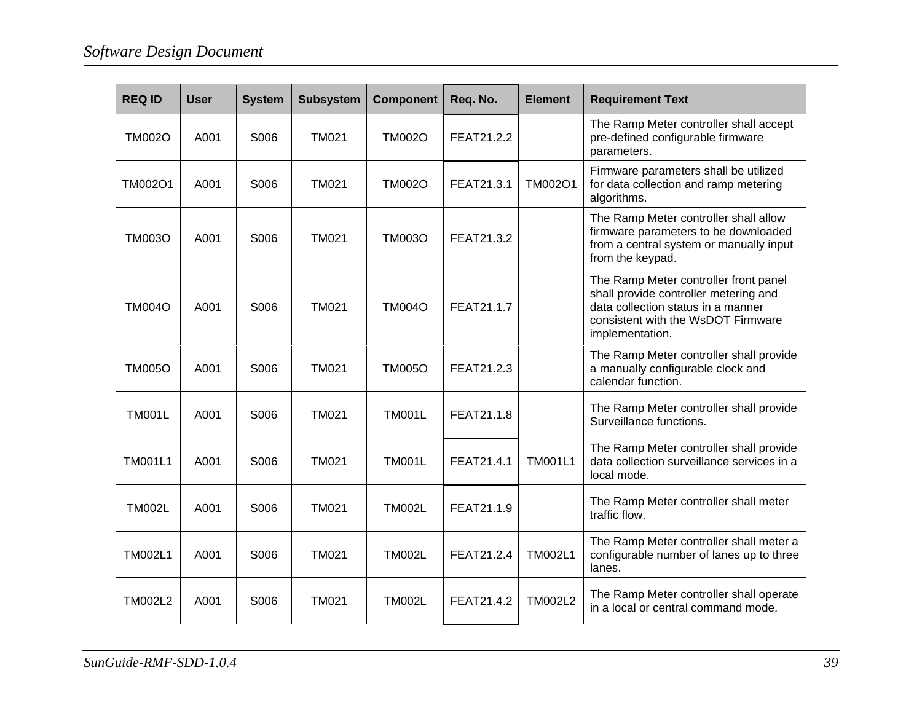| REQ ID | User | System | Subsystem | Component | Req. No. | Element | Requirement Text |
|---|---|---|---|---|---|---|---|
| TM002O | A001 | S006 | TM021 | TM002O | FEAT21.2.2 | | The Ramp Meter controller shall accept pre-defined configurable firmware parameters. |
| TM002O1 | A001 | S006 | TM021 | TM002O | FEAT21.3.1 | TM002O1 | Firmware parameters shall be utilized for data collection and ramp metering algorithms. |
| TM003O | A001 | S006 | TM021 | TM003O | FEAT21.3.2 | | The Ramp Meter controller shall allow firmware parameters to be downloaded from a central system or manually input from the keypad. |
| TM004O | A001 | S006 | TM021 | TM004O | FEAT21.1.7 | | The Ramp Meter controller front panel shall provide controller metering and data collection status in a manner consistent with the WsDOT Firmware implementation. |
| TM005O | A001 | S006 | TM021 | TM005O | FEAT21.2.3 | | The Ramp Meter controller shall provide a manually configurable clock and calendar function. |
| TM001L | A001 | S006 | TM021 | TM001L | FEAT21.1.8 | | The Ramp Meter controller shall provide Surveillance functions. |
| TM001L1 | A001 | S006 | TM021 | TM001L | FEAT21.4.1 | TM001L1 | The Ramp Meter controller shall provide data collection surveillance services in a local mode. |
| TM002L | A001 | S006 | TM021 | TM002L | FEAT21.1.9 | | The Ramp Meter controller shall meter traffic flow. |
| TM002L1 | A001 | S006 | TM021 | TM002L | FEAT21.2.4 | TM002L1 | The Ramp Meter controller shall meter a configurable number of lanes up to three lanes. |
| TM002L2 | A001 | S006 | TM021 | TM002L | FEAT21.4.2 | TM002L2 | The Ramp Meter controller shall operate in a local or central command mode. |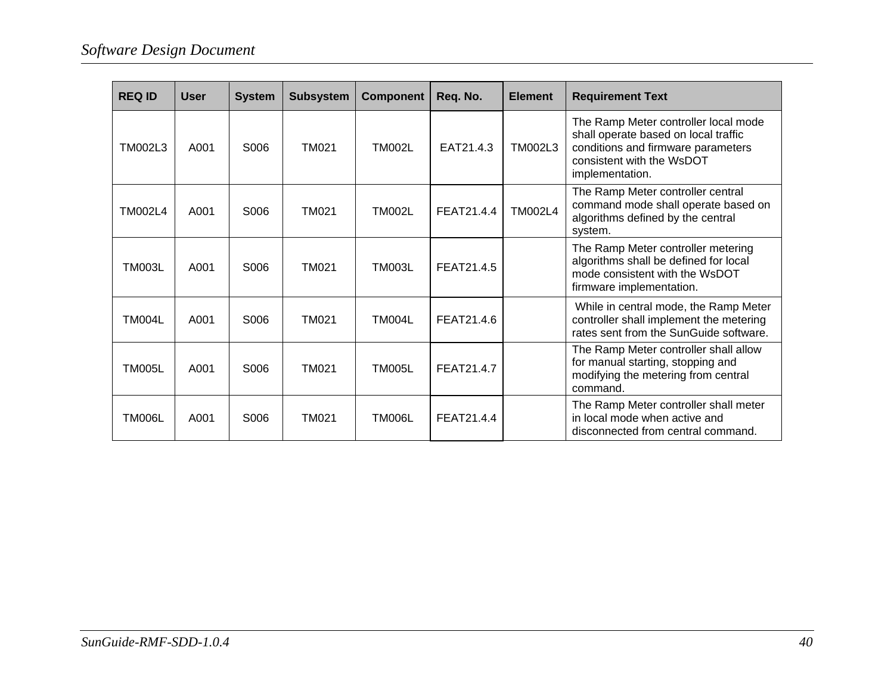| REQ ID | User | System | Subsystem | Component | Req. No. | Element | Requirement Text |
|---|---|---|---|---|---|---|---|
| TM002L3 | A001 | S006 | TM021 | TM002L | EAT21.4.3 | TM002L3 | The Ramp Meter controller local mode shall operate based on local traffic conditions and firmware parameters consistent with the WsDOT implementation. |
| TM002L4 | A001 | S006 | TM021 | TM002L | FEAT21.4.4 | TM002L4 | The Ramp Meter controller central command mode shall operate based on algorithms defined by the central system. |
| TM003L | A001 | S006 | TM021 | TM003L | FEAT21.4.5 | | The Ramp Meter controller metering algorithms shall be defined for local mode consistent with the WsDOT firmware implementation. |
| TM004L | A001 | S006 | TM021 | TM004L | FEAT21.4.6 | | While in central mode, the Ramp Meter controller shall implement the metering rates sent from the SunGuide software. |
| TM005L | A001 | S006 | TM021 | TM005L | FEAT21.4.7 | | The Ramp Meter controller shall allow for manual starting, stopping and modifying the metering from central command. |
| TM006L | A001 | S006 | TM021 | TM006L | FEAT21.4.4 | | The Ramp Meter controller shall meter in local mode when active and disconnected from central command. |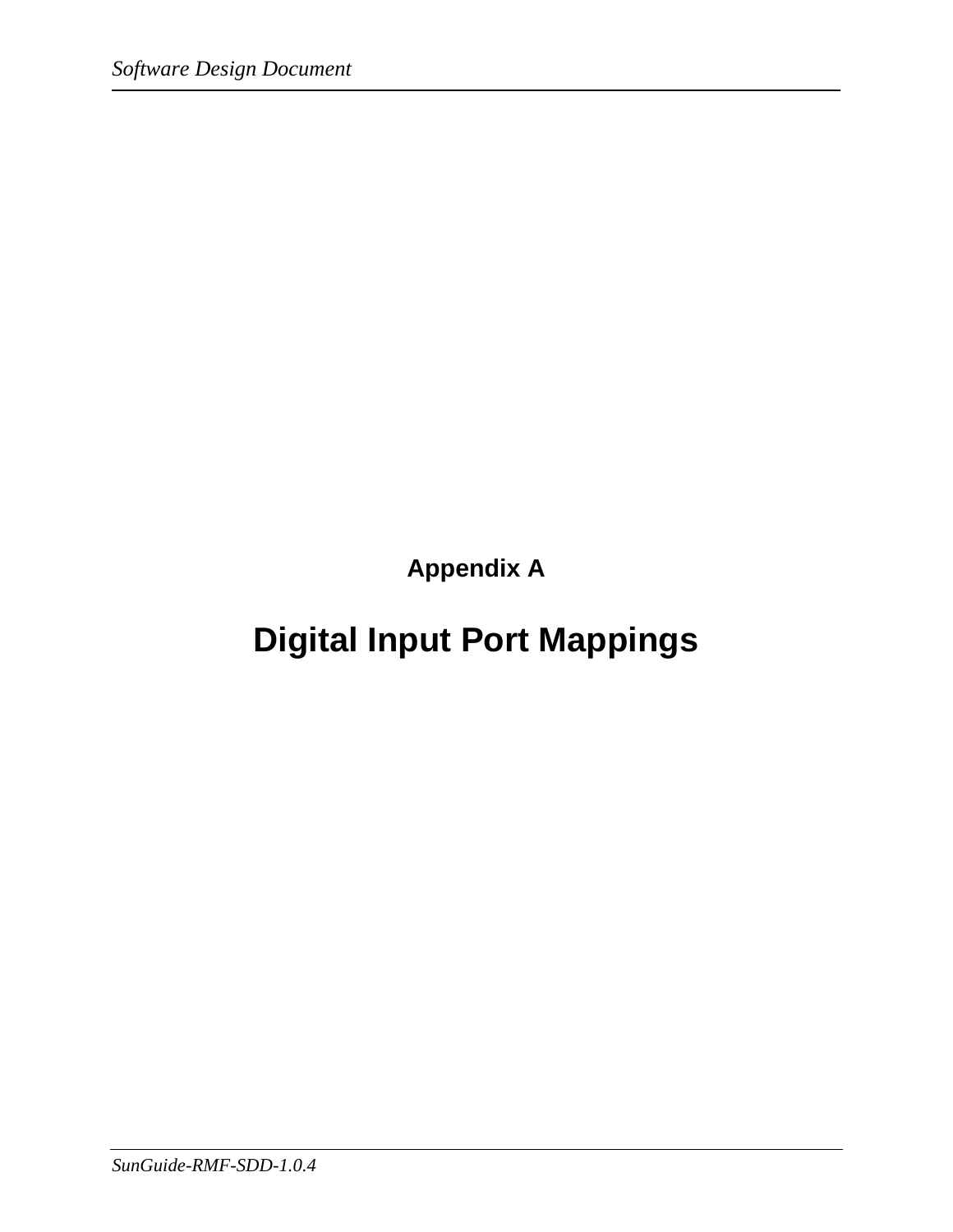## Appendix A

# Digital Input Port Mappings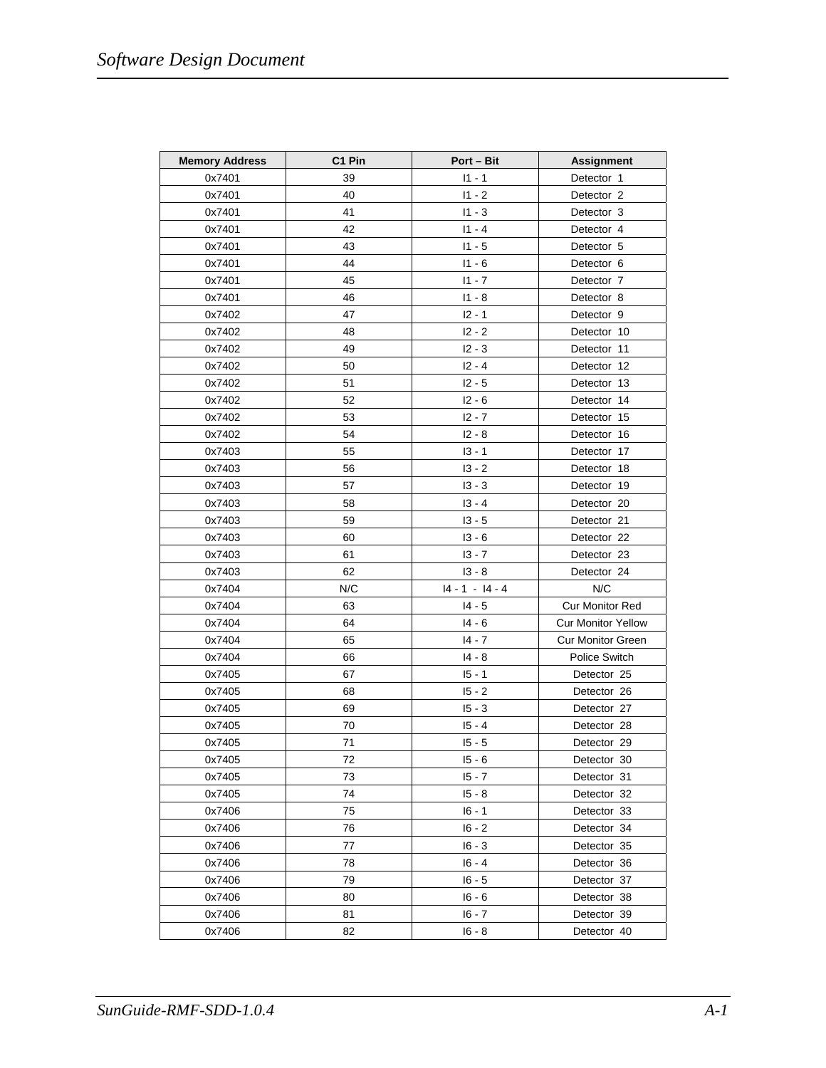| Memory Address | C1 Pin | Port – Bit | Assignment |
|---|---|---|---|
| 0x7401 | 39 | I1 - 1 | Detector 1 |
| 0x7401 | 40 | I1 - 2 | Detector 2 |
| 0x7401 | 41 | I1 - 3 | Detector 3 |
| 0x7401 | 42 | I1 - 4 | Detector 4 |
| 0x7401 | 43 | I1 - 5 | Detector 5 |
| 0x7401 | 44 | I1 - 6 | Detector 6 |
| 0x7401 | 45 | I1 - 7 | Detector 7 |
| 0x7401 | 46 | I1 - 8 | Detector 8 |
| 0x7402 | 47 | I2 - 1 | Detector 9 |
| 0x7402 | 48 | I2 - 2 | Detector 10 |
| 0x7402 | 49 | I2 - 3 | Detector 11 |
| 0x7402 | 50 | I2 - 4 | Detector 12 |
| 0x7402 | 51 | I2 - 5 | Detector 13 |
| 0x7402 | 52 | I2 - 6 | Detector 14 |
| 0x7402 | 53 | I2 - 7 | Detector 15 |
| 0x7402 | 54 | I2 - 8 | Detector 16 |
| 0x7403 | 55 | I3 - 1 | Detector 17 |
| 0x7403 | 56 | I3 - 2 | Detector 18 |
| 0x7403 | 57 | I3 - 3 | Detector 19 |
| 0x7403 | 58 | I3 - 4 | Detector 20 |
| 0x7403 | 59 | I3 - 5 | Detector 21 |
| 0x7403 | 60 | I3 - 6 | Detector 22 |
| 0x7403 | 61 | I3 - 7 | Detector 23 |
| 0x7403 | 62 | I3 - 8 | Detector 24 |
| 0x7404 | N/C | I4 - 1 - I4 - 4 | N/C |
| 0x7404 | 63 | I4 - 5 | Cur Monitor Red |
| 0x7404 | 64 | I4 - 6 | Cur Monitor Yellow |
| 0x7404 | 65 | I4 - 7 | Cur Monitor Green |
| 0x7404 | 66 | I4 - 8 | Police Switch |
| 0x7405 | 67 | I5 - 1 | Detector 25 |
| 0x7405 | 68 | I5 - 2 | Detector 26 |
| 0x7405 | 69 | I5 - 3 | Detector 27 |
| 0x7405 | 70 | I5 - 4 | Detector 28 |
| 0x7405 | 71 | I5 - 5 | Detector 29 |
| 0x7405 | 72 | I5 - 6 | Detector 30 |
| 0x7405 | 73 | I5 - 7 | Detector 31 |
| 0x7405 | 74 | I5 - 8 | Detector 32 |
| 0x7406 | 75 | I6 - 1 | Detector 33 |
| 0x7406 | 76 | I6 - 2 | Detector 34 |
| 0x7406 | 77 | I6 - 3 | Detector 35 |
| 0x7406 | 78 | I6 - 4 | Detector 36 |
| 0x7406 | 79 | I6 - 5 | Detector 37 |
| 0x7406 | 80 | I6 - 6 | Detector 38 |
| 0x7406 | 81 | I6 - 7 | Detector 39 |
| 0x7406 | 82 | I6 - 8 | Detector 40 |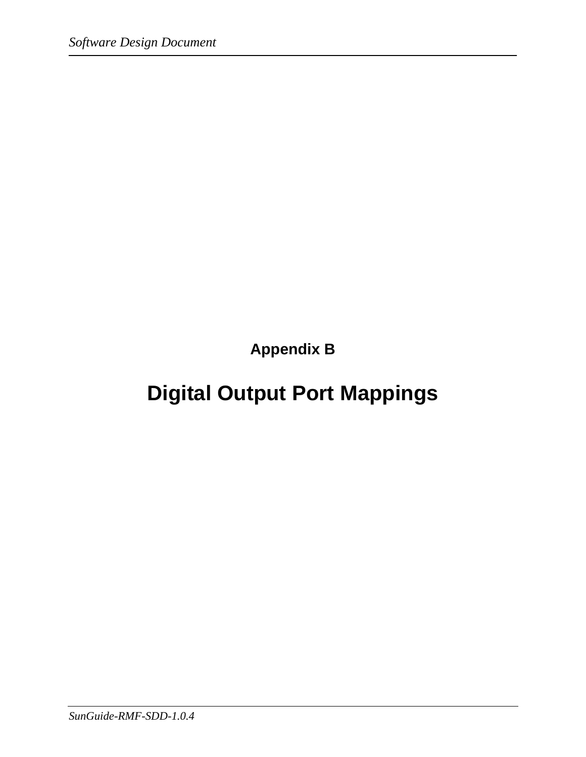# Appendix B

# Digital Output Port Mappings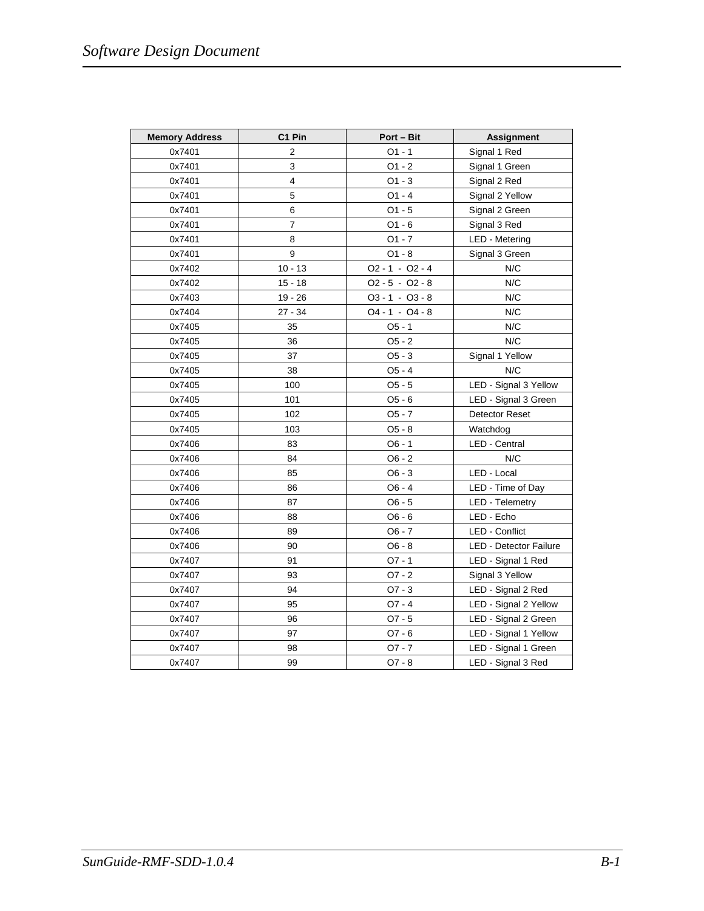| Memory Address | C1 Pin | Port – Bit | Assignment |
|---|---|---|---|
| 0x7401 | 2 | O1 - 1 | Signal 1 Red |
| 0x7401 | 3 | O1 - 2 | Signal 1 Green |
| 0x7401 | 4 | O1 - 3 | Signal 2 Red |
| 0x7401 | 5 | O1 - 4 | Signal 2 Yellow |
| 0x7401 | 6 | O1 - 5 | Signal 2 Green |
| 0x7401 | 7 | O1 - 6 | Signal 3 Red |
| 0x7401 | 8 | O1 - 7 | LED - Metering |
| 0x7401 | 9 | O1 - 8 | Signal 3 Green |
| 0x7402 | 10 - 13 | O2 - 1 - O2 - 4 | N/C |
| 0x7402 | 15 - 18 | O2 - 5 - O2 - 8 | N/C |
| 0x7403 | 19 - 26 | O3 - 1 - O3 - 8 | N/C |
| 0x7404 | 27 - 34 | O4 - 1 - O4 - 8 | N/C |
| 0x7405 | 35 | O5 - 1 | N/C |
| 0x7405 | 36 | O5 - 2 | N/C |
| 0x7405 | 37 | O5 - 3 | Signal 1 Yellow |
| 0x7405 | 38 | O5 - 4 | N/C |
| 0x7405 | 100 | O5 - 5 | LED - Signal 3 Yellow |
| 0x7405 | 101 | O5 - 6 | LED - Signal 3 Green |
| 0x7405 | 102 | O5 - 7 | Detector Reset |
| 0x7405 | 103 | O5 - 8 | Watchdog |
| 0x7406 | 83 | O6 - 1 | LED - Central |
| 0x7406 | 84 | O6 - 2 | N/C |
| 0x7406 | 85 | O6 - 3 | LED - Local |
| 0x7406 | 86 | O6 - 4 | LED - Time of Day |
| 0x7406 | 87 | O6 - 5 | LED - Telemetry |
| 0x7406 | 88 | O6 - 6 | LED - Echo |
| 0x7406 | 89 | O6 - 7 | LED - Conflict |
| 0x7406 | 90 | O6 - 8 | LED - Detector Failure |
| 0x7407 | 91 | O7 - 1 | LED - Signal 1 Red |
| 0x7407 | 93 | O7 - 2 | Signal 3 Yellow |
| 0x7407 | 94 | O7 - 3 | LED - Signal 2 Red |
| 0x7407 | 95 | O7 - 4 | LED - Signal 2 Yellow |
| 0x7407 | 96 | O7 - 5 | LED - Signal 2 Green |
| 0x7407 | 97 | O7 - 6 | LED - Signal 1 Yellow |
| 0x7407 | 98 | O7 - 7 | LED - Signal 1 Green |
| 0x7407 | 99 | O7 - 8 | LED - Signal 3 Red |